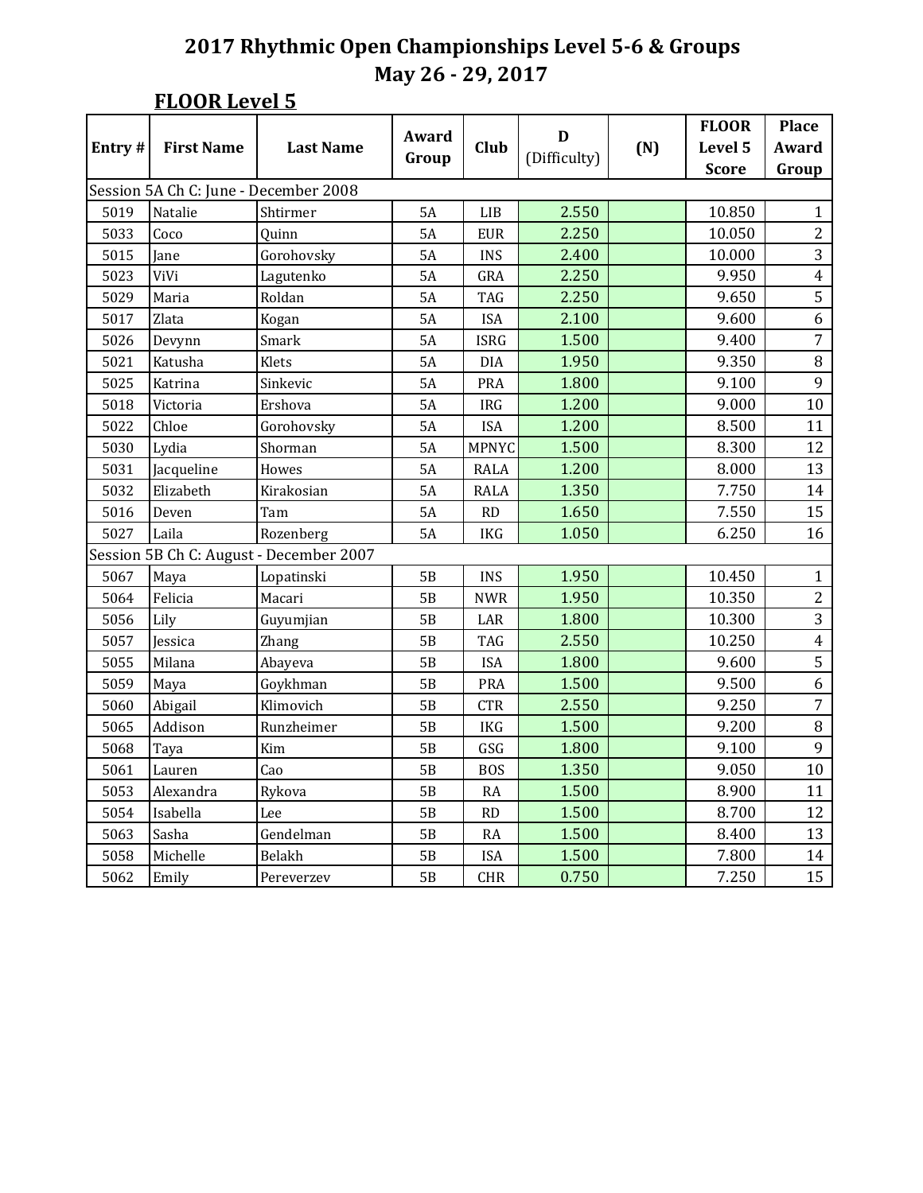# 2017 Rhythmic Open Championships Level 5-6 & Groups

## May 26 - 29, 2017

### FLOOR Level 5

| Entry # | First Name | Last Name | Award Group | Club | D (Difficulty) | (N) | FLOOR Level 5 Score | Place Award Group |
|---|---|---|---|---|---|---|---|---|
| Session 5A Ch C: June - December 2008 | | | | | | | | |
| 5019 | Natalie | Shtirmer | 5A | LIB | 2.550 | | 10.850 | 1 |
| 5033 | Coco | Quinn | 5A | EUR | 2.250 | | 10.050 | 2 |
| 5015 | Jane | Gorohovsky | 5A | INS | 2.400 | | 10.000 | 3 |
| 5023 | ViVi | Lagutenko | 5A | GRA | 2.250 | | 9.950 | 4 |
| 5029 | Maria | Roldan | 5A | TAG | 2.250 | | 9.650 | 5 |
| 5017 | Zlata | Kogan | 5A | ISA | 2.100 | | 9.600 | 6 |
| 5026 | Devynn | Smark | 5A | ISRG | 1.500 | | 9.400 | 7 |
| 5021 | Katusha | Klets | 5A | DIA | 1.950 | | 9.350 | 8 |
| 5025 | Katrina | Sinkevic | 5A | PRA | 1.800 | | 9.100 | 9 |
| 5018 | Victoria | Ershova | 5A | IRG | 1.200 | | 9.000 | 10 |
| 5022 | Chloe | Gorohovsky | 5A | ISA | 1.200 | | 8.500 | 11 |
| 5030 | Lydia | Shorman | 5A | MPNYC | 1.500 | | 8.300 | 12 |
| 5031 | Jacqueline | Howes | 5A | RALA | 1.200 | | 8.000 | 13 |
| 5032 | Elizabeth | Kirakosian | 5A | RALA | 1.350 | | 7.750 | 14 |
| 5016 | Deven | Tam | 5A | RD | 1.650 | | 7.550 | 15 |
| 5027 | Laila | Rozenberg | 5A | IKG | 1.050 | | 6.250 | 16 |
| Session 5B Ch C: August - December 2007 | | | | | | | | |
| 5067 | Maya | Lopatinski | 5B | INS | 1.950 | | 10.450 | 1 |
| 5064 | Felicia | Macari | 5B | NWR | 1.950 | | 10.350 | 2 |
| 5056 | Lily | Guyumjian | 5B | LAR | 1.800 | | 10.300 | 3 |
| 5057 | Jessica | Zhang | 5B | TAG | 2.550 | | 10.250 | 4 |
| 5055 | Milana | Abayeva | 5B | ISA | 1.800 | | 9.600 | 5 |
| 5059 | Maya | Goykhman | 5B | PRA | 1.500 | | 9.500 | 6 |
| 5060 | Abigail | Klimovich | 5B | CTR | 2.550 | | 9.250 | 7 |
| 5065 | Addison | Runzheimer | 5B | IKG | 1.500 | | 9.200 | 8 |
| 5068 | Taya | Kim | 5B | GSG | 1.800 | | 9.100 | 9 |
| 5061 | Lauren | Cao | 5B | BOS | 1.350 | | 9.050 | 10 |
| 5053 | Alexandra | Rykova | 5B | RA | 1.500 | | 8.900 | 11 |
| 5054 | Isabella | Lee | 5B | RD | 1.500 | | 8.700 | 12 |
| 5063 | Sasha | Gendelman | 5B | RA | 1.500 | | 8.400 | 13 |
| 5058 | Michelle | Belakh | 5B | ISA | 1.500 | | 7.800 | 14 |
| 5062 | Emily | Pereverzev | 5B | CHR | 0.750 | | 7.250 | 15 |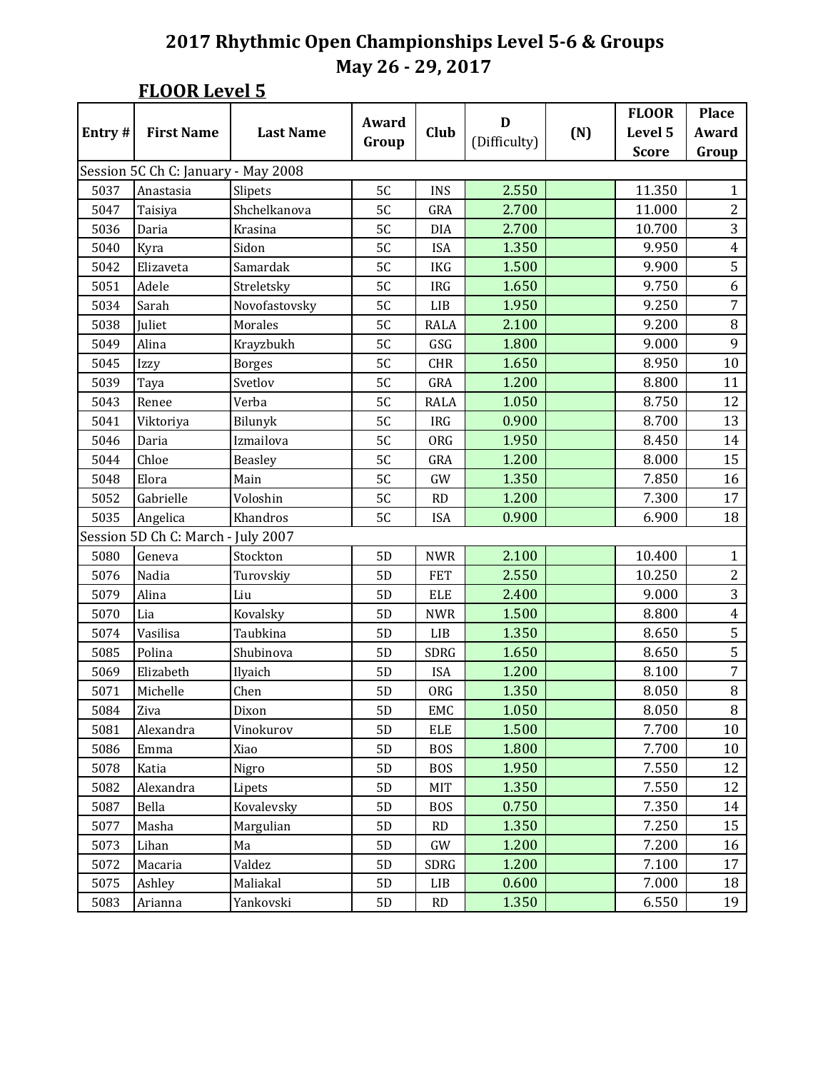# 2017 Rhythmic Open Championships Level 5-6 & Groups
# May 26 - 29, 2017

## FLOOR Level 5

| Entry # | First Name | Last Name | Award Group | Club | D (Difficulty) | (N) | FLOOR Level 5 Score | Place Award Group |
|---|---|---|---|---|---|---|---|---|
| Session 5C Ch C: January - May 2008 | | | | | | | | |
| 5037 | Anastasia | Slipets | 5C | INS | 2.550 | | 11.350 | 1 |
| 5047 | Taisiya | Shchelkanova | 5C | GRA | 2.700 | | 11.000 | 2 |
| 5036 | Daria | Krasina | 5C | DIA | 2.700 | | 10.700 | 3 |
| 5040 | Kyra | Sidon | 5C | ISA | 1.350 | | 9.950 | 4 |
| 5042 | Elizaveta | Samardak | 5C | IKG | 1.500 | | 9.900 | 5 |
| 5051 | Adele | Streletsky | 5C | IRG | 1.650 | | 9.750 | 6 |
| 5034 | Sarah | Novofastovsky | 5C | LIB | 1.950 | | 9.250 | 7 |
| 5038 | Juliet | Morales | 5C | RALA | 2.100 | | 9.200 | 8 |
| 5049 | Alina | Krayzbukh | 5C | GSG | 1.800 | | 9.000 | 9 |
| 5045 | Izzy | Borges | 5C | CHR | 1.650 | | 8.950 | 10 |
| 5039 | Taya | Svetlov | 5C | GRA | 1.200 | | 8.800 | 11 |
| 5043 | Renee | Verba | 5C | RALA | 1.050 | | 8.750 | 12 |
| 5041 | Viktoriya | Bilunyk | 5C | IRG | 0.900 | | 8.700 | 13 |
| 5046 | Daria | Izmailova | 5C | ORG | 1.950 | | 8.450 | 14 |
| 5044 | Chloe | Beasley | 5C | GRA | 1.200 | | 8.000 | 15 |
| 5048 | Elora | Main | 5C | GW | 1.350 | | 7.850 | 16 |
| 5052 | Gabrielle | Voloshin | 5C | RD | 1.200 | | 7.300 | 17 |
| 5035 | Angelica | Khandros | 5C | ISA | 0.900 | | 6.900 | 18 |
| Session 5D Ch C: March - July 2007 | | | | | | | | |
| 5080 | Geneva | Stockton | 5D | NWR | 2.100 | | 10.400 | 1 |
| 5076 | Nadia | Turovskiy | 5D | FET | 2.550 | | 10.250 | 2 |
| 5079 | Alina | Liu | 5D | ELE | 2.400 | | 9.000 | 3 |
| 5070 | Lia | Kovalsky | 5D | NWR | 1.500 | | 8.800 | 4 |
| 5074 | Vasilisa | Taubkina | 5D | LIB | 1.350 | | 8.650 | 5 |
| 5085 | Polina | Shubinova | 5D | SDRG | 1.650 | | 8.650 | 5 |
| 5069 | Elizabeth | Ilyaich | 5D | ISA | 1.200 | | 8.100 | 7 |
| 5071 | Michelle | Chen | 5D | ORG | 1.350 | | 8.050 | 8 |
| 5084 | Ziva | Dixon | 5D | EMC | 1.050 | | 8.050 | 8 |
| 5081 | Alexandra | Vinokurov | 5D | ELE | 1.500 | | 7.700 | 10 |
| 5086 | Emma | Xiao | 5D | BOS | 1.800 | | 7.700 | 10 |
| 5078 | Katia | Nigro | 5D | BOS | 1.950 | | 7.550 | 12 |
| 5082 | Alexandra | Lipets | 5D | MIT | 1.350 | | 7.550 | 12 |
| 5087 | Bella | Kovalevsky | 5D | BOS | 0.750 | | 7.350 | 14 |
| 5077 | Masha | Margulian | 5D | RD | 1.350 | | 7.250 | 15 |
| 5073 | Lihan | Ma | 5D | GW | 1.200 | | 7.200 | 16 |
| 5072 | Macaria | Valdez | 5D | SDRG | 1.200 | | 7.100 | 17 |
| 5075 | Ashley | Maliakal | 5D | LIB | 0.600 | | 7.000 | 18 |
| 5083 | Arianna | Yankovski | 5D | RD | 1.350 | | 6.550 | 19 |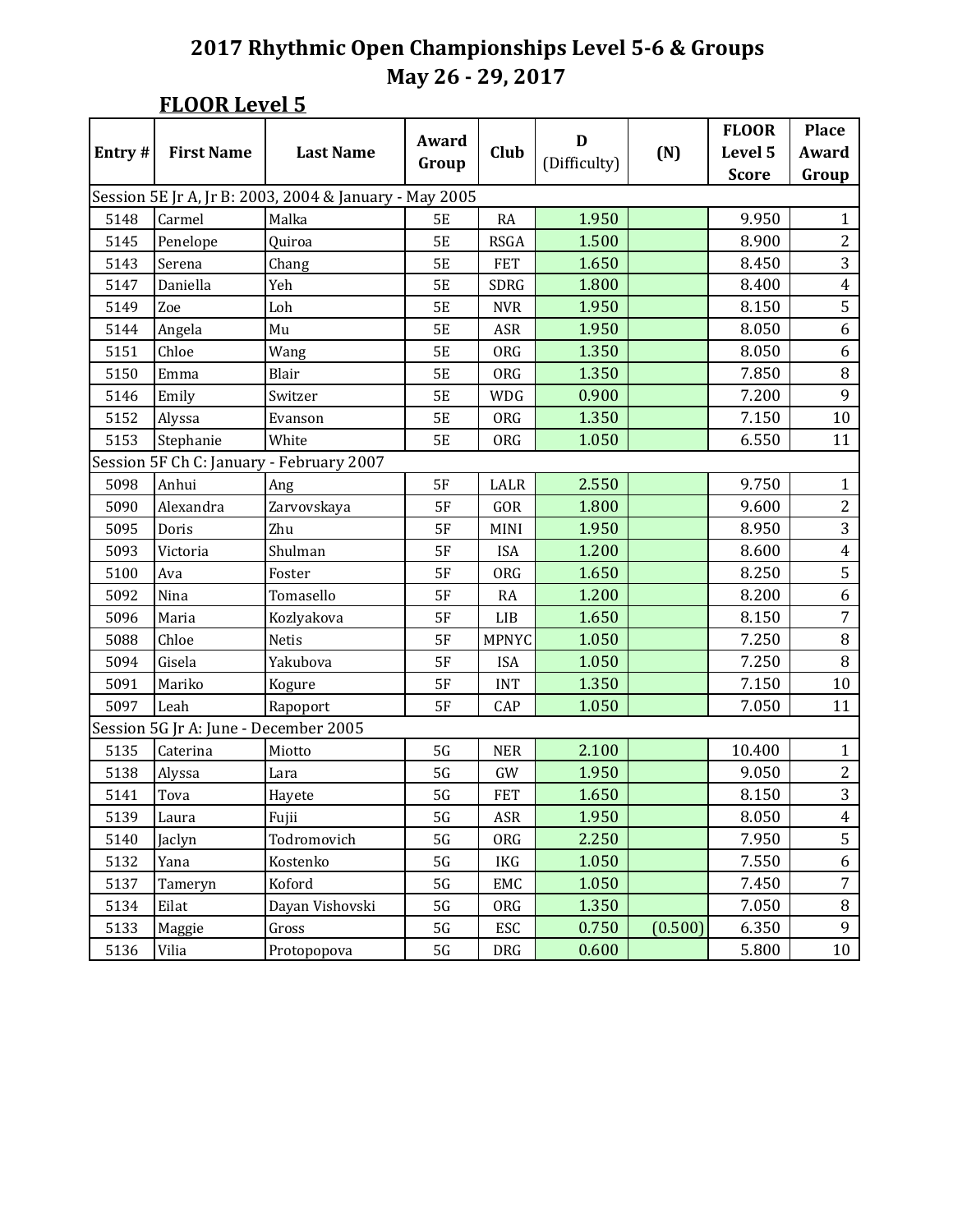# 2017 Rhythmic Open Championships Level 5-6 & Groups
## May 26 - 29, 2017

### FLOOR Level 5

| Entry # | First Name | Last Name | Award Group | Club | D (Difficulty) | (N) | FLOOR Level 5 Score | Place Award Group |
|---|---|---|---|---|---|---|---|---|
| Session 5E Jr A, Jr B: 2003, 2004 & January - May 2005 | | | | | | | | |
| 5148 | Carmel | Malka | 5E | RA | 1.950 | | 9.950 | 1 |
| 5145 | Penelope | Quiroa | 5E | RSGA | 1.500 | | 8.900 | 2 |
| 5143 | Serena | Chang | 5E | FET | 1.650 | | 8.450 | 3 |
| 5147 | Daniella | Yeh | 5E | SDRG | 1.800 | | 8.400 | 4 |
| 5149 | Zoe | Loh | 5E | NVR | 1.950 | | 8.150 | 5 |
| 5144 | Angela | Mu | 5E | ASR | 1.950 | | 8.050 | 6 |
| 5151 | Chloe | Wang | 5E | ORG | 1.350 | | 8.050 | 6 |
| 5150 | Emma | Blair | 5E | ORG | 1.350 | | 7.850 | 8 |
| 5146 | Emily | Switzer | 5E | WDG | 0.900 | | 7.200 | 9 |
| 5152 | Alyssa | Evanson | 5E | ORG | 1.350 | | 7.150 | 10 |
| 5153 | Stephanie | White | 5E | ORG | 1.050 | | 6.550 | 11 |
| Session 5F Ch C: January - February 2007 | | | | | | | | |
| 5098 | Anhui | Ang | 5F | LALR | 2.550 | | 9.750 | 1 |
| 5090 | Alexandra | Zarvovskaya | 5F | GOR | 1.800 | | 9.600 | 2 |
| 5095 | Doris | Zhu | 5F | MINI | 1.950 | | 8.950 | 3 |
| 5093 | Victoria | Shulman | 5F | ISA | 1.200 | | 8.600 | 4 |
| 5100 | Ava | Foster | 5F | ORG | 1.650 | | 8.250 | 5 |
| 5092 | Nina | Tomasello | 5F | RA | 1.200 | | 8.200 | 6 |
| 5096 | Maria | Kozlyakova | 5F | LIB | 1.650 | | 8.150 | 7 |
| 5088 | Chloe | Netis | 5F | MPNYC | 1.050 | | 7.250 | 8 |
| 5094 | Gisela | Yakubova | 5F | ISA | 1.050 | | 7.250 | 8 |
| 5091 | Mariko | Kogure | 5F | INT | 1.350 | | 7.150 | 10 |
| 5097 | Leah | Rapoport | 5F | CAP | 1.050 | | 7.050 | 11 |
| Session 5G Jr A: June - December 2005 | | | | | | | | |
| 5135 | Caterina | Miotto | 5G | NER | 2.100 | | 10.400 | 1 |
| 5138 | Alyssa | Lara | 5G | GW | 1.950 | | 9.050 | 2 |
| 5141 | Tova | Hayete | 5G | FET | 1.650 | | 8.150 | 3 |
| 5139 | Laura | Fujii | 5G | ASR | 1.950 | | 8.050 | 4 |
| 5140 | Jaclyn | Todromovich | 5G | ORG | 2.250 | | 7.950 | 5 |
| 5132 | Yana | Kostenko | 5G | IKG | 1.050 | | 7.550 | 6 |
| 5137 | Tameryn | Koford | 5G | EMC | 1.050 | | 7.450 | 7 |
| 5134 | Eilat | Dayan Vishovski | 5G | ORG | 1.350 | | 7.050 | 8 |
| 5133 | Maggie | Gross | 5G | ESC | 0.750 | (0.500) | 6.350 | 9 |
| 5136 | Vilia | Protopopova | 5G | DRG | 0.600 | | 5.800 | 10 |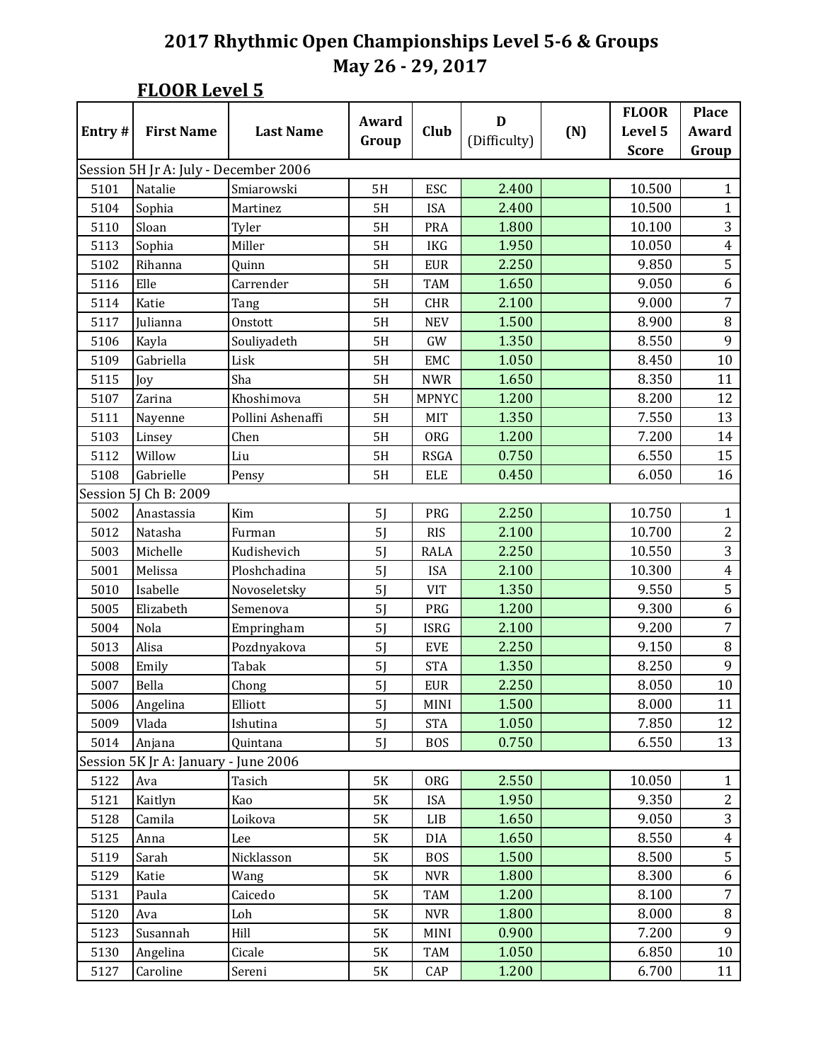# 2017 Rhythmic Open Championships Level 5-6 & Groups

## May 26 - 29, 2017

### FLOOR Level 5

| Entry # | First Name | Last Name | Award Group | Club | D (Difficulty) | (N) | FLOOR Level 5 Score | Place Award Group |
|---|---|---|---|---|---|---|---|---|
| Session 5H Jr A: July - December 2006 | | | | | | | | |
| 5101 | Natalie | Smiarowski | 5H | ESC | 2.400 | | 10.500 | 1 |
| 5104 | Sophia | Martinez | 5H | ISA | 2.400 | | 10.500 | 1 |
| 5110 | Sloan | Tyler | 5H | PRA | 1.800 | | 10.100 | 3 |
| 5113 | Sophia | Miller | 5H | IKG | 1.950 | | 10.050 | 4 |
| 5102 | Rihanna | Quinn | 5H | EUR | 2.250 | | 9.850 | 5 |
| 5116 | Elle | Carrender | 5H | TAM | 1.650 | | 9.050 | 6 |
| 5114 | Katie | Tang | 5H | CHR | 2.100 | | 9.000 | 7 |
| 5117 | Julianna | Onstott | 5H | NEV | 1.500 | | 8.900 | 8 |
| 5106 | Kayla | Souliyadeth | 5H | GW | 1.350 | | 8.550 | 9 |
| 5109 | Gabriella | Lisk | 5H | EMC | 1.050 | | 8.450 | 10 |
| 5115 | Joy | Sha | 5H | NWR | 1.650 | | 8.350 | 11 |
| 5107 | Zarina | Khoshimova | 5H | MPNYC | 1.200 | | 8.200 | 12 |
| 5111 | Nayenne | Pollini Ashenaffi | 5H | MIT | 1.350 | | 7.550 | 13 |
| 5103 | Linsey | Chen | 5H | ORG | 1.200 | | 7.200 | 14 |
| 5112 | Willow | Liu | 5H | RSGA | 0.750 | | 6.550 | 15 |
| 5108 | Gabrielle | Pensy | 5H | ELE | 0.450 | | 6.050 | 16 |
| Session 5J Ch B: 2009 | | | | | | | | |
| 5002 | Anastassia | Kim | 5J | PRG | 2.250 | | 10.750 | 1 |
| 5012 | Natasha | Furman | 5J | RIS | 2.100 | | 10.700 | 2 |
| 5003 | Michelle | Kudishevich | 5J | RALA | 2.250 | | 10.550 | 3 |
| 5001 | Melissa | Ploshchadina | 5J | ISA | 2.100 | | 10.300 | 4 |
| 5010 | Isabelle | Novoseletsky | 5J | VIT | 1.350 | | 9.550 | 5 |
| 5005 | Elizabeth | Semenova | 5J | PRG | 1.200 | | 9.300 | 6 |
| 5004 | Nola | Empringham | 5J | ISRG | 2.100 | | 9.200 | 7 |
| 5013 | Alisa | Pozdnyakova | 5J | EVE | 2.250 | | 9.150 | 8 |
| 5008 | Emily | Tabak | 5J | STA | 1.350 | | 8.250 | 9 |
| 5007 | Bella | Chong | 5J | EUR | 2.250 | | 8.050 | 10 |
| 5006 | Angelina | Elliott | 5J | MINI | 1.500 | | 8.000 | 11 |
| 5009 | Vlada | Ishutina | 5J | STA | 1.050 | | 7.850 | 12 |
| 5014 | Anjana | Quintana | 5J | BOS | 0.750 | | 6.550 | 13 |
| Session 5K Jr A: January - June 2006 | | | | | | | | |
| 5122 | Ava | Tasich | 5K | ORG | 2.550 | | 10.050 | 1 |
| 5121 | Kaitlyn | Kao | 5K | ISA | 1.950 | | 9.350 | 2 |
| 5128 | Camila | Loikova | 5K | LIB | 1.650 | | 9.050 | 3 |
| 5125 | Anna | Lee | 5K | DIA | 1.650 | | 8.550 | 4 |
| 5119 | Sarah | Nicklasson | 5K | BOS | 1.500 | | 8.500 | 5 |
| 5129 | Katie | Wang | 5K | NVR | 1.800 | | 8.300 | 6 |
| 5131 | Paula | Caicedo | 5K | TAM | 1.200 | | 8.100 | 7 |
| 5120 | Ava | Loh | 5K | NVR | 1.800 | | 8.000 | 8 |
| 5123 | Susannah | Hill | 5K | MINI | 0.900 | | 7.200 | 9 |
| 5130 | Angelina | Cicale | 5K | TAM | 1.050 | | 6.850 | 10 |
| 5127 | Caroline | Sereni | 5K | CAP | 1.200 | | 6.700 | 11 |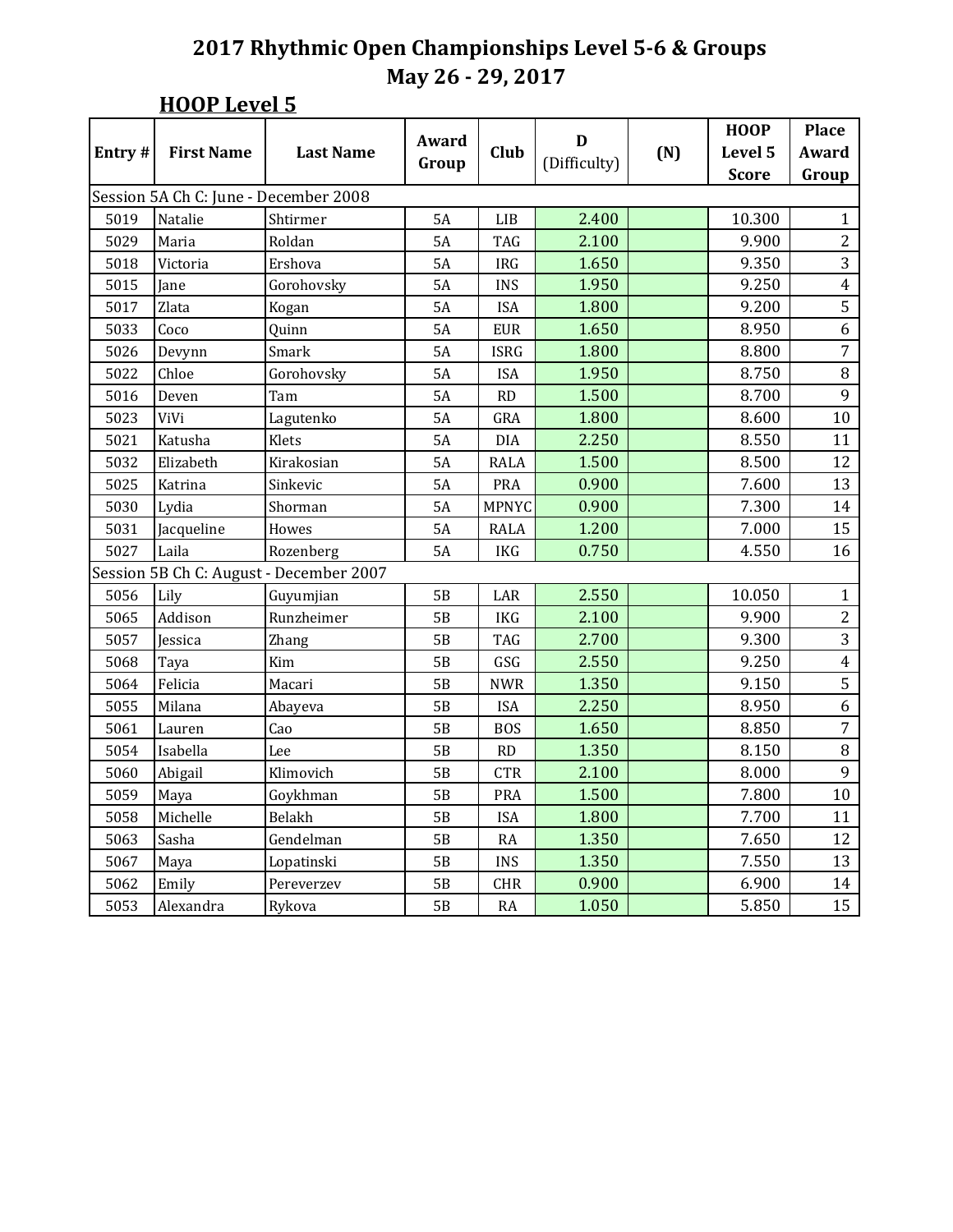# 2017 Rhythmic Open Championships Level 5-6 & Groups
## May 26 - 29, 2017

### HOOP Level 5

| Entry # | First Name | Last Name | Award Group | Club | D (Difficulty) | (N) | HOOP Level 5 Score | Place Award Group |
|---|---|---|---|---|---|---|---|---|
| Session 5A Ch C: June - December 2008 | | | | | | | | |
| 5019 | Natalie | Shtirmer | 5A | LIB | 2.400 | | 10.300 | 1 |
| 5029 | Maria | Roldan | 5A | TAG | 2.100 | | 9.900 | 2 |
| 5018 | Victoria | Ershova | 5A | IRG | 1.650 | | 9.350 | 3 |
| 5015 | Jane | Gorohovsky | 5A | INS | 1.950 | | 9.250 | 4 |
| 5017 | Zlata | Kogan | 5A | ISA | 1.800 | | 9.200 | 5 |
| 5033 | Coco | Quinn | 5A | EUR | 1.650 | | 8.950 | 6 |
| 5026 | Devynn | Smark | 5A | ISRG | 1.800 | | 8.800 | 7 |
| 5022 | Chloe | Gorohovsky | 5A | ISA | 1.950 | | 8.750 | 8 |
| 5016 | Deven | Tam | 5A | RD | 1.500 | | 8.700 | 9 |
| 5023 | ViVi | Lagutenko | 5A | GRA | 1.800 | | 8.600 | 10 |
| 5021 | Katusha | Klets | 5A | DIA | 2.250 | | 8.550 | 11 |
| 5032 | Elizabeth | Kirakosian | 5A | RALA | 1.500 | | 8.500 | 12 |
| 5025 | Katrina | Sinkevic | 5A | PRA | 0.900 | | 7.600 | 13 |
| 5030 | Lydia | Shorman | 5A | MPNYC | 0.900 | | 7.300 | 14 |
| 5031 | Jacqueline | Howes | 5A | RALA | 1.200 | | 7.000 | 15 |
| 5027 | Laila | Rozenberg | 5A | IKG | 0.750 | | 4.550 | 16 |
| Session 5B Ch C: August - December 2007 | | | | | | | | |
| 5056 | Lily | Guyumjian | 5B | LAR | 2.550 | | 10.050 | 1 |
| 5065 | Addison | Runzheimer | 5B | IKG | 2.100 | | 9.900 | 2 |
| 5057 | Jessica | Zhang | 5B | TAG | 2.700 | | 9.300 | 3 |
| 5068 | Taya | Kim | 5B | GSG | 2.550 | | 9.250 | 4 |
| 5064 | Felicia | Macari | 5B | NWR | 1.350 | | 9.150 | 5 |
| 5055 | Milana | Abayeva | 5B | ISA | 2.250 | | 8.950 | 6 |
| 5061 | Lauren | Cao | 5B | BOS | 1.650 | | 8.850 | 7 |
| 5054 | Isabella | Lee | 5B | RD | 1.350 | | 8.150 | 8 |
| 5060 | Abigail | Klimovich | 5B | CTR | 2.100 | | 8.000 | 9 |
| 5059 | Maya | Goykhman | 5B | PRA | 1.500 | | 7.800 | 10 |
| 5058 | Michelle | Belakh | 5B | ISA | 1.800 | | 7.700 | 11 |
| 5063 | Sasha | Gendelman | 5B | RA | 1.350 | | 7.650 | 12 |
| 5067 | Maya | Lopatinski | 5B | INS | 1.350 | | 7.550 | 13 |
| 5062 | Emily | Pereverzev | 5B | CHR | 0.900 | | 6.900 | 14 |
| 5053 | Alexandra | Rykova | 5B | RA | 1.050 | | 5.850 | 15 |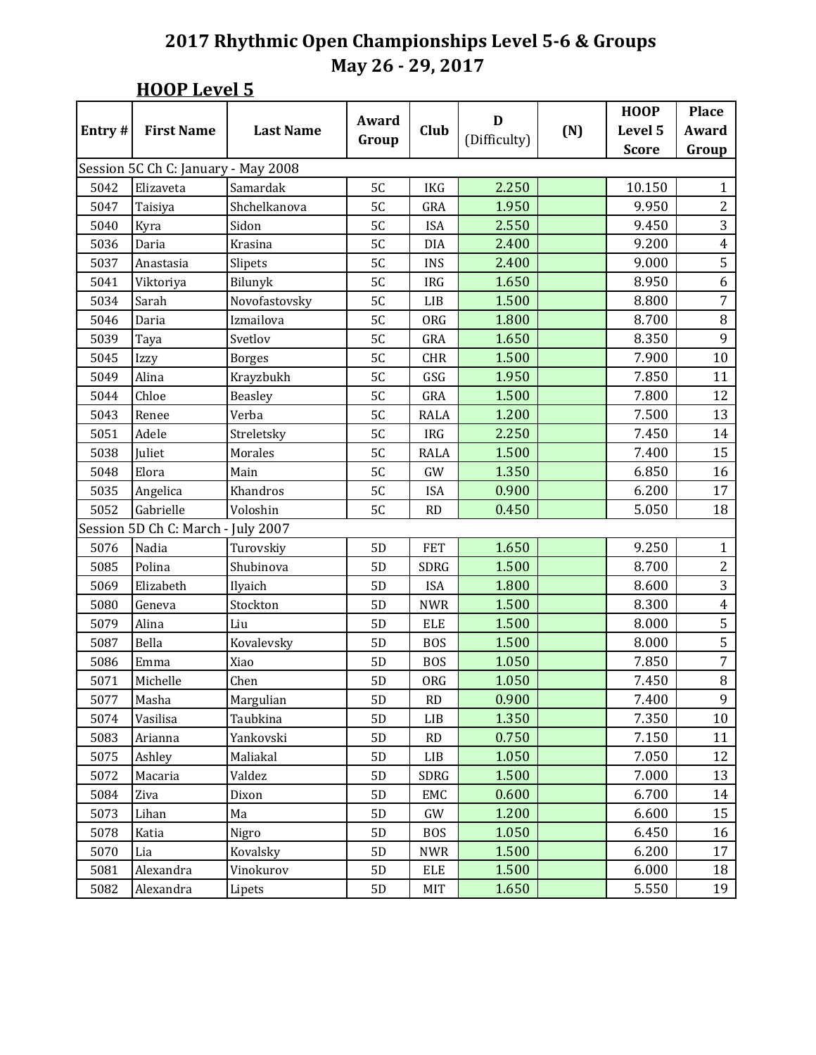# 2017 Rhythmic Open Championships Level 5-6 & Groups
## May 26 - 29, 2017

### HOOP Level 5

| Entry # | First Name | Last Name | Award Group | Club | D (Difficulty) | (N) | HOOP Level 5 Score | Place Award Group |
|---|---|---|---|---|---|---|---|---|
| Session 5C Ch C: January - May 2008 | | | | | | | | |
| 5042 | Elizaveta | Samardak | 5C | IKG | 2.250 | | 10.150 | 1 |
| 5047 | Taisiya | Shchelkanova | 5C | GRA | 1.950 | | 9.950 | 2 |
| 5040 | Kyra | Sidon | 5C | ISA | 2.550 | | 9.450 | 3 |
| 5036 | Daria | Krasina | 5C | DIA | 2.400 | | 9.200 | 4 |
| 5037 | Anastasia | Slipets | 5C | INS | 2.400 | | 9.000 | 5 |
| 5041 | Viktoriya | Bilunyk | 5C | IRG | 1.650 | | 8.950 | 6 |
| 5034 | Sarah | Novofastovsky | 5C | LIB | 1.500 | | 8.800 | 7 |
| 5046 | Daria | Izmailova | 5C | ORG | 1.800 | | 8.700 | 8 |
| 5039 | Taya | Svetlov | 5C | GRA | 1.650 | | 8.350 | 9 |
| 5045 | Izzy | Borges | 5C | CHR | 1.500 | | 7.900 | 10 |
| 5049 | Alina | Krayzbukh | 5C | GSG | 1.950 | | 7.850 | 11 |
| 5044 | Chloe | Beasley | 5C | GRA | 1.500 | | 7.800 | 12 |
| 5043 | Renee | Verba | 5C | RALA | 1.200 | | 7.500 | 13 |
| 5051 | Adele | Streletsky | 5C | IRG | 2.250 | | 7.450 | 14 |
| 5038 | Juliet | Morales | 5C | RALA | 1.500 | | 7.400 | 15 |
| 5048 | Elora | Main | 5C | GW | 1.350 | | 6.850 | 16 |
| 5035 | Angelica | Khandros | 5C | ISA | 0.900 | | 6.200 | 17 |
| 5052 | Gabrielle | Voloshin | 5C | RD | 0.450 | | 5.050 | 18 |
| Session 5D Ch C: March - July 2007 | | | | | | | | |
| 5076 | Nadia | Turovskiy | 5D | FET | 1.650 | | 9.250 | 1 |
| 5085 | Polina | Shubinova | 5D | SDRG | 1.500 | | 8.700 | 2 |
| 5069 | Elizabeth | Ilyaich | 5D | ISA | 1.800 | | 8.600 | 3 |
| 5080 | Geneva | Stockton | 5D | NWR | 1.500 | | 8.300 | 4 |
| 5079 | Alina | Liu | 5D | ELE | 1.500 | | 8.000 | 5 |
| 5087 | Bella | Kovalevsky | 5D | BOS | 1.500 | | 8.000 | 5 |
| 5086 | Emma | Xiao | 5D | BOS | 1.050 | | 7.850 | 7 |
| 5071 | Michelle | Chen | 5D | ORG | 1.050 | | 7.450 | 8 |
| 5077 | Masha | Margulian | 5D | RD | 0.900 | | 7.400 | 9 |
| 5074 | Vasilisa | Taubkina | 5D | LIB | 1.350 | | 7.350 | 10 |
| 5083 | Arianna | Yankovski | 5D | RD | 0.750 | | 7.150 | 11 |
| 5075 | Ashley | Maliakal | 5D | LIB | 1.050 | | 7.050 | 12 |
| 5072 | Macaria | Valdez | 5D | SDRG | 1.500 | | 7.000 | 13 |
| 5084 | Ziva | Dixon | 5D | EMC | 0.600 | | 6.700 | 14 |
| 5073 | Lihan | Ma | 5D | GW | 1.200 | | 6.600 | 15 |
| 5078 | Katia | Nigro | 5D | BOS | 1.050 | | 6.450 | 16 |
| 5070 | Lia | Kovalsky | 5D | NWR | 1.500 | | 6.200 | 17 |
| 5081 | Alexandra | Vinokurov | 5D | ELE | 1.500 | | 6.000 | 18 |
| 5082 | Alexandra | Lipets | 5D | MIT | 1.650 | | 5.550 | 19 |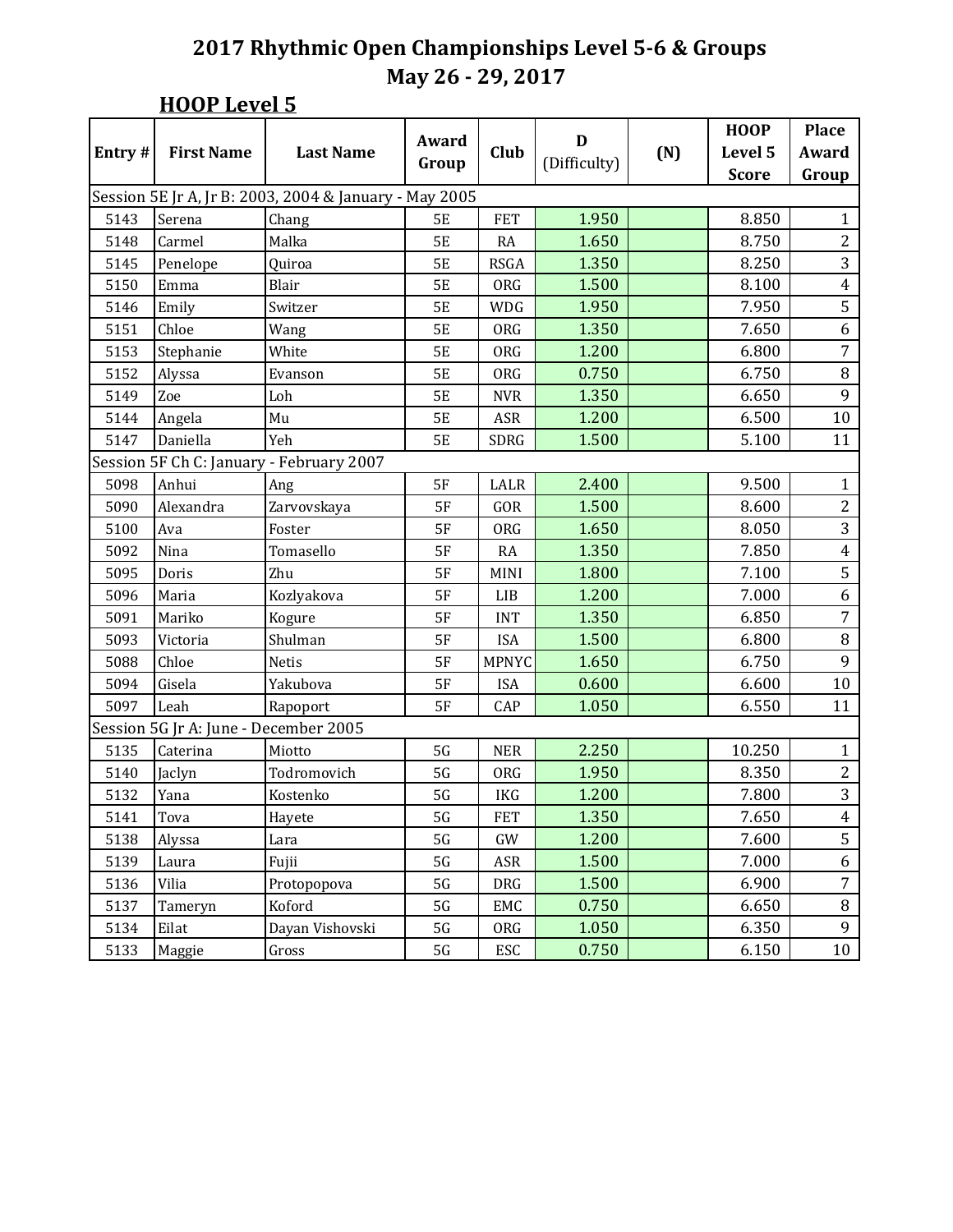# 2017 Rhythmic Open Championships Level 5-6 & Groups

## May 26 - 29, 2017

### HOOP Level 5

| Entry # | First Name | Last Name | Award Group | Club | D (Difficulty) | (N) | HOOP Level 5 Score | Place Award Group |
|---|---|---|---|---|---|---|---|---|
| Session 5E Jr A, Jr B: 2003, 2004 & January - May 2005 | | | | | | | | |
| 5143 | Serena | Chang | 5E | FET | 1.950 | | 8.850 | 1 |
| 5148 | Carmel | Malka | 5E | RA | 1.650 | | 8.750 | 2 |
| 5145 | Penelope | Quiroa | 5E | RSGA | 1.350 | | 8.250 | 3 |
| 5150 | Emma | Blair | 5E | ORG | 1.500 | | 8.100 | 4 |
| 5146 | Emily | Switzer | 5E | WDG | 1.950 | | 7.950 | 5 |
| 5151 | Chloe | Wang | 5E | ORG | 1.350 | | 7.650 | 6 |
| 5153 | Stephanie | White | 5E | ORG | 1.200 | | 6.800 | 7 |
| 5152 | Alyssa | Evanson | 5E | ORG | 0.750 | | 6.750 | 8 |
| 5149 | Zoe | Loh | 5E | NVR | 1.350 | | 6.650 | 9 |
| 5144 | Angela | Mu | 5E | ASR | 1.200 | | 6.500 | 10 |
| 5147 | Daniella | Yeh | 5E | SDRG | 1.500 | | 5.100 | 11 |
| Session 5F Ch C: January - February 2007 | | | | | | | | |
| 5098 | Anhui | Ang | 5F | LALR | 2.400 | | 9.500 | 1 |
| 5090 | Alexandra | Zarvovskaya | 5F | GOR | 1.500 | | 8.600 | 2 |
| 5100 | Ava | Foster | 5F | ORG | 1.650 | | 8.050 | 3 |
| 5092 | Nina | Tomasello | 5F | RA | 1.350 | | 7.850 | 4 |
| 5095 | Doris | Zhu | 5F | MINI | 1.800 | | 7.100 | 5 |
| 5096 | Maria | Kozlyakova | 5F | LIB | 1.200 | | 7.000 | 6 |
| 5091 | Mariko | Kogure | 5F | INT | 1.350 | | 6.850 | 7 |
| 5093 | Victoria | Shulman | 5F | ISA | 1.500 | | 6.800 | 8 |
| 5088 | Chloe | Netis | 5F | MPNYC | 1.650 | | 6.750 | 9 |
| 5094 | Gisela | Yakubova | 5F | ISA | 0.600 | | 6.600 | 10 |
| 5097 | Leah | Rapoport | 5F | CAP | 1.050 | | 6.550 | 11 |
| Session 5G Jr A: June - December 2005 | | | | | | | | |
| 5135 | Caterina | Miotto | 5G | NER | 2.250 | | 10.250 | 1 |
| 5140 | Jaclyn | Todromovich | 5G | ORG | 1.950 | | 8.350 | 2 |
| 5132 | Yana | Kostenko | 5G | IKG | 1.200 | | 7.800 | 3 |
| 5141 | Tova | Hayete | 5G | FET | 1.350 | | 7.650 | 4 |
| 5138 | Alyssa | Lara | 5G | GW | 1.200 | | 7.600 | 5 |
| 5139 | Laura | Fujii | 5G | ASR | 1.500 | | 7.000 | 6 |
| 5136 | Vilia | Protopopova | 5G | DRG | 1.500 | | 6.900 | 7 |
| 5137 | Tameryn | Koford | 5G | EMC | 0.750 | | 6.650 | 8 |
| 5134 | Eilat | Dayan Vishovski | 5G | ORG | 1.050 | | 6.350 | 9 |
| 5133 | Maggie | Gross | 5G | ESC | 0.750 | | 6.150 | 10 |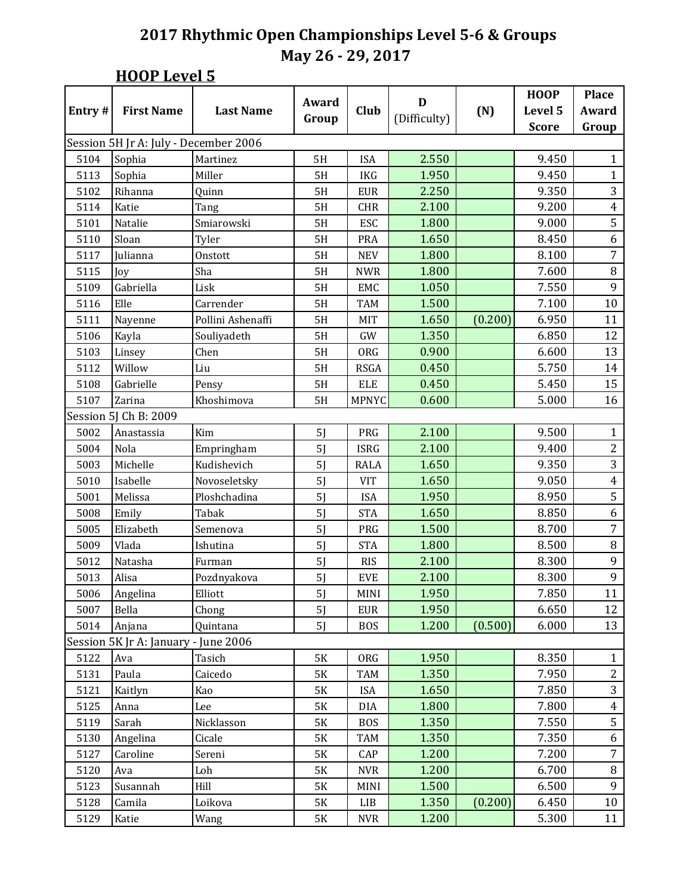# 2017 Rhythmic Open Championships Level 5-6 & Groups
## May 26 - 29, 2017

### HOOP Level 5

| Entry # | First Name | Last Name | Award Group | Club | D (Difficulty) | (N) | HOOP Level 5 Score | Place Award Group |
|---|---|---|---|---|---|---|---|---|
| Session 5H Jr A: July - December 2006 | | | | | | | | |
| 5104 | Sophia | Martinez | 5H | ISA | 2.550 | | 9.450 | 1 |
| 5113 | Sophia | Miller | 5H | IKG | 1.950 | | 9.450 | 1 |
| 5102 | Rihanna | Quinn | 5H | EUR | 2.250 | | 9.350 | 3 |
| 5114 | Katie | Tang | 5H | CHR | 2.100 | | 9.200 | 4 |
| 5101 | Natalie | Smiarowski | 5H | ESC | 1.800 | | 9.000 | 5 |
| 5110 | Sloan | Tyler | 5H | PRA | 1.650 | | 8.450 | 6 |
| 5117 | Julianna | Onstott | 5H | NEV | 1.800 | | 8.100 | 7 |
| 5115 | Joy | Sha | 5H | NWR | 1.800 | | 7.600 | 8 |
| 5109 | Gabriella | Lisk | 5H | EMC | 1.050 | | 7.550 | 9 |
| 5116 | Elle | Carrender | 5H | TAM | 1.500 | | 7.100 | 10 |
| 5111 | Nayenne | Pollini Ashenaffi | 5H | MIT | 1.650 | (0.200) | 6.950 | 11 |
| 5106 | Kayla | Souliyadeth | 5H | GW | 1.350 | | 6.850 | 12 |
| 5103 | Linsey | Chen | 5H | ORG | 0.900 | | 6.600 | 13 |
| 5112 | Willow | Liu | 5H | RSGA | 0.450 | | 5.750 | 14 |
| 5108 | Gabrielle | Pensy | 5H | ELE | 0.450 | | 5.450 | 15 |
| 5107 | Zarina | Khoshimova | 5H | MPNYC | 0.600 | | 5.000 | 16 |
| Session 5J Ch B: 2009 | | | | | | | | |
| 5002 | Anastassia | Kim | 5J | PRG | 2.100 | | 9.500 | 1 |
| 5004 | Nola | Empringham | 5J | ISRG | 2.100 | | 9.400 | 2 |
| 5003 | Michelle | Kudishevich | 5J | RALA | 1.650 | | 9.350 | 3 |
| 5010 | Isabelle | Novoseletsky | 5J | VIT | 1.650 | | 9.050 | 4 |
| 5001 | Melissa | Ploshchadina | 5J | ISA | 1.950 | | 8.950 | 5 |
| 5008 | Emily | Tabak | 5J | STA | 1.650 | | 8.850 | 6 |
| 5005 | Elizabeth | Semenova | 5J | PRG | 1.500 | | 8.700 | 7 |
| 5009 | Vlada | Ishutina | 5J | STA | 1.800 | | 8.500 | 8 |
| 5012 | Natasha | Furman | 5J | RIS | 2.100 | | 8.300 | 9 |
| 5013 | Alisa | Pozdnyakova | 5J | EVE | 2.100 | | 8.300 | 9 |
| 5006 | Angelina | Elliott | 5J | MINI | 1.950 | | 7.850 | 11 |
| 5007 | Bella | Chong | 5J | EUR | 1.950 | | 6.650 | 12 |
| 5014 | Anjana | Quintana | 5J | BOS | 1.200 | (0.500) | 6.000 | 13 |
| Session 5K Jr A: January - June 2006 | | | | | | | | |
| 5122 | Ava | Tasich | 5K | ORG | 1.950 | | 8.350 | 1 |
| 5131 | Paula | Caicedo | 5K | TAM | 1.350 | | 7.950 | 2 |
| 5121 | Kaitlyn | Kao | 5K | ISA | 1.650 | | 7.850 | 3 |
| 5125 | Anna | Lee | 5K | DIA | 1.800 | | 7.800 | 4 |
| 5119 | Sarah | Nicklasson | 5K | BOS | 1.350 | | 7.550 | 5 |
| 5130 | Angelina | Cicale | 5K | TAM | 1.350 | | 7.350 | 6 |
| 5127 | Caroline | Sereni | 5K | CAP | 1.200 | | 7.200 | 7 |
| 5120 | Ava | Loh | 5K | NVR | 1.200 | | 6.700 | 8 |
| 5123 | Susannah | Hill | 5K | MINI | 1.500 | | 6.500 | 9 |
| 5128 | Camila | Loikova | 5K | LIB | 1.350 | (0.200) | 6.450 | 10 |
| 5129 | Katie | Wang | 5K | NVR | 1.200 | | 5.300 | 11 |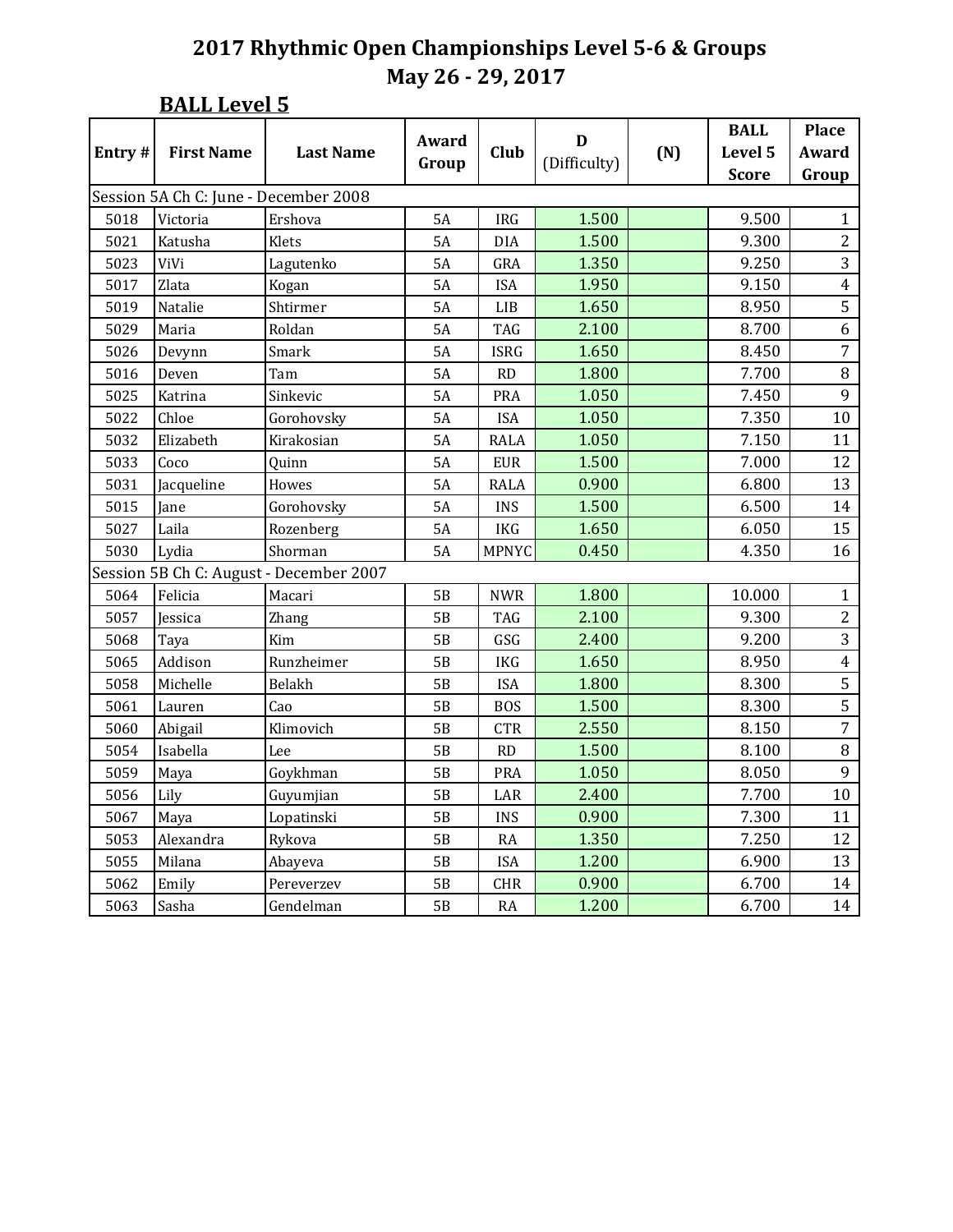# 2017 Rhythmic Open Championships Level 5-6 & Groups

## May 26 - 29, 2017

### BALL Level 5

| Entry # | First Name | Last Name | Award Group | Club | D (Difficulty) | (N) | BALL Level 5 Score | Place Award Group |
|---|---|---|---|---|---|---|---|---|
| Session 5A Ch C: June - December 2008 | | | | | | | | |
| 5018 | Victoria | Ershova | 5A | IRG | 1.500 | | 9.500 | 1 |
| 5021 | Katusha | Klets | 5A | DIA | 1.500 | | 9.300 | 2 |
| 5023 | ViVi | Lagutenko | 5A | GRA | 1.350 | | 9.250 | 3 |
| 5017 | Zlata | Kogan | 5A | ISA | 1.950 | | 9.150 | 4 |
| 5019 | Natalie | Shtirmer | 5A | LIB | 1.650 | | 8.950 | 5 |
| 5029 | Maria | Roldan | 5A | TAG | 2.100 | | 8.700 | 6 |
| 5026 | Devynn | Smark | 5A | ISRG | 1.650 | | 8.450 | 7 |
| 5016 | Deven | Tam | 5A | RD | 1.800 | | 7.700 | 8 |
| 5025 | Katrina | Sinkevic | 5A | PRA | 1.050 | | 7.450 | 9 |
| 5022 | Chloe | Gorohovsky | 5A | ISA | 1.050 | | 7.350 | 10 |
| 5032 | Elizabeth | Kirakosian | 5A | RALA | 1.050 | | 7.150 | 11 |
| 5033 | Coco | Quinn | 5A | EUR | 1.500 | | 7.000 | 12 |
| 5031 | Jacqueline | Howes | 5A | RALA | 0.900 | | 6.800 | 13 |
| 5015 | Jane | Gorohovsky | 5A | INS | 1.500 | | 6.500 | 14 |
| 5027 | Laila | Rozenberg | 5A | IKG | 1.650 | | 6.050 | 15 |
| 5030 | Lydia | Shorman | 5A | MPNYC | 0.450 | | 4.350 | 16 |
| Session 5B Ch C: August - December 2007 | | | | | | | | |
| 5064 | Felicia | Macari | 5B | NWR | 1.800 | | 10.000 | 1 |
| 5057 | Jessica | Zhang | 5B | TAG | 2.100 | | 9.300 | 2 |
| 5068 | Taya | Kim | 5B | GSG | 2.400 | | 9.200 | 3 |
| 5065 | Addison | Runzheimer | 5B | IKG | 1.650 | | 8.950 | 4 |
| 5058 | Michelle | Belakh | 5B | ISA | 1.800 | | 8.300 | 5 |
| 5061 | Lauren | Cao | 5B | BOS | 1.500 | | 8.300 | 5 |
| 5060 | Abigail | Klimovich | 5B | CTR | 2.550 | | 8.150 | 7 |
| 5054 | Isabella | Lee | 5B | RD | 1.500 | | 8.100 | 8 |
| 5059 | Maya | Goykhman | 5B | PRA | 1.050 | | 8.050 | 9 |
| 5056 | Lily | Guyumjian | 5B | LAR | 2.400 | | 7.700 | 10 |
| 5067 | Maya | Lopatinski | 5B | INS | 0.900 | | 7.300 | 11 |
| 5053 | Alexandra | Rykova | 5B | RA | 1.350 | | 7.250 | 12 |
| 5055 | Milana | Abayeva | 5B | ISA | 1.200 | | 6.900 | 13 |
| 5062 | Emily | Pereverzev | 5B | CHR | 0.900 | | 6.700 | 14 |
| 5063 | Sasha | Gendelman | 5B | RA | 1.200 | | 6.700 | 14 |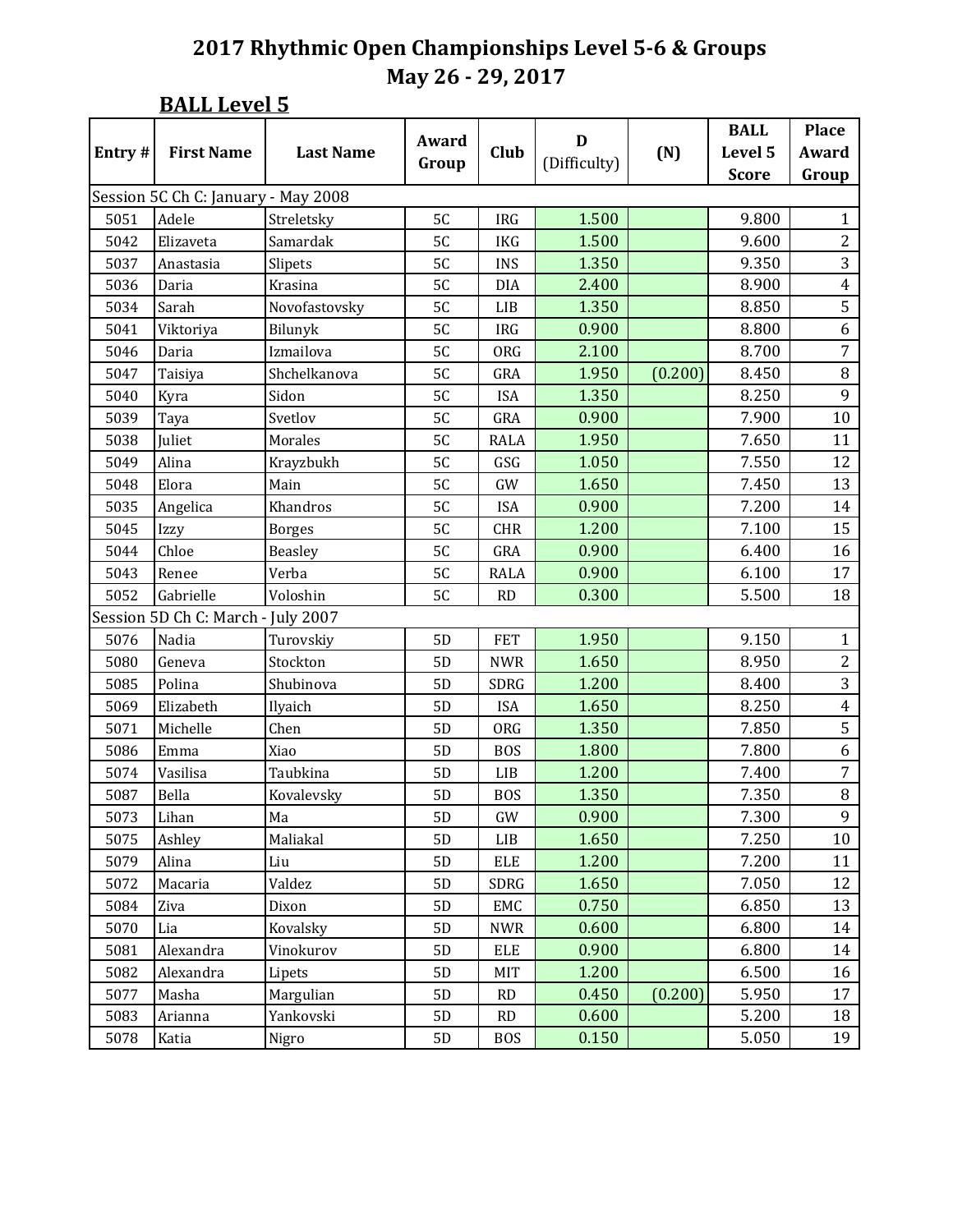# 2017 Rhythmic Open Championships Level 5-6 & Groups
# May 26 - 29, 2017

## BALL Level 5

| Entry # | First Name | Last Name | Award Group | Club | D (Difficulty) | (N) | BALL Level 5 Score | Place Award Group |
|---|---|---|---|---|---|---|---|---|
| Session 5C Ch C: January - May 2008 | | | | | | | | |
| 5051 | Adele | Streletsky | 5C | IRG | 1.500 | | 9.800 | 1 |
| 5042 | Elizaveta | Samardak | 5C | IKG | 1.500 | | 9.600 | 2 |
| 5037 | Anastasia | Slipets | 5C | INS | 1.350 | | 9.350 | 3 |
| 5036 | Daria | Krasina | 5C | DIA | 2.400 | | 8.900 | 4 |
| 5034 | Sarah | Novofastovsky | 5C | LIB | 1.350 | | 8.850 | 5 |
| 5041 | Viktoriya | Bilunyk | 5C | IRG | 0.900 | | 8.800 | 6 |
| 5046 | Daria | Izmailova | 5C | ORG | 2.100 | | 8.700 | 7 |
| 5047 | Taisiya | Shchelkanova | 5C | GRA | 1.950 | (0.200) | 8.450 | 8 |
| 5040 | Kyra | Sidon | 5C | ISA | 1.350 | | 8.250 | 9 |
| 5039 | Taya | Svetlov | 5C | GRA | 0.900 | | 7.900 | 10 |
| 5038 | Juliet | Morales | 5C | RALA | 1.950 | | 7.650 | 11 |
| 5049 | Alina | Krayzbukh | 5C | GSG | 1.050 | | 7.550 | 12 |
| 5048 | Elora | Main | 5C | GW | 1.650 | | 7.450 | 13 |
| 5035 | Angelica | Khandros | 5C | ISA | 0.900 | | 7.200 | 14 |
| 5045 | Izzy | Borges | 5C | CHR | 1.200 | | 7.100 | 15 |
| 5044 | Chloe | Beasley | 5C | GRA | 0.900 | | 6.400 | 16 |
| 5043 | Renee | Verba | 5C | RALA | 0.900 | | 6.100 | 17 |
| 5052 | Gabrielle | Voloshin | 5C | RD | 0.300 | | 5.500 | 18 |
| Session 5D Ch C: March - July 2007 | | | | | | | | |
| 5076 | Nadia | Turovskiy | 5D | FET | 1.950 | | 9.150 | 1 |
| 5080 | Geneva | Stockton | 5D | NWR | 1.650 | | 8.950 | 2 |
| 5085 | Polina | Shubinova | 5D | SDRG | 1.200 | | 8.400 | 3 |
| 5069 | Elizabeth | Ilyaich | 5D | ISA | 1.650 | | 8.250 | 4 |
| 5071 | Michelle | Chen | 5D | ORG | 1.350 | | 7.850 | 5 |
| 5086 | Emma | Xiao | 5D | BOS | 1.800 | | 7.800 | 6 |
| 5074 | Vasilisa | Taubkina | 5D | LIB | 1.200 | | 7.400 | 7 |
| 5087 | Bella | Kovalevsky | 5D | BOS | 1.350 | | 7.350 | 8 |
| 5073 | Lihan | Ma | 5D | GW | 0.900 | | 7.300 | 9 |
| 5075 | Ashley | Maliakal | 5D | LIB | 1.650 | | 7.250 | 10 |
| 5079 | Alina | Liu | 5D | ELE | 1.200 | | 7.200 | 11 |
| 5072 | Macaria | Valdez | 5D | SDRG | 1.650 | | 7.050 | 12 |
| 5084 | Ziva | Dixon | 5D | EMC | 0.750 | | 6.850 | 13 |
| 5070 | Lia | Kovalsky | 5D | NWR | 0.600 | | 6.800 | 14 |
| 5081 | Alexandra | Vinokurov | 5D | ELE | 0.900 | | 6.800 | 14 |
| 5082 | Alexandra | Lipets | 5D | MIT | 1.200 | | 6.500 | 16 |
| 5077 | Masha | Margulian | 5D | RD | 0.450 | (0.200) | 5.950 | 17 |
| 5083 | Arianna | Yankovski | 5D | RD | 0.600 | | 5.200 | 18 |
| 5078 | Katia | Nigro | 5D | BOS | 0.150 | | 5.050 | 19 |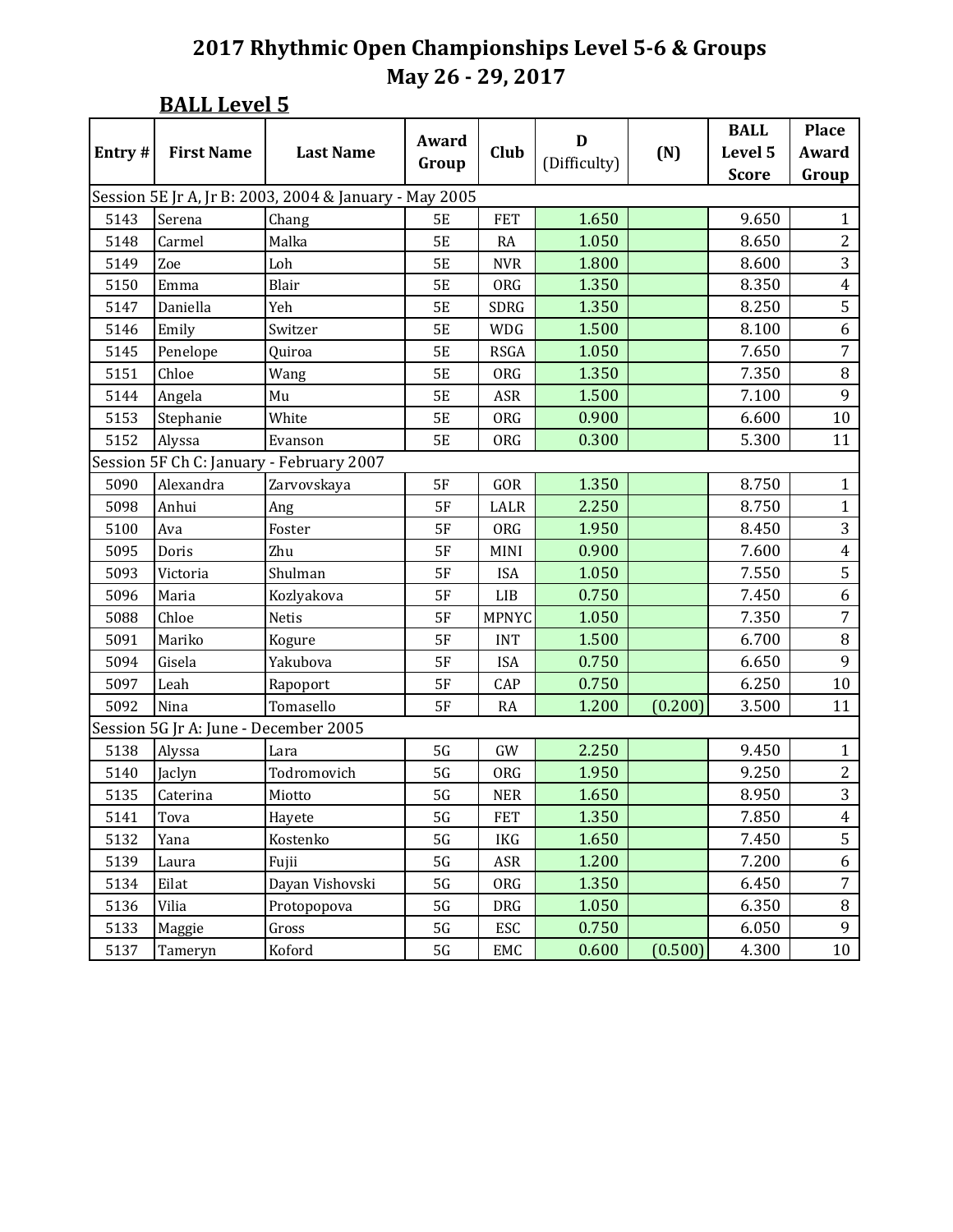# 2017 Rhythmic Open Championships Level 5-6 & Groups

## May 26 - 29, 2017

### BALL Level 5

| Entry # | First Name | Last Name | Award Group | Club | D (Difficulty) | (N) | BALL Level 5 Score | Place Award Group |
|---|---|---|---|---|---|---|---|---|
| Session 5E Jr A, Jr B: 2003, 2004 & January - May 2005 | | | | | | | | |
| 5143 | Serena | Chang | 5E | FET | 1.650 | | 9.650 | 1 |
| 5148 | Carmel | Malka | 5E | RA | 1.050 | | 8.650 | 2 |
| 5149 | Zoe | Loh | 5E | NVR | 1.800 | | 8.600 | 3 |
| 5150 | Emma | Blair | 5E | ORG | 1.350 | | 8.350 | 4 |
| 5147 | Daniella | Yeh | 5E | SDRG | 1.350 | | 8.250 | 5 |
| 5146 | Emily | Switzer | 5E | WDG | 1.500 | | 8.100 | 6 |
| 5145 | Penelope | Quiroa | 5E | RSGA | 1.050 | | 7.650 | 7 |
| 5151 | Chloe | Wang | 5E | ORG | 1.350 | | 7.350 | 8 |
| 5144 | Angela | Mu | 5E | ASR | 1.500 | | 7.100 | 9 |
| 5153 | Stephanie | White | 5E | ORG | 0.900 | | 6.600 | 10 |
| 5152 | Alyssa | Evanson | 5E | ORG | 0.300 | | 5.300 | 11 |
| Session 5F Ch C: January - February 2007 | | | | | | | | |
| 5090 | Alexandra | Zarvovskaya | 5F | GOR | 1.350 | | 8.750 | 1 |
| 5098 | Anhui | Ang | 5F | LALR | 2.250 | | 8.750 | 1 |
| 5100 | Ava | Foster | 5F | ORG | 1.950 | | 8.450 | 3 |
| 5095 | Doris | Zhu | 5F | MINI | 0.900 | | 7.600 | 4 |
| 5093 | Victoria | Shulman | 5F | ISA | 1.050 | | 7.550 | 5 |
| 5096 | Maria | Kozlyakova | 5F | LIB | 0.750 | | 7.450 | 6 |
| 5088 | Chloe | Netis | 5F | MPNYC | 1.050 | | 7.350 | 7 |
| 5091 | Mariko | Kogure | 5F | INT | 1.500 | | 6.700 | 8 |
| 5094 | Gisela | Yakubova | 5F | ISA | 0.750 | | 6.650 | 9 |
| 5097 | Leah | Rapoport | 5F | CAP | 0.750 | | 6.250 | 10 |
| 5092 | Nina | Tomasello | 5F | RA | 1.200 | (0.200) | 3.500 | 11 |
| Session 5G Jr A: June - December 2005 | | | | | | | | |
| 5138 | Alyssa | Lara | 5G | GW | 2.250 | | 9.450 | 1 |
| 5140 | Jaclyn | Todromovich | 5G | ORG | 1.950 | | 9.250 | 2 |
| 5135 | Caterina | Miotto | 5G | NER | 1.650 | | 8.950 | 3 |
| 5141 | Tova | Hayete | 5G | FET | 1.350 | | 7.850 | 4 |
| 5132 | Yana | Kostenko | 5G | IKG | 1.650 | | 7.450 | 5 |
| 5139 | Laura | Fujii | 5G | ASR | 1.200 | | 7.200 | 6 |
| 5134 | Eilat | Dayan Vishovski | 5G | ORG | 1.350 | | 6.450 | 7 |
| 5136 | Vilia | Protopopova | 5G | DRG | 1.050 | | 6.350 | 8 |
| 5133 | Maggie | Gross | 5G | ESC | 0.750 | | 6.050 | 9 |
| 5137 | Tameryn | Koford | 5G | EMC | 0.600 | (0.500) | 4.300 | 10 |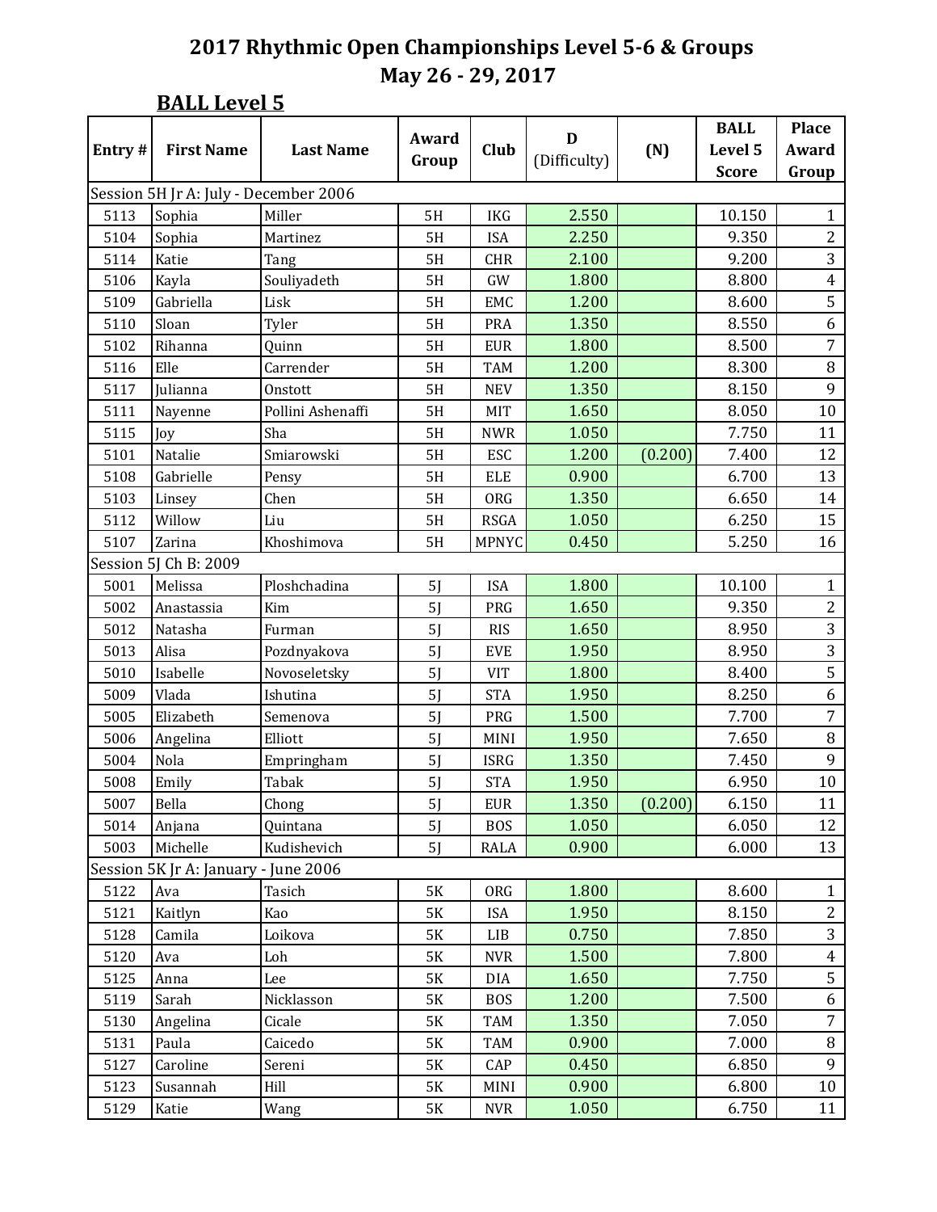# 2017 Rhythmic Open Championships Level 5-6 & Groups
## May 26 - 29, 2017

### BALL Level 5

| Entry # | First Name | Last Name | Award Group | Club | D (Difficulty) | (N) | BALL Level 5 Score | Place Award Group |
|---|---|---|---|---|---|---|---|---|
| Session 5H Jr A: July - December 2006 | | | | | | | | |
| 5113 | Sophia | Miller | 5H | IKG | 2.550 | | 10.150 | 1 |
| 5104 | Sophia | Martinez | 5H | ISA | 2.250 | | 9.350 | 2 |
| 5114 | Katie | Tang | 5H | CHR | 2.100 | | 9.200 | 3 |
| 5106 | Kayla | Souliyadeth | 5H | GW | 1.800 | | 8.800 | 4 |
| 5109 | Gabriella | Lisk | 5H | EMC | 1.200 | | 8.600 | 5 |
| 5110 | Sloan | Tyler | 5H | PRA | 1.350 | | 8.550 | 6 |
| 5102 | Rihanna | Quinn | 5H | EUR | 1.800 | | 8.500 | 7 |
| 5116 | Elle | Carrender | 5H | TAM | 1.200 | | 8.300 | 8 |
| 5117 | Julianna | Onstott | 5H | NEV | 1.350 | | 8.150 | 9 |
| 5111 | Nayenne | Pollini Ashenaffi | 5H | MIT | 1.650 | | 8.050 | 10 |
| 5115 | Joy | Sha | 5H | NWR | 1.050 | | 7.750 | 11 |
| 5101 | Natalie | Smiarowski | 5H | ESC | 1.200 | (0.200) | 7.400 | 12 |
| 5108 | Gabrielle | Pensy | 5H | ELE | 0.900 | | 6.700 | 13 |
| 5103 | Linsey | Chen | 5H | ORG | 1.350 | | 6.650 | 14 |
| 5112 | Willow | Liu | 5H | RSGA | 1.050 | | 6.250 | 15 |
| 5107 | Zarina | Khoshimova | 5H | MPNYC | 0.450 | | 5.250 | 16 |
| Session 5J Ch B: 2009 | | | | | | | | |
| 5001 | Melissa | Ploshchadina | 5J | ISA | 1.800 | | 10.100 | 1 |
| 5002 | Anastassia | Kim | 5J | PRG | 1.650 | | 9.350 | 2 |
| 5012 | Natasha | Furman | 5J | RIS | 1.650 | | 8.950 | 3 |
| 5013 | Alisa | Pozdnyakova | 5J | EVE | 1.950 | | 8.950 | 3 |
| 5010 | Isabelle | Novoseletsky | 5J | VIT | 1.800 | | 8.400 | 5 |
| 5009 | Vlada | Ishutina | 5J | STA | 1.950 | | 8.250 | 6 |
| 5005 | Elizabeth | Semenova | 5J | PRG | 1.500 | | 7.700 | 7 |
| 5006 | Angelina | Elliott | 5J | MINI | 1.950 | | 7.650 | 8 |
| 5004 | Nola | Empringham | 5J | ISRG | 1.350 | | 7.450 | 9 |
| 5008 | Emily | Tabak | 5J | STA | 1.950 | | 6.950 | 10 |
| 5007 | Bella | Chong | 5J | EUR | 1.350 | (0.200) | 6.150 | 11 |
| 5014 | Anjana | Quintana | 5J | BOS | 1.050 | | 6.050 | 12 |
| 5003 | Michelle | Kudishevich | 5J | RALA | 0.900 | | 6.000 | 13 |
| Session 5K Jr A: January - June 2006 | | | | | | | | |
| 5122 | Ava | Tasich | 5K | ORG | 1.800 | | 8.600 | 1 |
| 5121 | Kaitlyn | Kao | 5K | ISA | 1.950 | | 8.150 | 2 |
| 5128 | Camila | Loikova | 5K | LIB | 0.750 | | 7.850 | 3 |
| 5120 | Ava | Loh | 5K | NVR | 1.500 | | 7.800 | 4 |
| 5125 | Anna | Lee | 5K | DIA | 1.650 | | 7.750 | 5 |
| 5119 | Sarah | Nicklasson | 5K | BOS | 1.200 | | 7.500 | 6 |
| 5130 | Angelina | Cicale | 5K | TAM | 1.350 | | 7.050 | 7 |
| 5131 | Paula | Caicedo | 5K | TAM | 0.900 | | 7.000 | 8 |
| 5127 | Caroline | Sereni | 5K | CAP | 0.450 | | 6.850 | 9 |
| 5123 | Susannah | Hill | 5K | MINI | 0.900 | | 6.800 | 10 |
| 5129 | Katie | Wang | 5K | NVR | 1.050 | | 6.750 | 11 |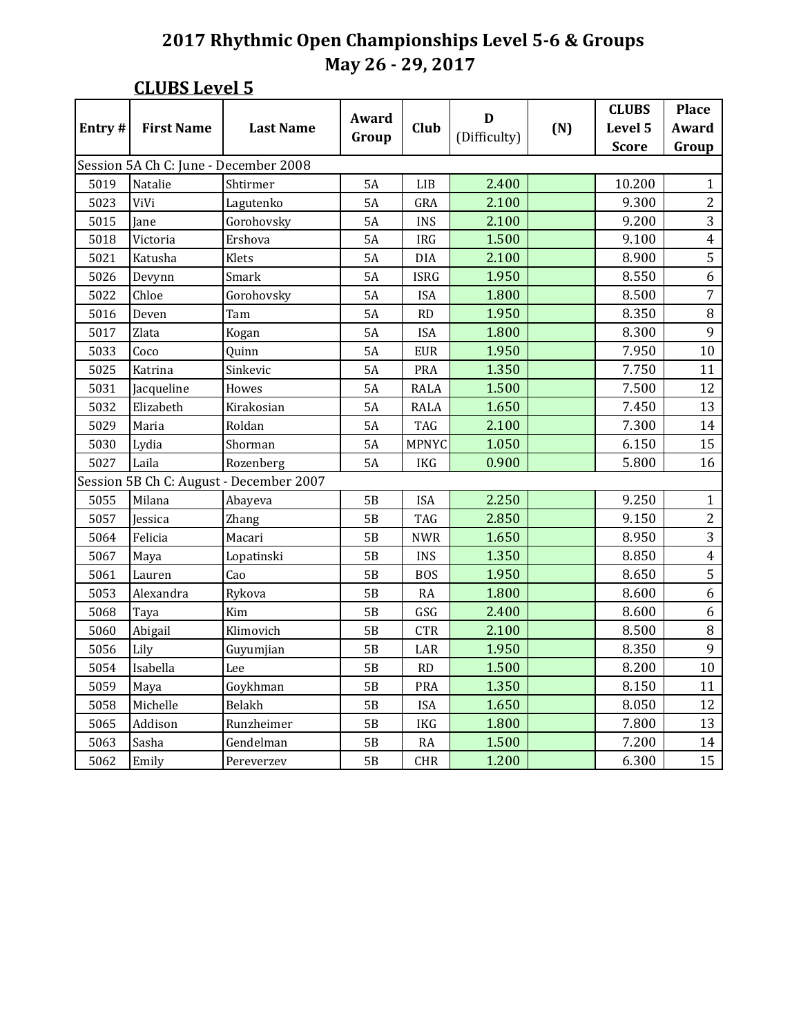# 2017 Rhythmic Open Championships Level 5-6 & Groups

## May 26 - 29, 2017

### CLUBS Level 5

| Entry # | First Name | Last Name | Award Group | Club | D (Difficulty) | (N) | CLUBS Level 5 Score | Place Award Group |
|---|---|---|---|---|---|---|---|---|
| Session 5A Ch C: June - December 2008 | | | | | | | | |
| 5019 | Natalie | Shtirmer | 5A | LIB | 2.400 | | 10.200 | 1 |
| 5023 | ViVi | Lagutenko | 5A | GRA | 2.100 | | 9.300 | 2 |
| 5015 | Jane | Gorohovsky | 5A | INS | 2.100 | | 9.200 | 3 |
| 5018 | Victoria | Ershova | 5A | IRG | 1.500 | | 9.100 | 4 |
| 5021 | Katusha | Klets | 5A | DIA | 2.100 | | 8.900 | 5 |
| 5026 | Devynn | Smark | 5A | ISRG | 1.950 | | 8.550 | 6 |
| 5022 | Chloe | Gorohovsky | 5A | ISA | 1.800 | | 8.500 | 7 |
| 5016 | Deven | Tam | 5A | RD | 1.950 | | 8.350 | 8 |
| 5017 | Zlata | Kogan | 5A | ISA | 1.800 | | 8.300 | 9 |
| 5033 | Coco | Quinn | 5A | EUR | 1.950 | | 7.950 | 10 |
| 5025 | Katrina | Sinkevic | 5A | PRA | 1.350 | | 7.750 | 11 |
| 5031 | Jacqueline | Howes | 5A | RALA | 1.500 | | 7.500 | 12 |
| 5032 | Elizabeth | Kirakosian | 5A | RALA | 1.650 | | 7.450 | 13 |
| 5029 | Maria | Roldan | 5A | TAG | 2.100 | | 7.300 | 14 |
| 5030 | Lydia | Shorman | 5A | MPNYC | 1.050 | | 6.150 | 15 |
| 5027 | Laila | Rozenberg | 5A | IKG | 0.900 | | 5.800 | 16 |
| Session 5B Ch C: August - December 2007 | | | | | | | | |
| 5055 | Milana | Abayeva | 5B | ISA | 2.250 | | 9.250 | 1 |
| 5057 | Jessica | Zhang | 5B | TAG | 2.850 | | 9.150 | 2 |
| 5064 | Felicia | Macari | 5B | NWR | 1.650 | | 8.950 | 3 |
| 5067 | Maya | Lopatinski | 5B | INS | 1.350 | | 8.850 | 4 |
| 5061 | Lauren | Cao | 5B | BOS | 1.950 | | 8.650 | 5 |
| 5053 | Alexandra | Rykova | 5B | RA | 1.800 | | 8.600 | 6 |
| 5068 | Taya | Kim | 5B | GSG | 2.400 | | 8.600 | 6 |
| 5060 | Abigail | Klimovich | 5B | CTR | 2.100 | | 8.500 | 8 |
| 5056 | Lily | Guyumjian | 5B | LAR | 1.950 | | 8.350 | 9 |
| 5054 | Isabella | Lee | 5B | RD | 1.500 | | 8.200 | 10 |
| 5059 | Maya | Goykhman | 5B | PRA | 1.350 | | 8.150 | 11 |
| 5058 | Michelle | Belakh | 5B | ISA | 1.650 | | 8.050 | 12 |
| 5065 | Addison | Runzheimer | 5B | IKG | 1.800 | | 7.800 | 13 |
| 5063 | Sasha | Gendelman | 5B | RA | 1.500 | | 7.200 | 14 |
| 5062 | Emily | Pereverzev | 5B | CHR | 1.200 | | 6.300 | 15 |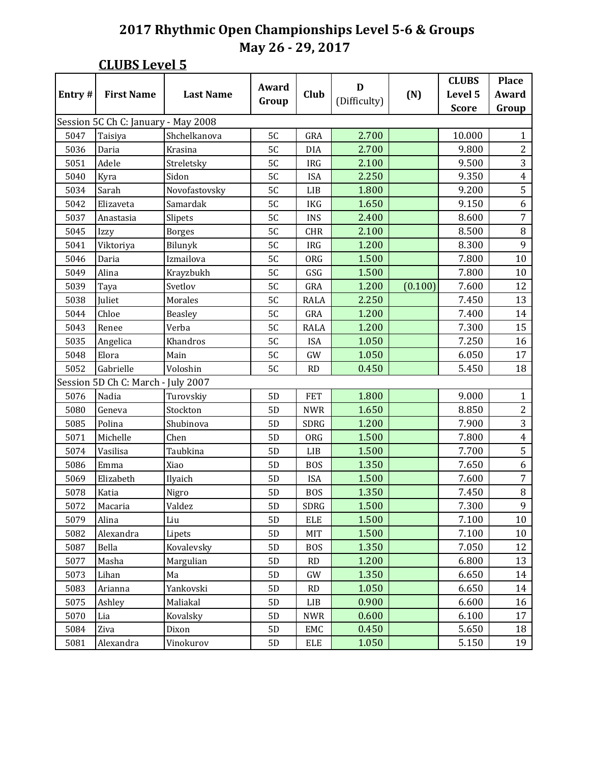# 2017 Rhythmic Open Championships Level 5-6 & Groups
## May 26 - 29, 2017

### CLUBS Level 5

| Entry # | First Name | Last Name | Award Group | Club | D (Difficulty) | (N) | CLUBS Level 5 Score | Place Award Group |
|---|---|---|---|---|---|---|---|---|
| Session 5C Ch C: January - May 2008 | | | | | | | | |
| 5047 | Taisiya | Shchelkanova | 5C | GRA | 2.700 | | 10.000 | 1 |
| 5036 | Daria | Krasina | 5C | DIA | 2.700 | | 9.800 | 2 |
| 5051 | Adele | Streletsky | 5C | IRG | 2.100 | | 9.500 | 3 |
| 5040 | Kyra | Sidon | 5C | ISA | 2.250 | | 9.350 | 4 |
| 5034 | Sarah | Novofastovsky | 5C | LIB | 1.800 | | 9.200 | 5 |
| 5042 | Elizaveta | Samardak | 5C | IKG | 1.650 | | 9.150 | 6 |
| 5037 | Anastasia | Slipets | 5C | INS | 2.400 | | 8.600 | 7 |
| 5045 | Izzy | Borges | 5C | CHR | 2.100 | | 8.500 | 8 |
| 5041 | Viktoriya | Bilunyk | 5C | IRG | 1.200 | | 8.300 | 9 |
| 5046 | Daria | Izmailova | 5C | ORG | 1.500 | | 7.800 | 10 |
| 5049 | Alina | Krayzbukh | 5C | GSG | 1.500 | | 7.800 | 10 |
| 5039 | Taya | Svetlov | 5C | GRA | 1.200 | (0.100) | 7.600 | 12 |
| 5038 | Juliet | Morales | 5C | RALA | 2.250 | | 7.450 | 13 |
| 5044 | Chloe | Beasley | 5C | GRA | 1.200 | | 7.400 | 14 |
| 5043 | Renee | Verba | 5C | RALA | 1.200 | | 7.300 | 15 |
| 5035 | Angelica | Khandros | 5C | ISA | 1.050 | | 7.250 | 16 |
| 5048 | Elora | Main | 5C | GW | 1.050 | | 6.050 | 17 |
| 5052 | Gabrielle | Voloshin | 5C | RD | 0.450 | | 5.450 | 18 |
| Session 5D Ch C: March - July 2007 | | | | | | | | |
| 5076 | Nadia | Turovskiy | 5D | FET | 1.800 | | 9.000 | 1 |
| 5080 | Geneva | Stockton | 5D | NWR | 1.650 | | 8.850 | 2 |
| 5085 | Polina | Shubinova | 5D | SDRG | 1.200 | | 7.900 | 3 |
| 5071 | Michelle | Chen | 5D | ORG | 1.500 | | 7.800 | 4 |
| 5074 | Vasilisa | Taubkina | 5D | LIB | 1.500 | | 7.700 | 5 |
| 5086 | Emma | Xiao | 5D | BOS | 1.350 | | 7.650 | 6 |
| 5069 | Elizabeth | Ilyaich | 5D | ISA | 1.500 | | 7.600 | 7 |
| 5078 | Katia | Nigro | 5D | BOS | 1.350 | | 7.450 | 8 |
| 5072 | Macaria | Valdez | 5D | SDRG | 1.500 | | 7.300 | 9 |
| 5079 | Alina | Liu | 5D | ELE | 1.500 | | 7.100 | 10 |
| 5082 | Alexandra | Lipets | 5D | MIT | 1.500 | | 7.100 | 10 |
| 5087 | Bella | Kovalevsky | 5D | BOS | 1.350 | | 7.050 | 12 |
| 5077 | Masha | Margulian | 5D | RD | 1.200 | | 6.800 | 13 |
| 5073 | Lihan | Ma | 5D | GW | 1.350 | | 6.650 | 14 |
| 5083 | Arianna | Yankovski | 5D | RD | 1.050 | | 6.650 | 14 |
| 5075 | Ashley | Maliakal | 5D | LIB | 0.900 | | 6.600 | 16 |
| 5070 | Lia | Kovalsky | 5D | NWR | 0.600 | | 6.100 | 17 |
| 5084 | Ziva | Dixon | 5D | EMC | 0.450 | | 5.650 | 18 |
| 5081 | Alexandra | Vinokurov | 5D | ELE | 1.050 | | 5.150 | 19 |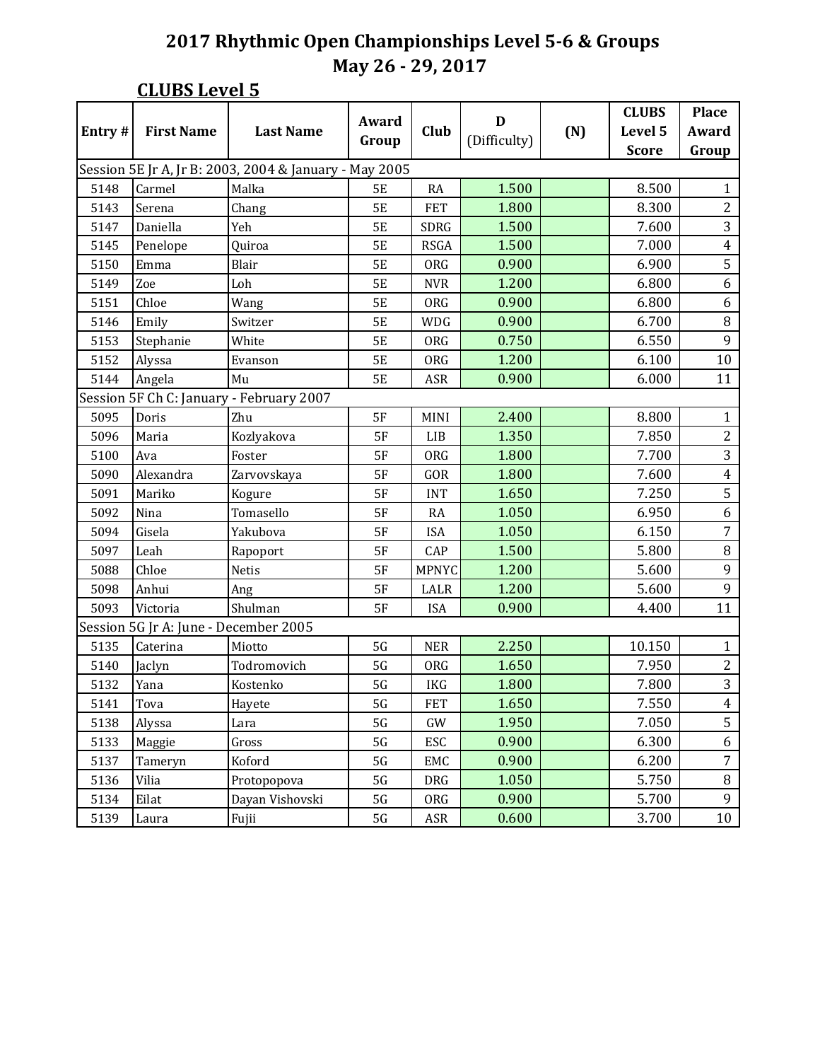# 2017 Rhythmic Open Championships Level 5-6 & Groups
## May 26 - 29, 2017

### CLUBS Level 5

| Entry # | First Name | Last Name | Award Group | Club | D (Difficulty) | (N) | CLUBS Level 5 Score | Place Award Group |
|---|---|---|---|---|---|---|---|---|
| Session 5E Jr A, Jr B: 2003, 2004 & January - May 2005 | | | | | | | | |
| 5148 | Carmel | Malka | 5E | RA | 1.500 | | 8.500 | 1 |
| 5143 | Serena | Chang | 5E | FET | 1.800 | | 8.300 | 2 |
| 5147 | Daniella | Yeh | 5E | SDRG | 1.500 | | 7.600 | 3 |
| 5145 | Penelope | Quiroa | 5E | RSGA | 1.500 | | 7.000 | 4 |
| 5150 | Emma | Blair | 5E | ORG | 0.900 | | 6.900 | 5 |
| 5149 | Zoe | Loh | 5E | NVR | 1.200 | | 6.800 | 6 |
| 5151 | Chloe | Wang | 5E | ORG | 0.900 | | 6.800 | 6 |
| 5146 | Emily | Switzer | 5E | WDG | 0.900 | | 6.700 | 8 |
| 5153 | Stephanie | White | 5E | ORG | 0.750 | | 6.550 | 9 |
| 5152 | Alyssa | Evanson | 5E | ORG | 1.200 | | 6.100 | 10 |
| 5144 | Angela | Mu | 5E | ASR | 0.900 | | 6.000 | 11 |
| Session 5F Ch C: January - February 2007 | | | | | | | | |
| 5095 | Doris | Zhu | 5F | MINI | 2.400 | | 8.800 | 1 |
| 5096 | Maria | Kozlyakova | 5F | LIB | 1.350 | | 7.850 | 2 |
| 5100 | Ava | Foster | 5F | ORG | 1.800 | | 7.700 | 3 |
| 5090 | Alexandra | Zarvovskaya | 5F | GOR | 1.800 | | 7.600 | 4 |
| 5091 | Mariko | Kogure | 5F | INT | 1.650 | | 7.250 | 5 |
| 5092 | Nina | Tomasello | 5F | RA | 1.050 | | 6.950 | 6 |
| 5094 | Gisela | Yakubova | 5F | ISA | 1.050 | | 6.150 | 7 |
| 5097 | Leah | Rapoport | 5F | CAP | 1.500 | | 5.800 | 8 |
| 5088 | Chloe | Netis | 5F | MPNYC | 1.200 | | 5.600 | 9 |
| 5098 | Anhui | Ang | 5F | LALR | 1.200 | | 5.600 | 9 |
| 5093 | Victoria | Shulman | 5F | ISA | 0.900 | | 4.400 | 11 |
| Session 5G Jr A: June - December 2005 | | | | | | | | |
| 5135 | Caterina | Miotto | 5G | NER | 2.250 | | 10.150 | 1 |
| 5140 | Jaclyn | Todromovich | 5G | ORG | 1.650 | | 7.950 | 2 |
| 5132 | Yana | Kostenko | 5G | IKG | 1.800 | | 7.800 | 3 |
| 5141 | Tova | Hayete | 5G | FET | 1.650 | | 7.550 | 4 |
| 5138 | Alyssa | Lara | 5G | GW | 1.950 | | 7.050 | 5 |
| 5133 | Maggie | Gross | 5G | ESC | 0.900 | | 6.300 | 6 |
| 5137 | Tameryn | Koford | 5G | EMC | 0.900 | | 6.200 | 7 |
| 5136 | Vilia | Protopopova | 5G | DRG | 1.050 | | 5.750 | 8 |
| 5134 | Eilat | Dayan Vishovski | 5G | ORG | 0.900 | | 5.700 | 9 |
| 5139 | Laura | Fujii | 5G | ASR | 0.600 | | 3.700 | 10 |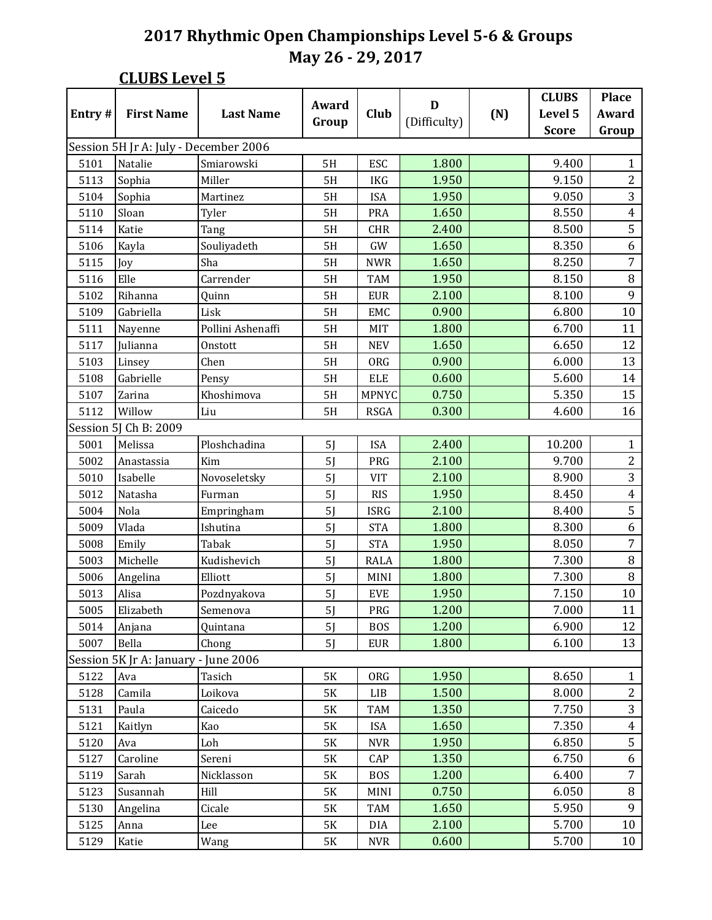# 2017 Rhythmic Open Championships Level 5-6 & Groups
## May 26 - 29, 2017

### CLUBS Level 5

| Entry # | First Name | Last Name | Award Group | Club | D (Difficulty) | (N) | CLUBS Level 5 Score | Place Award Group |
|---|---|---|---|---|---|---|---|---|
| Session 5H Jr A: July - December 2006 | | | | | | | | |
| 5101 | Natalie | Smiarowski | 5H | ESC | 1.800 | | 9.400 | 1 |
| 5113 | Sophia | Miller | 5H | IKG | 1.950 | | 9.150 | 2 |
| 5104 | Sophia | Martinez | 5H | ISA | 1.950 | | 9.050 | 3 |
| 5110 | Sloan | Tyler | 5H | PRA | 1.650 | | 8.550 | 4 |
| 5114 | Katie | Tang | 5H | CHR | 2.400 | | 8.500 | 5 |
| 5106 | Kayla | Souliyadeth | 5H | GW | 1.650 | | 8.350 | 6 |
| 5115 | Joy | Sha | 5H | NWR | 1.650 | | 8.250 | 7 |
| 5116 | Elle | Carrender | 5H | TAM | 1.950 | | 8.150 | 8 |
| 5102 | Rihanna | Quinn | 5H | EUR | 2.100 | | 8.100 | 9 |
| 5109 | Gabriella | Lisk | 5H | EMC | 0.900 | | 6.800 | 10 |
| 5111 | Nayenne | Pollini Ashenaffi | 5H | MIT | 1.800 | | 6.700 | 11 |
| 5117 | Julianna | Onstott | 5H | NEV | 1.650 | | 6.650 | 12 |
| 5103 | Linsey | Chen | 5H | ORG | 0.900 | | 6.000 | 13 |
| 5108 | Gabrielle | Pensy | 5H | ELE | 0.600 | | 5.600 | 14 |
| 5107 | Zarina | Khoshimova | 5H | MPNYC | 0.750 | | 5.350 | 15 |
| 5112 | Willow | Liu | 5H | RSGA | 0.300 | | 4.600 | 16 |
| Session 5J Ch B: 2009 | | | | | | | | |
| 5001 | Melissa | Ploshchadina | 5J | ISA | 2.400 | | 10.200 | 1 |
| 5002 | Anastassia | Kim | 5J | PRG | 2.100 | | 9.700 | 2 |
| 5010 | Isabelle | Novoseletsky | 5J | VIT | 2.100 | | 8.900 | 3 |
| 5012 | Natasha | Furman | 5J | RIS | 1.950 | | 8.450 | 4 |
| 5004 | Nola | Empringham | 5J | ISRG | 2.100 | | 8.400 | 5 |
| 5009 | Vlada | Ishutina | 5J | STA | 1.800 | | 8.300 | 6 |
| 5008 | Emily | Tabak | 5J | STA | 1.950 | | 8.050 | 7 |
| 5003 | Michelle | Kudishevich | 5J | RALA | 1.800 | | 7.300 | 8 |
| 5006 | Angelina | Elliott | 5J | MINI | 1.800 | | 7.300 | 8 |
| 5013 | Alisa | Pozdnyakova | 5J | EVE | 1.950 | | 7.150 | 10 |
| 5005 | Elizabeth | Semenova | 5J | PRG | 1.200 | | 7.000 | 11 |
| 5014 | Anjana | Quintana | 5J | BOS | 1.200 | | 6.900 | 12 |
| 5007 | Bella | Chong | 5J | EUR | 1.800 | | 6.100 | 13 |
| Session 5K Jr A: January - June 2006 | | | | | | | | |
| 5122 | Ava | Tasich | 5K | ORG | 1.950 | | 8.650 | 1 |
| 5128 | Camila | Loikova | 5K | LIB | 1.500 | | 8.000 | 2 |
| 5131 | Paula | Caicedo | 5K | TAM | 1.350 | | 7.750 | 3 |
| 5121 | Kaitlyn | Kao | 5K | ISA | 1.650 | | 7.350 | 4 |
| 5120 | Ava | Loh | 5K | NVR | 1.950 | | 6.850 | 5 |
| 5127 | Caroline | Sereni | 5K | CAP | 1.350 | | 6.750 | 6 |
| 5119 | Sarah | Nicklasson | 5K | BOS | 1.200 | | 6.400 | 7 |
| 5123 | Susannah | Hill | 5K | MINI | 0.750 | | 6.050 | 8 |
| 5130 | Angelina | Cicale | 5K | TAM | 1.650 | | 5.950 | 9 |
| 5125 | Anna | Lee | 5K | DIA | 2.100 | | 5.700 | 10 |
| 5129 | Katie | Wang | 5K | NVR | 0.600 | | 5.700 | 10 |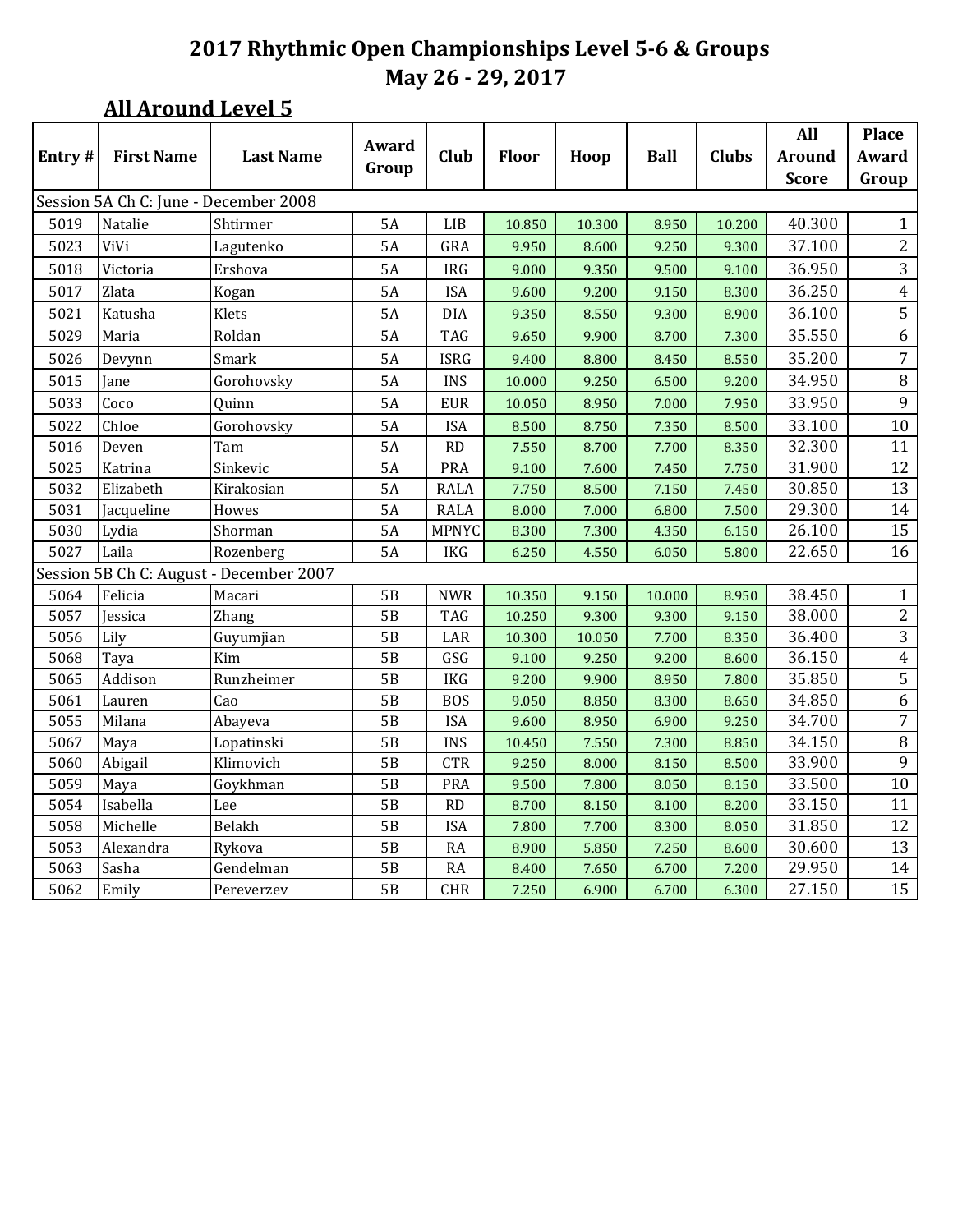# 2017 Rhythmic Open Championships Level 5-6 & Groups
## May 26 - 29, 2017

### All Around Level 5

| Entry # | First Name | Last Name | Award Group | Club | Floor | Hoop | Ball | Clubs | All Around Score | Place Award Group |
|---|---|---|---|---|---|---|---|---|---|---|
| Session 5A Ch C: June - December 2008 | | | | | | | | | | |
| 5019 | Natalie | Shtirmer | 5A | LIB | 10.850 | 10.300 | 8.950 | 10.200 | 40.300 | 1 |
| 5023 | ViVi | Lagutenko | 5A | GRA | 9.950 | 8.600 | 9.250 | 9.300 | 37.100 | 2 |
| 5018 | Victoria | Ershova | 5A | IRG | 9.000 | 9.350 | 9.500 | 9.100 | 36.950 | 3 |
| 5017 | Zlata | Kogan | 5A | ISA | 9.600 | 9.200 | 9.150 | 8.300 | 36.250 | 4 |
| 5021 | Katusha | Klets | 5A | DIA | 9.350 | 8.550 | 9.300 | 8.900 | 36.100 | 5 |
| 5029 | Maria | Roldan | 5A | TAG | 9.650 | 9.900 | 8.700 | 7.300 | 35.550 | 6 |
| 5026 | Devynn | Smark | 5A | ISRG | 9.400 | 8.800 | 8.450 | 8.550 | 35.200 | 7 |
| 5015 | Jane | Gorohovsky | 5A | INS | 10.000 | 9.250 | 6.500 | 9.200 | 34.950 | 8 |
| 5033 | Coco | Quinn | 5A | EUR | 10.050 | 8.950 | 7.000 | 7.950 | 33.950 | 9 |
| 5022 | Chloe | Gorohovsky | 5A | ISA | 8.500 | 8.750 | 7.350 | 8.500 | 33.100 | 10 |
| 5016 | Deven | Tam | 5A | RD | 7.550 | 8.700 | 7.700 | 8.350 | 32.300 | 11 |
| 5025 | Katrina | Sinkevic | 5A | PRA | 9.100 | 7.600 | 7.450 | 7.750 | 31.900 | 12 |
| 5032 | Elizabeth | Kirakosian | 5A | RALA | 7.750 | 8.500 | 7.150 | 7.450 | 30.850 | 13 |
| 5031 | Jacqueline | Howes | 5A | RALA | 8.000 | 7.000 | 6.800 | 7.500 | 29.300 | 14 |
| 5030 | Lydia | Shorman | 5A | MPNYC | 8.300 | 7.300 | 4.350 | 6.150 | 26.100 | 15 |
| 5027 | Laila | Rozenberg | 5A | IKG | 6.250 | 4.550 | 6.050 | 5.800 | 22.650 | 16 |
| Session 5B Ch C: August - December 2007 | | | | | | | | | | |
| 5064 | Felicia | Macari | 5B | NWR | 10.350 | 9.150 | 10.000 | 8.950 | 38.450 | 1 |
| 5057 | Jessica | Zhang | 5B | TAG | 10.250 | 9.300 | 9.300 | 9.150 | 38.000 | 2 |
| 5056 | Lily | Guyumjian | 5B | LAR | 10.300 | 10.050 | 7.700 | 8.350 | 36.400 | 3 |
| 5068 | Taya | Kim | 5B | GSG | 9.100 | 9.250 | 9.200 | 8.600 | 36.150 | 4 |
| 5065 | Addison | Runzheimer | 5B | IKG | 9.200 | 9.900 | 8.950 | 7.800 | 35.850 | 5 |
| 5061 | Lauren | Cao | 5B | BOS | 9.050 | 8.850 | 8.300 | 8.650 | 34.850 | 6 |
| 5055 | Milana | Abayeva | 5B | ISA | 9.600 | 8.950 | 6.900 | 9.250 | 34.700 | 7 |
| 5067 | Maya | Lopatinski | 5B | INS | 10.450 | 7.550 | 7.300 | 8.850 | 34.150 | 8 |
| 5060 | Abigail | Klimovich | 5B | CTR | 9.250 | 8.000 | 8.150 | 8.500 | 33.900 | 9 |
| 5059 | Maya | Goykhman | 5B | PRA | 9.500 | 7.800 | 8.050 | 8.150 | 33.500 | 10 |
| 5054 | Isabella | Lee | 5B | RD | 8.700 | 8.150 | 8.100 | 8.200 | 33.150 | 11 |
| 5058 | Michelle | Belakh | 5B | ISA | 7.800 | 7.700 | 8.300 | 8.050 | 31.850 | 12 |
| 5053 | Alexandra | Rykova | 5B | RA | 8.900 | 5.850 | 7.250 | 8.600 | 30.600 | 13 |
| 5063 | Sasha | Gendelman | 5B | RA | 8.400 | 7.650 | 6.700 | 7.200 | 29.950 | 14 |
| 5062 | Emily | Pereverzev | 5B | CHR | 7.250 | 6.900 | 6.700 | 6.300 | 27.150 | 15 |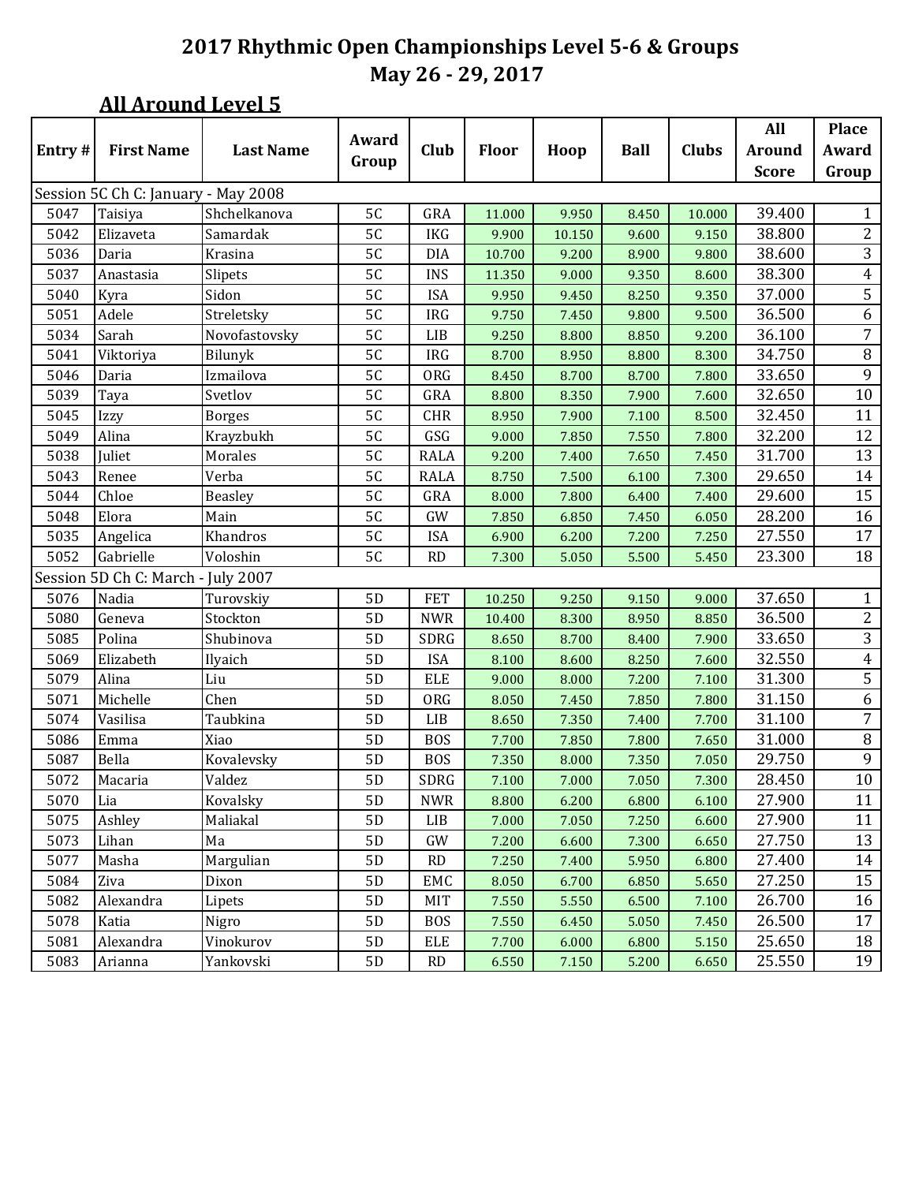# 2017 Rhythmic Open Championships Level 5-6 & Groups
## May 26 - 29, 2017

### All Around Level 5

| Entry # | First Name | Last Name | Award Group | Club | Floor | Hoop | Ball | Clubs | All Around Score | Place Award Group |
|---|---|---|---|---|---|---|---|---|---|---|
| Session 5C Ch C: January - May 2008 | | | | | | | | | | |
| 5047 | Taisiya | Shchelkanova | 5C | GRA | 11.000 | 9.950 | 8.450 | 10.000 | 39.400 | 1 |
| 5042 | Elizaveta | Samardak | 5C | IKG | 9.900 | 10.150 | 9.600 | 9.150 | 38.800 | 2 |
| 5036 | Daria | Krasina | 5C | DIA | 10.700 | 9.200 | 8.900 | 9.800 | 38.600 | 3 |
| 5037 | Anastasia | Slipets | 5C | INS | 11.350 | 9.000 | 9.350 | 8.600 | 38.300 | 4 |
| 5040 | Kyra | Sidon | 5C | ISA | 9.950 | 9.450 | 8.250 | 9.350 | 37.000 | 5 |
| 5051 | Adele | Streletsky | 5C | IRG | 9.750 | 7.450 | 9.800 | 9.500 | 36.500 | 6 |
| 5034 | Sarah | Novofastovsky | 5C | LIB | 9.250 | 8.800 | 8.850 | 9.200 | 36.100 | 7 |
| 5041 | Viktoriya | Bilunyk | 5C | IRG | 8.700 | 8.950 | 8.800 | 8.300 | 34.750 | 8 |
| 5046 | Daria | Izmailova | 5C | ORG | 8.450 | 8.700 | 8.700 | 7.800 | 33.650 | 9 |
| 5039 | Taya | Svetlov | 5C | GRA | 8.800 | 8.350 | 7.900 | 7.600 | 32.650 | 10 |
| 5045 | Izzy | Borges | 5C | CHR | 8.950 | 7.900 | 7.100 | 8.500 | 32.450 | 11 |
| 5049 | Alina | Krayzbukh | 5C | GSG | 9.000 | 7.850 | 7.550 | 7.800 | 32.200 | 12 |
| 5038 | Juliet | Morales | 5C | RALA | 9.200 | 7.400 | 7.650 | 7.450 | 31.700 | 13 |
| 5043 | Renee | Verba | 5C | RALA | 8.750 | 7.500 | 6.100 | 7.300 | 29.650 | 14 |
| 5044 | Chloe | Beasley | 5C | GRA | 8.000 | 7.800 | 6.400 | 7.400 | 29.600 | 15 |
| 5048 | Elora | Main | 5C | GW | 7.850 | 6.850 | 7.450 | 6.050 | 28.200 | 16 |
| 5035 | Angelica | Khandros | 5C | ISA | 6.900 | 6.200 | 7.200 | 7.250 | 27.550 | 17 |
| 5052 | Gabrielle | Voloshin | 5C | RD | 7.300 | 5.050 | 5.500 | 5.450 | 23.300 | 18 |
| Session 5D Ch C: March - July 2007 | | | | | | | | | | |
| 5076 | Nadia | Turovskiy | 5D | FET | 10.250 | 9.250 | 9.150 | 9.000 | 37.650 | 1 |
| 5080 | Geneva | Stockton | 5D | NWR | 10.400 | 8.300 | 8.950 | 8.850 | 36.500 | 2 |
| 5085 | Polina | Shubinova | 5D | SDRG | 8.650 | 8.700 | 8.400 | 7.900 | 33.650 | 3 |
| 5069 | Elizabeth | Ilyaich | 5D | ISA | 8.100 | 8.600 | 8.250 | 7.600 | 32.550 | 4 |
| 5079 | Alina | Liu | 5D | ELE | 9.000 | 8.000 | 7.200 | 7.100 | 31.300 | 5 |
| 5071 | Michelle | Chen | 5D | ORG | 8.050 | 7.450 | 7.850 | 7.800 | 31.150 | 6 |
| 5074 | Vasilisa | Taubkina | 5D | LIB | 8.650 | 7.350 | 7.400 | 7.700 | 31.100 | 7 |
| 5086 | Emma | Xiao | 5D | BOS | 7.700 | 7.850 | 7.800 | 7.650 | 31.000 | 8 |
| 5087 | Bella | Kovalevsky | 5D | BOS | 7.350 | 8.000 | 7.350 | 7.050 | 29.750 | 9 |
| 5072 | Macaria | Valdez | 5D | SDRG | 7.100 | 7.000 | 7.050 | 7.300 | 28.450 | 10 |
| 5070 | Lia | Kovalsky | 5D | NWR | 8.800 | 6.200 | 6.800 | 6.100 | 27.900 | 11 |
| 5075 | Ashley | Maliakal | 5D | LIB | 7.000 | 7.050 | 7.250 | 6.600 | 27.900 | 11 |
| 5073 | Lihan | Ma | 5D | GW | 7.200 | 6.600 | 7.300 | 6.650 | 27.750 | 13 |
| 5077 | Masha | Margulian | 5D | RD | 7.250 | 7.400 | 5.950 | 6.800 | 27.400 | 14 |
| 5084 | Ziva | Dixon | 5D | EMC | 8.050 | 6.700 | 6.850 | 5.650 | 27.250 | 15 |
| 5082 | Alexandra | Lipets | 5D | MIT | 7.550 | 5.550 | 6.500 | 7.100 | 26.700 | 16 |
| 5078 | Katia | Nigro | 5D | BOS | 7.550 | 6.450 | 5.050 | 7.450 | 26.500 | 17 |
| 5081 | Alexandra | Vinokurov | 5D | ELE | 7.700 | 6.000 | 6.800 | 5.150 | 25.650 | 18 |
| 5083 | Arianna | Yankovski | 5D | RD | 6.550 | 7.150 | 5.200 | 6.650 | 25.550 | 19 |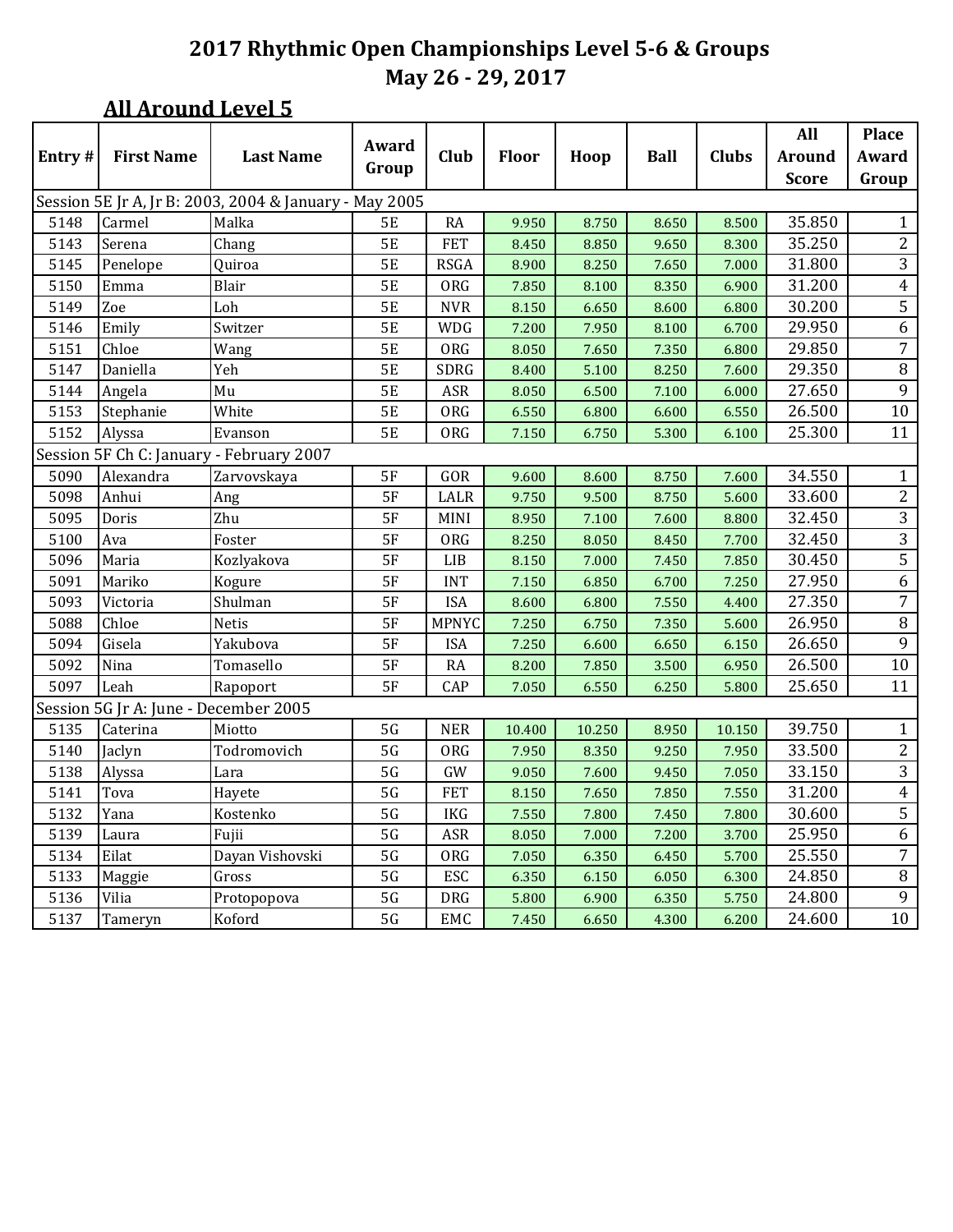# 2017 Rhythmic Open Championships Level 5-6 & Groups

## May 26 - 29, 2017

### All Around Level 5

| Entry # | First Name | Last Name | Award Group | Club | Floor | Hoop | Ball | Clubs | All Around Score | Place Award Group |
|---|---|---|---|---|---|---|---|---|---|---|
| Session 5E Jr A, Jr B: 2003, 2004 & January - May 2005 | | | | | | | | | | |
| 5148 | Carmel | Malka | 5E | RA | 9.950 | 8.750 | 8.650 | 8.500 | 35.850 | 1 |
| 5143 | Serena | Chang | 5E | FET | 8.450 | 8.850 | 9.650 | 8.300 | 35.250 | 2 |
| 5145 | Penelope | Quiroa | 5E | RSGA | 8.900 | 8.250 | 7.650 | 7.000 | 31.800 | 3 |
| 5150 | Emma | Blair | 5E | ORG | 7.850 | 8.100 | 8.350 | 6.900 | 31.200 | 4 |
| 5149 | Zoe | Loh | 5E | NVR | 8.150 | 6.650 | 8.600 | 6.800 | 30.200 | 5 |
| 5146 | Emily | Switzer | 5E | WDG | 7.200 | 7.950 | 8.100 | 6.700 | 29.950 | 6 |
| 5151 | Chloe | Wang | 5E | ORG | 8.050 | 7.650 | 7.350 | 6.800 | 29.850 | 7 |
| 5147 | Daniella | Yeh | 5E | SDRG | 8.400 | 5.100 | 8.250 | 7.600 | 29.350 | 8 |
| 5144 | Angela | Mu | 5E | ASR | 8.050 | 6.500 | 7.100 | 6.000 | 27.650 | 9 |
| 5153 | Stephanie | White | 5E | ORG | 6.550 | 6.800 | 6.600 | 6.550 | 26.500 | 10 |
| 5152 | Alyssa | Evanson | 5E | ORG | 7.150 | 6.750 | 5.300 | 6.100 | 25.300 | 11 |
| Session 5F Ch C: January - February 2007 | | | | | | | | | | |
| 5090 | Alexandra | Zarvovskaya | 5F | GOR | 9.600 | 8.600 | 8.750 | 7.600 | 34.550 | 1 |
| 5098 | Anhui | Ang | 5F | LALR | 9.750 | 9.500 | 8.750 | 5.600 | 33.600 | 2 |
| 5095 | Doris | Zhu | 5F | MINI | 8.950 | 7.100 | 7.600 | 8.800 | 32.450 | 3 |
| 5100 | Ava | Foster | 5F | ORG | 8.250 | 8.050 | 8.450 | 7.700 | 32.450 | 3 |
| 5096 | Maria | Kozlyakova | 5F | LIB | 8.150 | 7.000 | 7.450 | 7.850 | 30.450 | 5 |
| 5091 | Mariko | Kogure | 5F | INT | 7.150 | 6.850 | 6.700 | 7.250 | 27.950 | 6 |
| 5093 | Victoria | Shulman | 5F | ISA | 8.600 | 6.800 | 7.550 | 4.400 | 27.350 | 7 |
| 5088 | Chloe | Netis | 5F | MPNYC | 7.250 | 6.750 | 7.350 | 5.600 | 26.950 | 8 |
| 5094 | Gisela | Yakubova | 5F | ISA | 7.250 | 6.600 | 6.650 | 6.150 | 26.650 | 9 |
| 5092 | Nina | Tomasello | 5F | RA | 8.200 | 7.850 | 3.500 | 6.950 | 26.500 | 10 |
| 5097 | Leah | Rapoport | 5F | CAP | 7.050 | 6.550 | 6.250 | 5.800 | 25.650 | 11 |
| Session 5G Jr A: June - December 2005 | | | | | | | | | | |
| 5135 | Caterina | Miotto | 5G | NER | 10.400 | 10.250 | 8.950 | 10.150 | 39.750 | 1 |
| 5140 | Jaclyn | Todromovich | 5G | ORG | 7.950 | 8.350 | 9.250 | 7.950 | 33.500 | 2 |
| 5138 | Alyssa | Lara | 5G | GW | 9.050 | 7.600 | 9.450 | 7.050 | 33.150 | 3 |
| 5141 | Tova | Hayete | 5G | FET | 8.150 | 7.650 | 7.850 | 7.550 | 31.200 | 4 |
| 5132 | Yana | Kostenko | 5G | IKG | 7.550 | 7.800 | 7.450 | 7.800 | 30.600 | 5 |
| 5139 | Laura | Fujii | 5G | ASR | 8.050 | 7.000 | 7.200 | 3.700 | 25.950 | 6 |
| 5134 | Eilat | Dayan Vishovski | 5G | ORG | 7.050 | 6.350 | 6.450 | 5.700 | 25.550 | 7 |
| 5133 | Maggie | Gross | 5G | ESC | 6.350 | 6.150 | 6.050 | 6.300 | 24.850 | 8 |
| 5136 | Vilia | Protopopova | 5G | DRG | 5.800 | 6.900 | 6.350 | 5.750 | 24.800 | 9 |
| 5137 | Tameryn | Koford | 5G | EMC | 7.450 | 6.650 | 4.300 | 6.200 | 24.600 | 10 |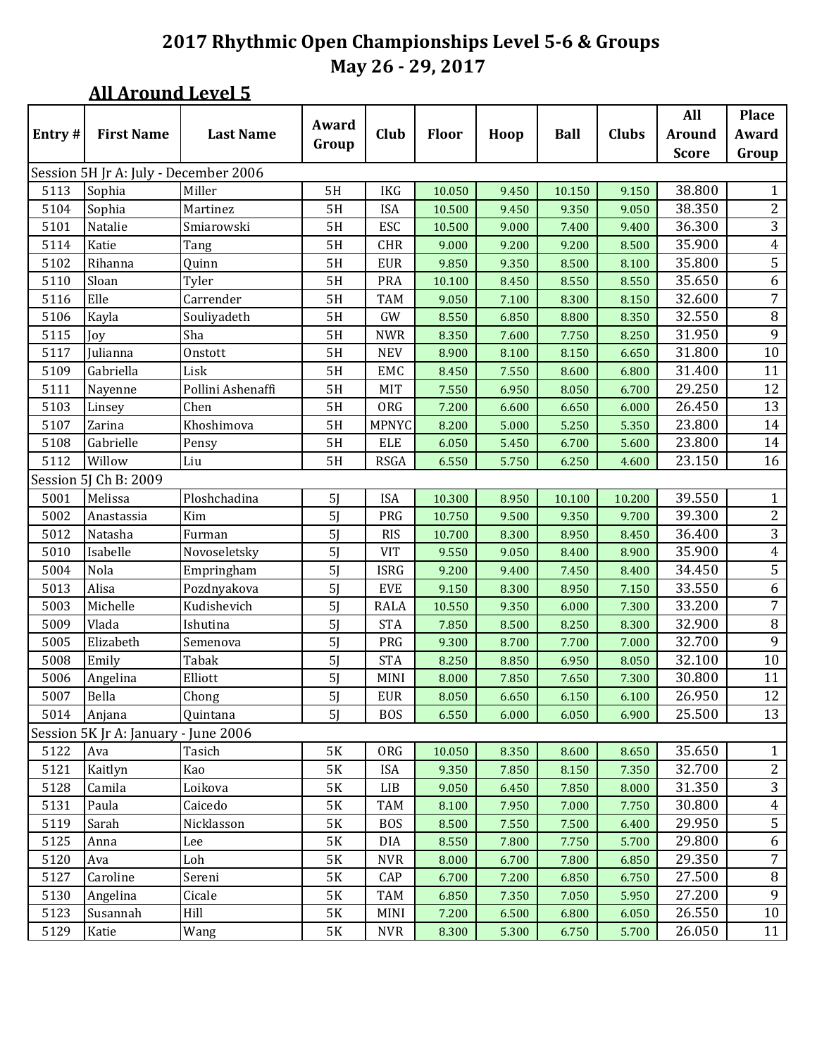# 2017 Rhythmic Open Championships Level 5-6 & Groups
## May 26 - 29, 2017

### All Around Level 5

| Entry # | First Name | Last Name | Award Group | Club | Floor | Hoop | Ball | Clubs | All Around Score | Place Award Group |
|---|---|---|---|---|---|---|---|---|---|---|
| Session 5H Jr A: July - December 2006 | | | | | | | | | | |
| 5113 | Sophia | Miller | 5H | IKG | 10.050 | 9.450 | 10.150 | 9.150 | 38.800 | 1 |
| 5104 | Sophia | Martinez | 5H | ISA | 10.500 | 9.450 | 9.350 | 9.050 | 38.350 | 2 |
| 5101 | Natalie | Smiarowski | 5H | ESC | 10.500 | 9.000 | 7.400 | 9.400 | 36.300 | 3 |
| 5114 | Katie | Tang | 5H | CHR | 9.000 | 9.200 | 9.200 | 8.500 | 35.900 | 4 |
| 5102 | Rihanna | Quinn | 5H | EUR | 9.850 | 9.350 | 8.500 | 8.100 | 35.800 | 5 |
| 5110 | Sloan | Tyler | 5H | PRA | 10.100 | 8.450 | 8.550 | 8.550 | 35.650 | 6 |
| 5116 | Elle | Carrender | 5H | TAM | 9.050 | 7.100 | 8.300 | 8.150 | 32.600 | 7 |
| 5106 | Kayla | Souliyadeth | 5H | GW | 8.550 | 6.850 | 8.800 | 8.350 | 32.550 | 8 |
| 5115 | Joy | Sha | 5H | NWR | 8.350 | 7.600 | 7.750 | 8.250 | 31.950 | 9 |
| 5117 | Julianna | Onstott | 5H | NEV | 8.900 | 8.100 | 8.150 | 6.650 | 31.800 | 10 |
| 5109 | Gabriella | Lisk | 5H | EMC | 8.450 | 7.550 | 8.600 | 6.800 | 31.400 | 11 |
| 5111 | Nayenne | Pollini Ashenaffi | 5H | MIT | 7.550 | 6.950 | 8.050 | 6.700 | 29.250 | 12 |
| 5103 | Linsey | Chen | 5H | ORG | 7.200 | 6.600 | 6.650 | 6.000 | 26.450 | 13 |
| 5107 | Zarina | Khoshimova | 5H | MPNYC | 8.200 | 5.000 | 5.250 | 5.350 | 23.800 | 14 |
| 5108 | Gabrielle | Pensy | 5H | ELE | 6.050 | 5.450 | 6.700 | 5.600 | 23.800 | 14 |
| 5112 | Willow | Liu | 5H | RSGA | 6.550 | 5.750 | 6.250 | 4.600 | 23.150 | 16 |
| Session 5J Ch B: 2009 | | | | | | | | | | |
| 5001 | Melissa | Ploshchadina | 5J | ISA | 10.300 | 8.950 | 10.100 | 10.200 | 39.550 | 1 |
| 5002 | Anastassia | Kim | 5J | PRG | 10.750 | 9.500 | 9.350 | 9.700 | 39.300 | 2 |
| 5012 | Natasha | Furman | 5J | RIS | 10.700 | 8.300 | 8.950 | 8.450 | 36.400 | 3 |
| 5010 | Isabelle | Novoseletsky | 5J | VIT | 9.550 | 9.050 | 8.400 | 8.900 | 35.900 | 4 |
| 5004 | Nola | Empringham | 5J | ISRG | 9.200 | 9.400 | 7.450 | 8.400 | 34.450 | 5 |
| 5013 | Alisa | Pozdnyakova | 5J | EVE | 9.150 | 8.300 | 8.950 | 7.150 | 33.550 | 6 |
| 5003 | Michelle | Kudishevich | 5J | RALA | 10.550 | 9.350 | 6.000 | 7.300 | 33.200 | 7 |
| 5009 | Vlada | Ishutina | 5J | STA | 7.850 | 8.500 | 8.250 | 8.300 | 32.900 | 8 |
| 5005 | Elizabeth | Semenova | 5J | PRG | 9.300 | 8.700 | 7.700 | 7.000 | 32.700 | 9 |
| 5008 | Emily | Tabak | 5J | STA | 8.250 | 8.850 | 6.950 | 8.050 | 32.100 | 10 |
| 5006 | Angelina | Elliott | 5J | MINI | 8.000 | 7.850 | 7.650 | 7.300 | 30.800 | 11 |
| 5007 | Bella | Chong | 5J | EUR | 8.050 | 6.650 | 6.150 | 6.100 | 26.950 | 12 |
| 5014 | Anjana | Quintana | 5J | BOS | 6.550 | 6.000 | 6.050 | 6.900 | 25.500 | 13 |
| Session 5K Jr A: January - June 2006 | | | | | | | | | | |
| 5122 | Ava | Tasich | 5K | ORG | 10.050 | 8.350 | 8.600 | 8.650 | 35.650 | 1 |
| 5121 | Kaitlyn | Kao | 5K | ISA | 9.350 | 7.850 | 8.150 | 7.350 | 32.700 | 2 |
| 5128 | Camila | Loikova | 5K | LIB | 9.050 | 6.450 | 7.850 | 8.000 | 31.350 | 3 |
| 5131 | Paula | Caicedo | 5K | TAM | 8.100 | 7.950 | 7.000 | 7.750 | 30.800 | 4 |
| 5119 | Sarah | Nicklasson | 5K | BOS | 8.500 | 7.550 | 7.500 | 6.400 | 29.950 | 5 |
| 5125 | Anna | Lee | 5K | DIA | 8.550 | 7.800 | 7.750 | 5.700 | 29.800 | 6 |
| 5120 | Ava | Loh | 5K | NVR | 8.000 | 6.700 | 7.800 | 6.850 | 29.350 | 7 |
| 5127 | Caroline | Sereni | 5K | CAP | 6.700 | 7.200 | 6.850 | 6.750 | 27.500 | 8 |
| 5130 | Angelina | Cicale | 5K | TAM | 6.850 | 7.350 | 7.050 | 5.950 | 27.200 | 9 |
| 5123 | Susannah | Hill | 5K | MINI | 7.200 | 6.500 | 6.800 | 6.050 | 26.550 | 10 |
| 5129 | Katie | Wang | 5K | NVR | 8.300 | 5.300 | 6.750 | 5.700 | 26.050 | 11 |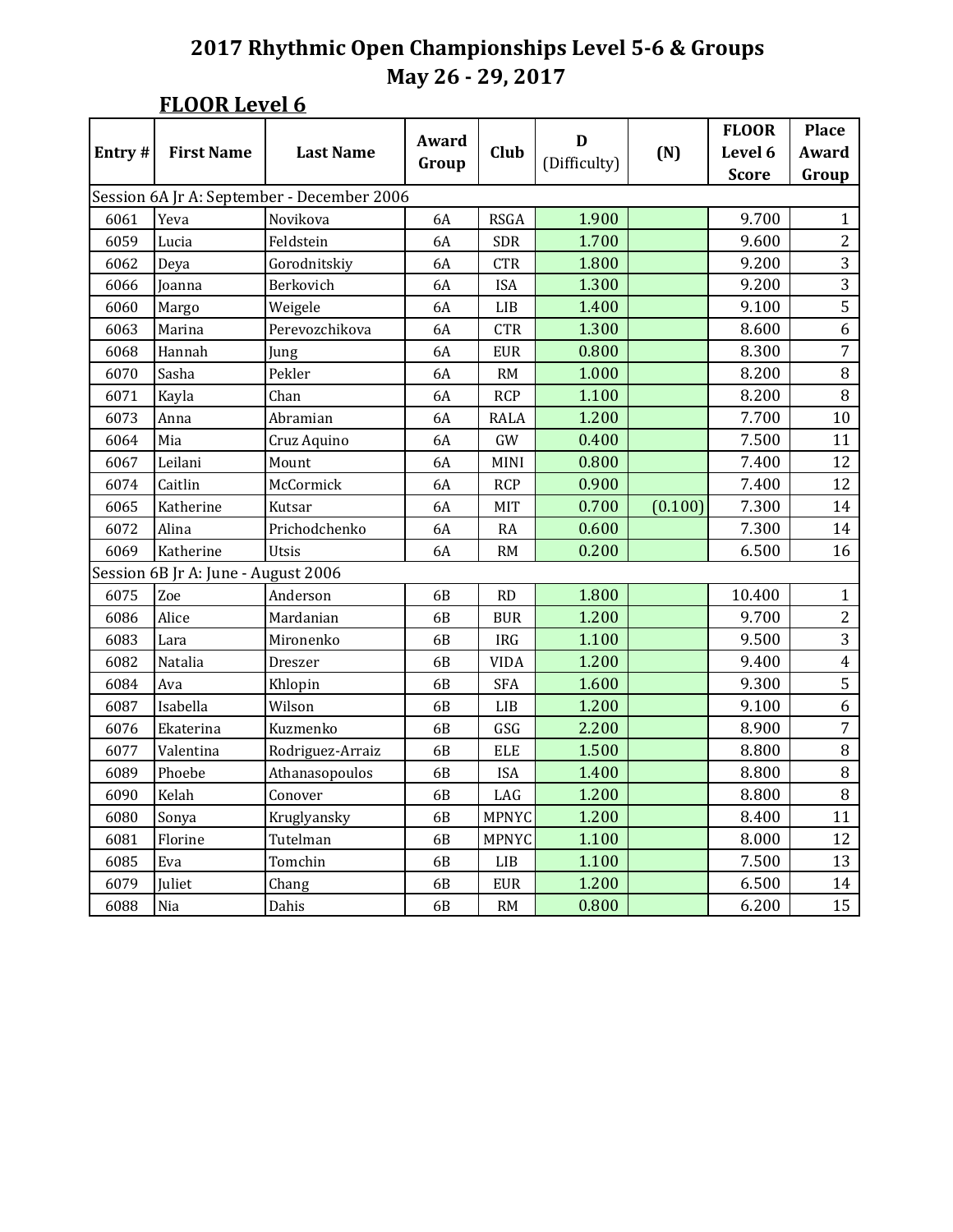# 2017 Rhythmic Open Championships Level 5-6 & Groups
## May 26 - 29, 2017

### FLOOR Level 6

| Entry # | First Name | Last Name | Award Group | Club | D (Difficulty) | (N) | FLOOR Level 6 Score | Place Award Group |
|---|---|---|---|---|---|---|---|---|
| Session 6A Jr A: September - December 2006 | | | | | | | | |
| 6061 | Yeva | Novikova | 6A | RSGA | 1.900 | | 9.700 | 1 |
| 6059 | Lucia | Feldstein | 6A | SDR | 1.700 | | 9.600 | 2 |
| 6062 | Deya | Gorodnitskiy | 6A | CTR | 1.800 | | 9.200 | 3 |
| 6066 | Joanna | Berkovich | 6A | ISA | 1.300 | | 9.200 | 3 |
| 6060 | Margo | Weigele | 6A | LIB | 1.400 | | 9.100 | 5 |
| 6063 | Marina | Perevozchikova | 6A | CTR | 1.300 | | 8.600 | 6 |
| 6068 | Hannah | Jung | 6A | EUR | 0.800 | | 8.300 | 7 |
| 6070 | Sasha | Pekler | 6A | RM | 1.000 | | 8.200 | 8 |
| 6071 | Kayla | Chan | 6A | RCP | 1.100 | | 8.200 | 8 |
| 6073 | Anna | Abramian | 6A | RALA | 1.200 | | 7.700 | 10 |
| 6064 | Mia | Cruz Aquino | 6A | GW | 0.400 | | 7.500 | 11 |
| 6067 | Leilani | Mount | 6A | MINI | 0.800 | | 7.400 | 12 |
| 6074 | Caitlin | McCormick | 6A | RCP | 0.900 | | 7.400 | 12 |
| 6065 | Katherine | Kutsar | 6A | MIT | 0.700 | (0.100) | 7.300 | 14 |
| 6072 | Alina | Prichodchenko | 6A | RA | 0.600 | | 7.300 | 14 |
| 6069 | Katherine | Utsis | 6A | RM | 0.200 | | 6.500 | 16 |
| Session 6B Jr A: June - August 2006 | | | | | | | | |
| 6075 | Zoe | Anderson | 6B | RD | 1.800 | | 10.400 | 1 |
| 6086 | Alice | Mardanian | 6B | BUR | 1.200 | | 9.700 | 2 |
| 6083 | Lara | Mironenko | 6B | IRG | 1.100 | | 9.500 | 3 |
| 6082 | Natalia | Dreszer | 6B | VIDA | 1.200 | | 9.400 | 4 |
| 6084 | Ava | Khlopin | 6B | SFA | 1.600 | | 9.300 | 5 |
| 6087 | Isabella | Wilson | 6B | LIB | 1.200 | | 9.100 | 6 |
| 6076 | Ekaterina | Kuzmenko | 6B | GSG | 2.200 | | 8.900 | 7 |
| 6077 | Valentina | Rodriguez-Arraiz | 6B | ELE | 1.500 | | 8.800 | 8 |
| 6089 | Phoebe | Athanasopoulos | 6B | ISA | 1.400 | | 8.800 | 8 |
| 6090 | Kelah | Conover | 6B | LAG | 1.200 | | 8.800 | 8 |
| 6080 | Sonya | Kruglyansky | 6B | MPNYC | 1.200 | | 8.400 | 11 |
| 6081 | Florine | Tutelman | 6B | MPNYC | 1.100 | | 8.000 | 12 |
| 6085 | Eva | Tomchin | 6B | LIB | 1.100 | | 7.500 | 13 |
| 6079 | Juliet | Chang | 6B | EUR | 1.200 | | 6.500 | 14 |
| 6088 | Nia | Dahis | 6B | RM | 0.800 | | 6.200 | 15 |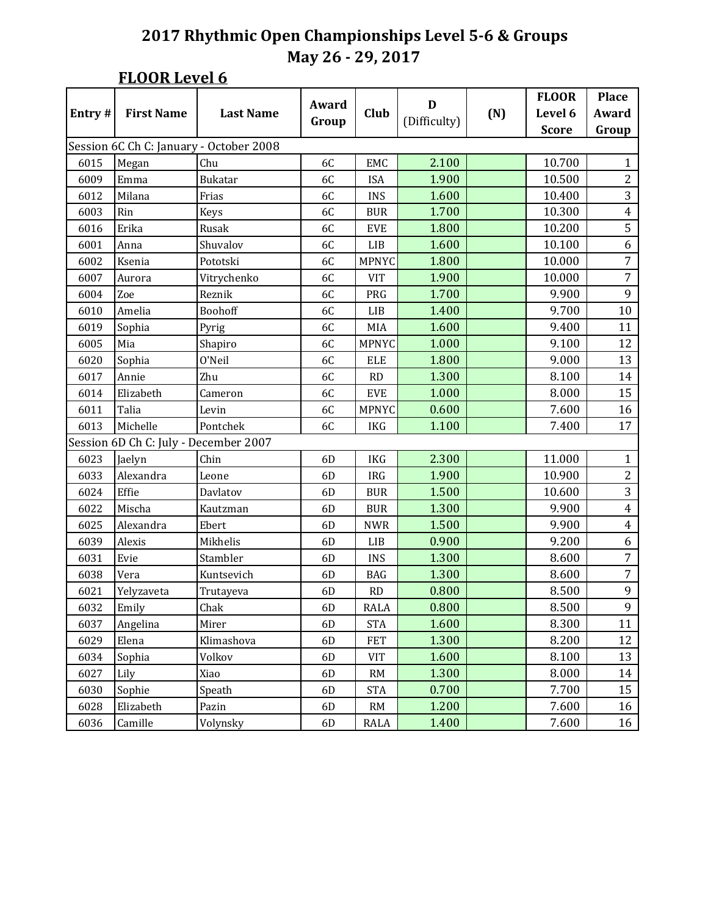# 2017 Rhythmic Open Championships Level 5-6 & Groups
## May 26 - 29, 2017

### FLOOR Level 6

| Entry # | First Name | Last Name | Award Group | Club | D (Difficulty) | (N) | FLOOR Level 6 Score | Place Award Group |
|---|---|---|---|---|---|---|---|---|
| Session 6C Ch C: January - October 2008 | | | | | | | | |
| 6015 | Megan | Chu | 6C | EMC | 2.100 | | 10.700 | 1 |
| 6009 | Emma | Bukatar | 6C | ISA | 1.900 | | 10.500 | 2 |
| 6012 | Milana | Frias | 6C | INS | 1.600 | | 10.400 | 3 |
| 6003 | Rin | Keys | 6C | BUR | 1.700 | | 10.300 | 4 |
| 6016 | Erika | Rusak | 6C | EVE | 1.800 | | 10.200 | 5 |
| 6001 | Anna | Shuvalov | 6C | LIB | 1.600 | | 10.100 | 6 |
| 6002 | Ksenia | Pototski | 6C | MPNYC | 1.800 | | 10.000 | 7 |
| 6007 | Aurora | Vitrychenko | 6C | VIT | 1.900 | | 10.000 | 7 |
| 6004 | Zoe | Reznik | 6C | PRG | 1.700 | | 9.900 | 9 |
| 6010 | Amelia | Boohoff | 6C | LIB | 1.400 | | 9.700 | 10 |
| 6019 | Sophia | Pyrig | 6C | MIA | 1.600 | | 9.400 | 11 |
| 6005 | Mia | Shapiro | 6C | MPNYC | 1.000 | | 9.100 | 12 |
| 6020 | Sophia | O'Neil | 6C | ELE | 1.800 | | 9.000 | 13 |
| 6017 | Annie | Zhu | 6C | RD | 1.300 | | 8.100 | 14 |
| 6014 | Elizabeth | Cameron | 6C | EVE | 1.000 | | 8.000 | 15 |
| 6011 | Talia | Levin | 6C | MPNYC | 0.600 | | 7.600 | 16 |
| 6013 | Michelle | Pontchek | 6C | IKG | 1.100 | | 7.400 | 17 |
| Session 6D Ch C: July - December 2007 | | | | | | | | |
| 6023 | Jaelyn | Chin | 6D | IKG | 2.300 | | 11.000 | 1 |
| 6033 | Alexandra | Leone | 6D | IRG | 1.900 | | 10.900 | 2 |
| 6024 | Effie | Davlatov | 6D | BUR | 1.500 | | 10.600 | 3 |
| 6022 | Mischa | Kautzman | 6D | BUR | 1.300 | | 9.900 | 4 |
| 6025 | Alexandra | Ebert | 6D | NWR | 1.500 | | 9.900 | 4 |
| 6039 | Alexis | Mikhelis | 6D | LIB | 0.900 | | 9.200 | 6 |
| 6031 | Evie | Stambler | 6D | INS | 1.300 | | 8.600 | 7 |
| 6038 | Vera | Kuntsevich | 6D | BAG | 1.300 | | 8.600 | 7 |
| 6021 | Yelyzaveta | Trutayeva | 6D | RD | 0.800 | | 8.500 | 9 |
| 6032 | Emily | Chak | 6D | RALA | 0.800 | | 8.500 | 9 |
| 6037 | Angelina | Mirer | 6D | STA | 1.600 | | 8.300 | 11 |
| 6029 | Elena | Klimashova | 6D | FET | 1.300 | | 8.200 | 12 |
| 6034 | Sophia | Volkov | 6D | VIT | 1.600 | | 8.100 | 13 |
| 6027 | Lily | Xiao | 6D | RM | 1.300 | | 8.000 | 14 |
| 6030 | Sophie | Speath | 6D | STA | 0.700 | | 7.700 | 15 |
| 6028 | Elizabeth | Pazin | 6D | RM | 1.200 | | 7.600 | 16 |
| 6036 | Camille | Volynsky | 6D | RALA | 1.400 | | 7.600 | 16 |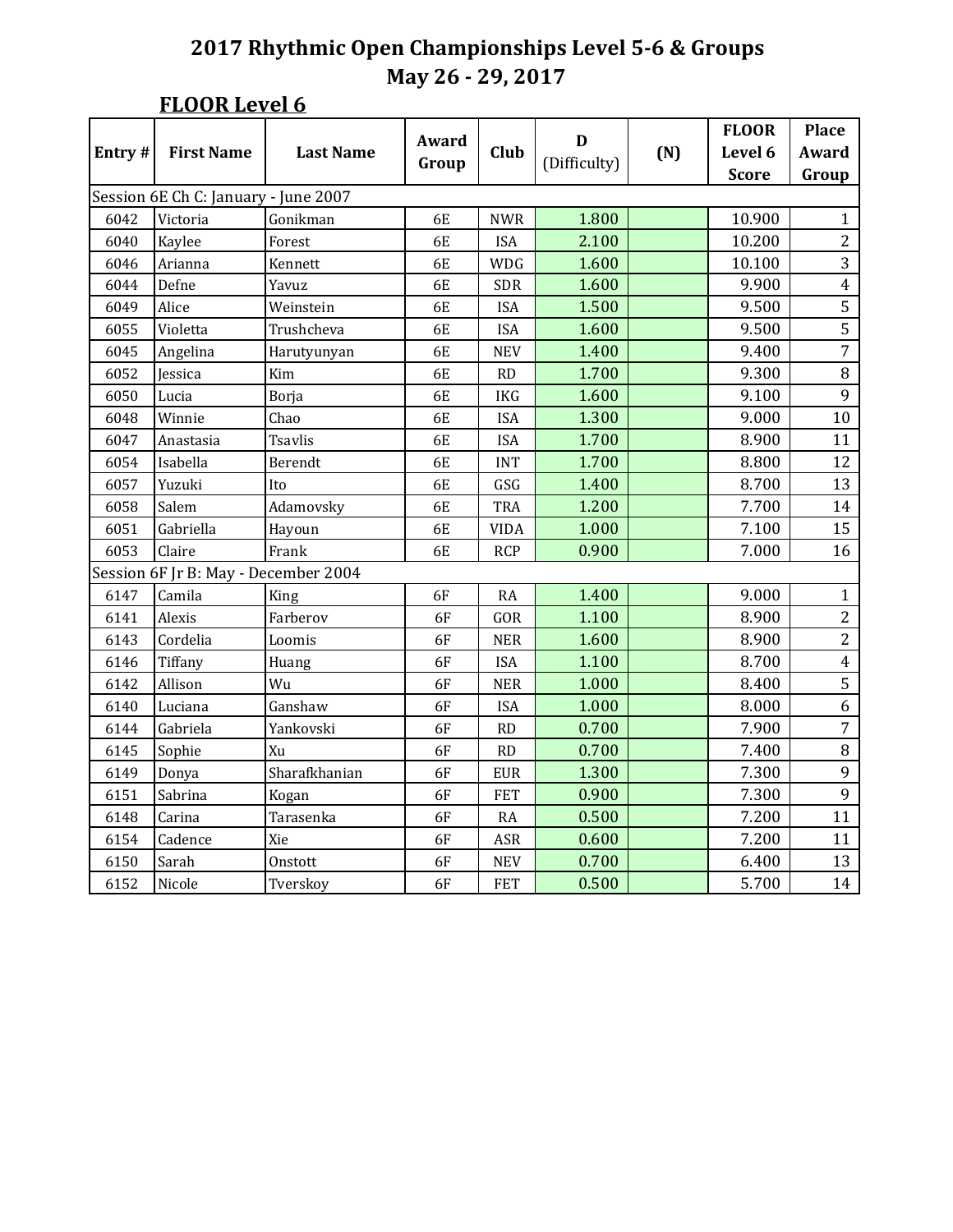# 2017 Rhythmic Open Championships Level 5-6 & Groups
## May 26 - 29, 2017

### FLOOR Level 6

| Entry # | First Name | Last Name | Award Group | Club | D (Difficulty) | (N) | FLOOR Level 6 Score | Place Award Group |
|---|---|---|---|---|---|---|---|---|
| Session 6E Ch C: January - June 2007 | | | | | | | | |
| 6042 | Victoria | Gonikman | 6E | NWR | 1.800 | | 10.900 | 1 |
| 6040 | Kaylee | Forest | 6E | ISA | 2.100 | | 10.200 | 2 |
| 6046 | Arianna | Kennett | 6E | WDG | 1.600 | | 10.100 | 3 |
| 6044 | Defne | Yavuz | 6E | SDR | 1.600 | | 9.900 | 4 |
| 6049 | Alice | Weinstein | 6E | ISA | 1.500 | | 9.500 | 5 |
| 6055 | Violetta | Trushcheva | 6E | ISA | 1.600 | | 9.500 | 5 |
| 6045 | Angelina | Harutyunyan | 6E | NEV | 1.400 | | 9.400 | 7 |
| 6052 | Jessica | Kim | 6E | RD | 1.700 | | 9.300 | 8 |
| 6050 | Lucia | Borja | 6E | IKG | 1.600 | | 9.100 | 9 |
| 6048 | Winnie | Chao | 6E | ISA | 1.300 | | 9.000 | 10 |
| 6047 | Anastasia | Tsavlis | 6E | ISA | 1.700 | | 8.900 | 11 |
| 6054 | Isabella | Berendt | 6E | INT | 1.700 | | 8.800 | 12 |
| 6057 | Yuzuki | Ito | 6E | GSG | 1.400 | | 8.700 | 13 |
| 6058 | Salem | Adamovsky | 6E | TRA | 1.200 | | 7.700 | 14 |
| 6051 | Gabriella | Hayoun | 6E | VIDA | 1.000 | | 7.100 | 15 |
| 6053 | Claire | Frank | 6E | RCP | 0.900 | | 7.000 | 16 |
| Session 6F Jr B: May - December 2004 | | | | | | | | |
| 6147 | Camila | King | 6F | RA | 1.400 | | 9.000 | 1 |
| 6141 | Alexis | Farberov | 6F | GOR | 1.100 | | 8.900 | 2 |
| 6143 | Cordelia | Loomis | 6F | NER | 1.600 | | 8.900 | 2 |
| 6146 | Tiffany | Huang | 6F | ISA | 1.100 | | 8.700 | 4 |
| 6142 | Allison | Wu | 6F | NER | 1.000 | | 8.400 | 5 |
| 6140 | Luciana | Ganshaw | 6F | ISA | 1.000 | | 8.000 | 6 |
| 6144 | Gabriela | Yankovski | 6F | RD | 0.700 | | 7.900 | 7 |
| 6145 | Sophie | Xu | 6F | RD | 0.700 | | 7.400 | 8 |
| 6149 | Donya | Sharafkhanian | 6F | EUR | 1.300 | | 7.300 | 9 |
| 6151 | Sabrina | Kogan | 6F | FET | 0.900 | | 7.300 | 9 |
| 6148 | Carina | Tarasenka | 6F | RA | 0.500 | | 7.200 | 11 |
| 6154 | Cadence | Xie | 6F | ASR | 0.600 | | 7.200 | 11 |
| 6150 | Sarah | Onstott | 6F | NEV | 0.700 | | 6.400 | 13 |
| 6152 | Nicole | Tverskoy | 6F | FET | 0.500 | | 5.700 | 14 |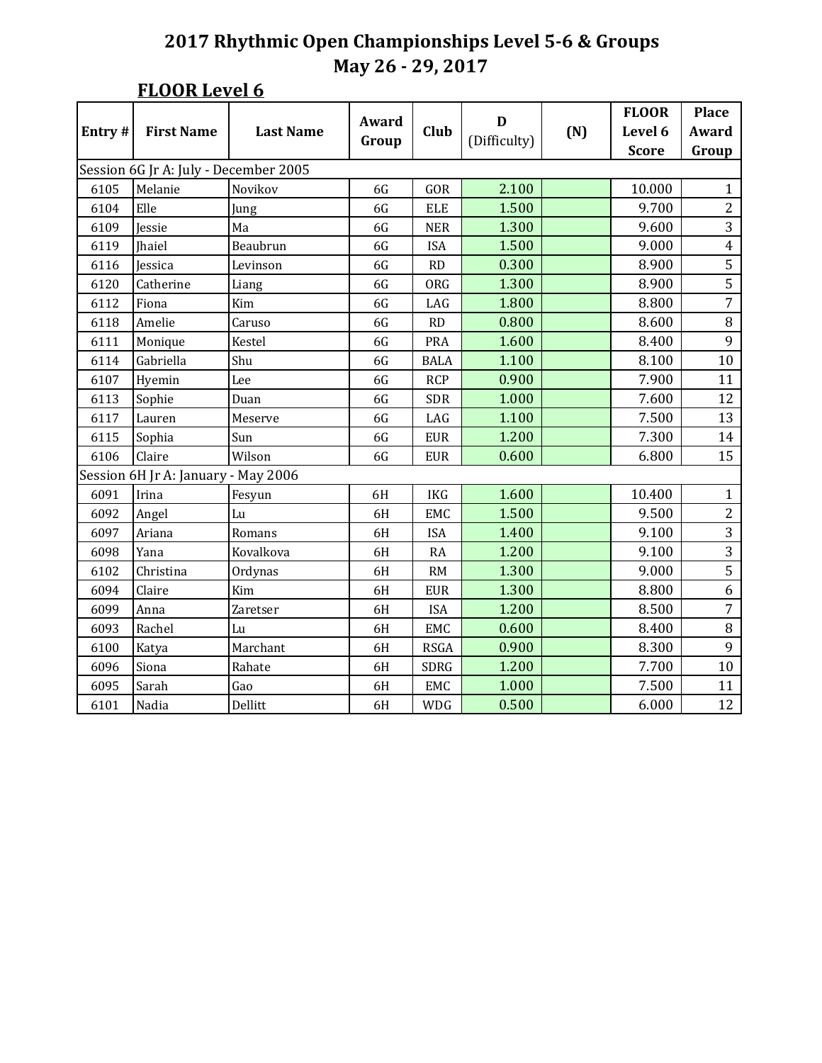# 2017 Rhythmic Open Championships Level 5-6 & Groups
## May 26 - 29, 2017

### FLOOR Level 6

| Entry # | First Name | Last Name | Award Group | Club | D (Difficulty) | (N) | FLOOR Level 6 Score | Place Award Group |
|---|---|---|---|---|---|---|---|---|
| Session 6G Jr A: July - December 2005 | | | | | | | | |
| 6105 | Melanie | Novikov | 6G | GOR | 2.100 | | 10.000 | 1 |
| 6104 | Elle | Jung | 6G | ELE | 1.500 | | 9.700 | 2 |
| 6109 | Jessie | Ma | 6G | NER | 1.300 | | 9.600 | 3 |
| 6119 | Jhaiel | Beaubrun | 6G | ISA | 1.500 | | 9.000 | 4 |
| 6116 | Jessica | Levinson | 6G | RD | 0.300 | | 8.900 | 5 |
| 6120 | Catherine | Liang | 6G | ORG | 1.300 | | 8.900 | 5 |
| 6112 | Fiona | Kim | 6G | LAG | 1.800 | | 8.800 | 7 |
| 6118 | Amelie | Caruso | 6G | RD | 0.800 | | 8.600 | 8 |
| 6111 | Monique | Kestel | 6G | PRA | 1.600 | | 8.400 | 9 |
| 6114 | Gabriella | Shu | 6G | BALA | 1.100 | | 8.100 | 10 |
| 6107 | Hyemin | Lee | 6G | RCP | 0.900 | | 7.900 | 11 |
| 6113 | Sophie | Duan | 6G | SDR | 1.000 | | 7.600 | 12 |
| 6117 | Lauren | Meserve | 6G | LAG | 1.100 | | 7.500 | 13 |
| 6115 | Sophia | Sun | 6G | EUR | 1.200 | | 7.300 | 14 |
| 6106 | Claire | Wilson | 6G | EUR | 0.600 | | 6.800 | 15 |
| Session 6H Jr A: January - May 2006 | | | | | | | | |
| 6091 | Irina | Fesyun | 6H | IKG | 1.600 | | 10.400 | 1 |
| 6092 | Angel | Lu | 6H | EMC | 1.500 | | 9.500 | 2 |
| 6097 | Ariana | Romans | 6H | ISA | 1.400 | | 9.100 | 3 |
| 6098 | Yana | Kovalkova | 6H | RA | 1.200 | | 9.100 | 3 |
| 6102 | Christina | Ordynas | 6H | RM | 1.300 | | 9.000 | 5 |
| 6094 | Claire | Kim | 6H | EUR | 1.300 | | 8.800 | 6 |
| 6099 | Anna | Zaretser | 6H | ISA | 1.200 | | 8.500 | 7 |
| 6093 | Rachel | Lu | 6H | EMC | 0.600 | | 8.400 | 8 |
| 6100 | Katya | Marchant | 6H | RSGA | 0.900 | | 8.300 | 9 |
| 6096 | Siona | Rahate | 6H | SDRG | 1.200 | | 7.700 | 10 |
| 6095 | Sarah | Gao | 6H | EMC | 1.000 | | 7.500 | 11 |
| 6101 | Nadia | Dellitt | 6H | WDG | 0.500 | | 6.000 | 12 |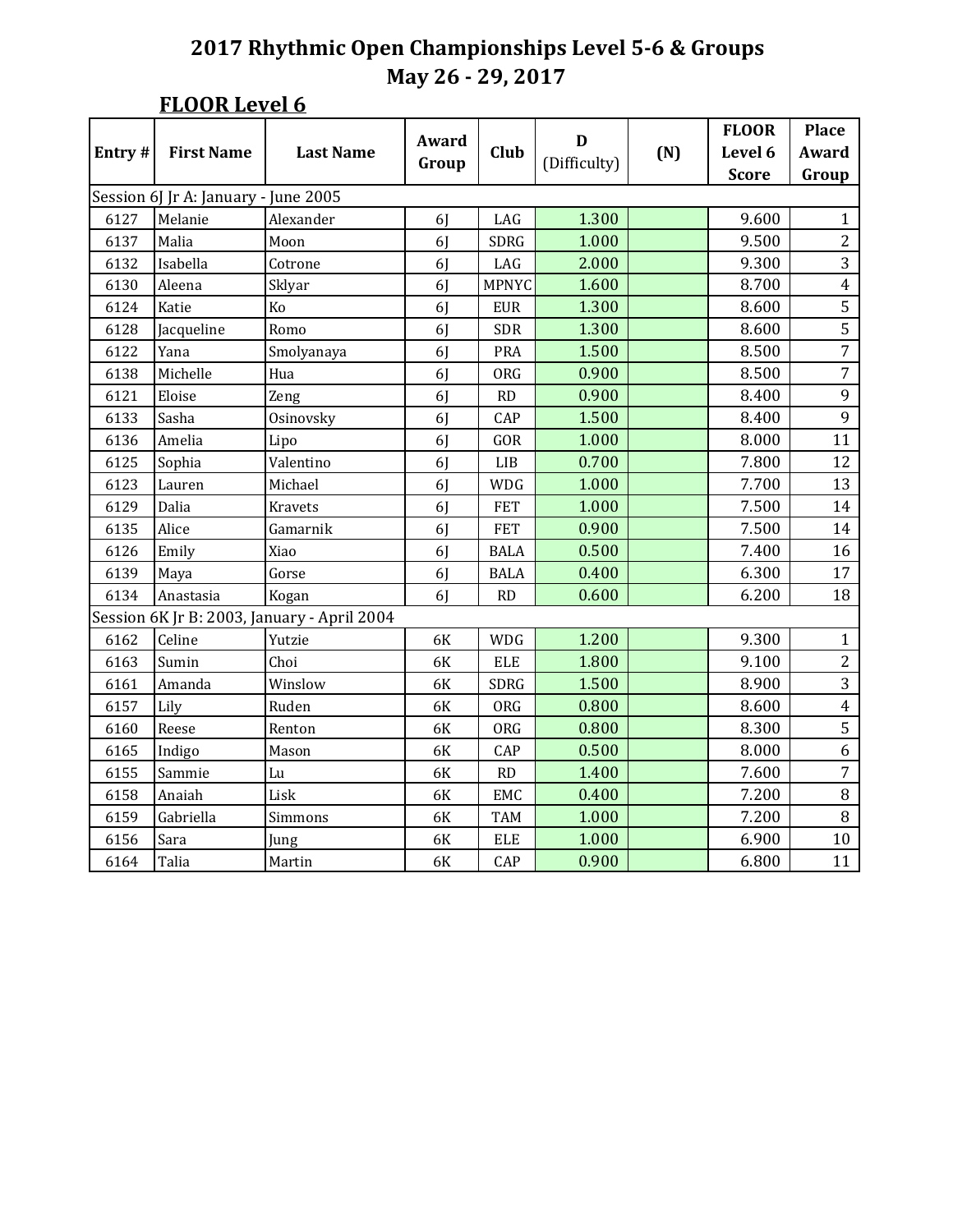# 2017 Rhythmic Open Championships Level 5-6 & Groups
## May 26 - 29, 2017

### FLOOR Level 6

| Entry # | First Name | Last Name | Award Group | Club | D (Difficulty) | (N) | FLOOR Level 6 Score | Place Award Group |
|---|---|---|---|---|---|---|---|---|
| Session 6J Jr A: January - June 2005 | | | | | | | | |
| 6127 | Melanie | Alexander | 6J | LAG | 1.300 | | 9.600 | 1 |
| 6137 | Malia | Moon | 6J | SDRG | 1.000 | | 9.500 | 2 |
| 6132 | Isabella | Cotrone | 6J | LAG | 2.000 | | 9.300 | 3 |
| 6130 | Aleena | Sklyar | 6J | MPNYC | 1.600 | | 8.700 | 4 |
| 6124 | Katie | Ko | 6J | EUR | 1.300 | | 8.600 | 5 |
| 6128 | Jacqueline | Romo | 6J | SDR | 1.300 | | 8.600 | 5 |
| 6122 | Yana | Smolyanaya | 6J | PRA | 1.500 | | 8.500 | 7 |
| 6138 | Michelle | Hua | 6J | ORG | 0.900 | | 8.500 | 7 |
| 6121 | Eloise | Zeng | 6J | RD | 0.900 | | 8.400 | 9 |
| 6133 | Sasha | Osinovsky | 6J | CAP | 1.500 | | 8.400 | 9 |
| 6136 | Amelia | Lipo | 6J | GOR | 1.000 | | 8.000 | 11 |
| 6125 | Sophia | Valentino | 6J | LIB | 0.700 | | 7.800 | 12 |
| 6123 | Lauren | Michael | 6J | WDG | 1.000 | | 7.700 | 13 |
| 6129 | Dalia | Kravets | 6J | FET | 1.000 | | 7.500 | 14 |
| 6135 | Alice | Gamarnik | 6J | FET | 0.900 | | 7.500 | 14 |
| 6126 | Emily | Xiao | 6J | BALA | 0.500 | | 7.400 | 16 |
| 6139 | Maya | Gorse | 6J | BALA | 0.400 | | 6.300 | 17 |
| 6134 | Anastasia | Kogan | 6J | RD | 0.600 | | 6.200 | 18 |
| Session 6K Jr B: 2003, January - April 2004 | | | | | | | | |
| 6162 | Celine | Yutzie | 6K | WDG | 1.200 | | 9.300 | 1 |
| 6163 | Sumin | Choi | 6K | ELE | 1.800 | | 9.100 | 2 |
| 6161 | Amanda | Winslow | 6K | SDRG | 1.500 | | 8.900 | 3 |
| 6157 | Lily | Ruden | 6K | ORG | 0.800 | | 8.600 | 4 |
| 6160 | Reese | Renton | 6K | ORG | 0.800 | | 8.300 | 5 |
| 6165 | Indigo | Mason | 6K | CAP | 0.500 | | 8.000 | 6 |
| 6155 | Sammie | Lu | 6K | RD | 1.400 | | 7.600 | 7 |
| 6158 | Anaiah | Lisk | 6K | EMC | 0.400 | | 7.200 | 8 |
| 6159 | Gabriella | Simmons | 6K | TAM | 1.000 | | 7.200 | 8 |
| 6156 | Sara | Jung | 6K | ELE | 1.000 | | 6.900 | 10 |
| 6164 | Talia | Martin | 6K | CAP | 0.900 | | 6.800 | 11 |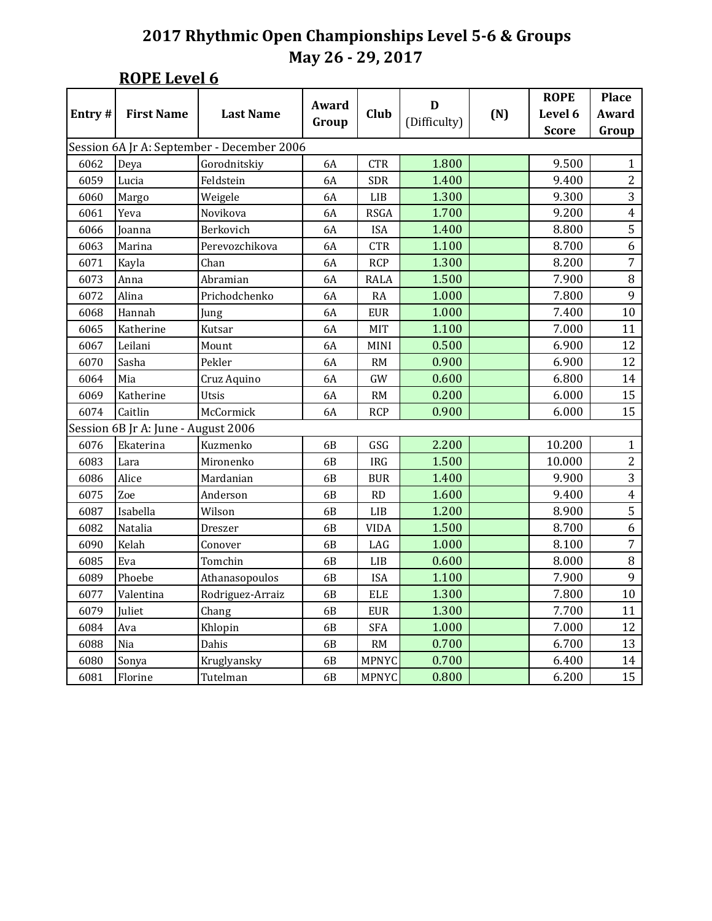# 2017 Rhythmic Open Championships Level 5-6 & Groups
## May 26 - 29, 2017

### ROPE Level 6

| Entry # | First Name | Last Name | Award Group | Club | D (Difficulty) | (N) | ROPE Level 6 Score | Place Award Group |
|---|---|---|---|---|---|---|---|---|
| Session 6A Jr A: September - December 2006 | | | | | | | | |
| 6062 | Deya | Gorodnitskiy | 6A | CTR | 1.800 | | 9.500 | 1 |
| 6059 | Lucia | Feldstein | 6A | SDR | 1.400 | | 9.400 | 2 |
| 6060 | Margo | Weigele | 6A | LIB | 1.300 | | 9.300 | 3 |
| 6061 | Yeva | Novikova | 6A | RSGA | 1.700 | | 9.200 | 4 |
| 6066 | Joanna | Berkovich | 6A | ISA | 1.400 | | 8.800 | 5 |
| 6063 | Marina | Perevozchikova | 6A | CTR | 1.100 | | 8.700 | 6 |
| 6071 | Kayla | Chan | 6A | RCP | 1.300 | | 8.200 | 7 |
| 6073 | Anna | Abramian | 6A | RALA | 1.500 | | 7.900 | 8 |
| 6072 | Alina | Prichodchenko | 6A | RA | 1.000 | | 7.800 | 9 |
| 6068 | Hannah | Jung | 6A | EUR | 1.000 | | 7.400 | 10 |
| 6065 | Katherine | Kutsar | 6A | MIT | 1.100 | | 7.000 | 11 |
| 6067 | Leilani | Mount | 6A | MINI | 0.500 | | 6.900 | 12 |
| 6070 | Sasha | Pekler | 6A | RM | 0.900 | | 6.900 | 12 |
| 6064 | Mia | Cruz Aquino | 6A | GW | 0.600 | | 6.800 | 14 |
| 6069 | Katherine | Utsis | 6A | RM | 0.200 | | 6.000 | 15 |
| 6074 | Caitlin | McCormick | 6A | RCP | 0.900 | | 6.000 | 15 |
| Session 6B Jr A: June - August 2006 | | | | | | | | |
| 6076 | Ekaterina | Kuzmenko | 6B | GSG | 2.200 | | 10.200 | 1 |
| 6083 | Lara | Mironenko | 6B | IRG | 1.500 | | 10.000 | 2 |
| 6086 | Alice | Mardanian | 6B | BUR | 1.400 | | 9.900 | 3 |
| 6075 | Zoe | Anderson | 6B | RD | 1.600 | | 9.400 | 4 |
| 6087 | Isabella | Wilson | 6B | LIB | 1.200 | | 8.900 | 5 |
| 6082 | Natalia | Dreszer | 6B | VIDA | 1.500 | | 8.700 | 6 |
| 6090 | Kelah | Conover | 6B | LAG | 1.000 | | 8.100 | 7 |
| 6085 | Eva | Tomchin | 6B | LIB | 0.600 | | 8.000 | 8 |
| 6089 | Phoebe | Athanasopoulos | 6B | ISA | 1.100 | | 7.900 | 9 |
| 6077 | Valentina | Rodriguez-Arraiz | 6B | ELE | 1.300 | | 7.800 | 10 |
| 6079 | Juliet | Chang | 6B | EUR | 1.300 | | 7.700 | 11 |
| 6084 | Ava | Khlopin | 6B | SFA | 1.000 | | 7.000 | 12 |
| 6088 | Nia | Dahis | 6B | RM | 0.700 | | 6.700 | 13 |
| 6080 | Sonya | Kruglyansky | 6B | MPNYC | 0.700 | | 6.400 | 14 |
| 6081 | Florine | Tutelman | 6B | MPNYC | 0.800 | | 6.200 | 15 |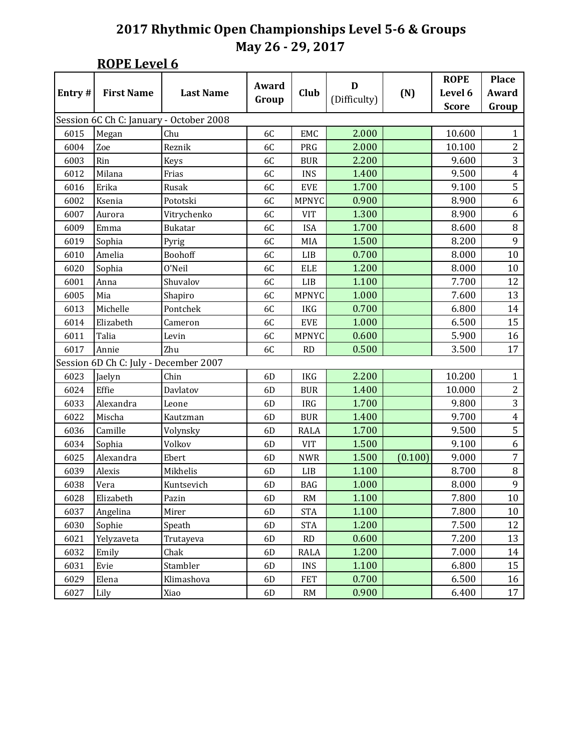# 2017 Rhythmic Open Championships Level 5-6 & Groups

## May 26 - 29, 2017

### ROPE Level 6

| Entry # | First Name | Last Name | Award Group | Club | D (Difficulty) | (N) | ROPE Level 6 Score | Place Award Group |
|---|---|---|---|---|---|---|---|---|
| Session 6C Ch C: January - October 2008 | | | | | | | | |
| 6015 | Megan | Chu | 6C | EMC | 2.000 | | 10.600 | 1 |
| 6004 | Zoe | Reznik | 6C | PRG | 2.000 | | 10.100 | 2 |
| 6003 | Rin | Keys | 6C | BUR | 2.200 | | 9.600 | 3 |
| 6012 | Milana | Frias | 6C | INS | 1.400 | | 9.500 | 4 |
| 6016 | Erika | Rusak | 6C | EVE | 1.700 | | 9.100 | 5 |
| 6002 | Ksenia | Pototski | 6C | MPNYC | 0.900 | | 8.900 | 6 |
| 6007 | Aurora | Vitrychenko | 6C | VIT | 1.300 | | 8.900 | 6 |
| 6009 | Emma | Bukatar | 6C | ISA | 1.700 | | 8.600 | 8 |
| 6019 | Sophia | Pyrig | 6C | MIA | 1.500 | | 8.200 | 9 |
| 6010 | Amelia | Boohoff | 6C | LIB | 0.700 | | 8.000 | 10 |
| 6020 | Sophia | O'Neil | 6C | ELE | 1.200 | | 8.000 | 10 |
| 6001 | Anna | Shuvalov | 6C | LIB | 1.100 | | 7.700 | 12 |
| 6005 | Mia | Shapiro | 6C | MPNYC | 1.000 | | 7.600 | 13 |
| 6013 | Michelle | Pontchek | 6C | IKG | 0.700 | | 6.800 | 14 |
| 6014 | Elizabeth | Cameron | 6C | EVE | 1.000 | | 6.500 | 15 |
| 6011 | Talia | Levin | 6C | MPNYC | 0.600 | | 5.900 | 16 |
| 6017 | Annie | Zhu | 6C | RD | 0.500 | | 3.500 | 17 |
| Session 6D Ch C: July - December 2007 | | | | | | | | |
| 6023 | Jaelyn | Chin | 6D | IKG | 2.200 | | 10.200 | 1 |
| 6024 | Effie | Davlatov | 6D | BUR | 1.400 | | 10.000 | 2 |
| 6033 | Alexandra | Leone | 6D | IRG | 1.700 | | 9.800 | 3 |
| 6022 | Mischa | Kautzman | 6D | BUR | 1.400 | | 9.700 | 4 |
| 6036 | Camille | Volynsky | 6D | RALA | 1.700 | | 9.500 | 5 |
| 6034 | Sophia | Volkov | 6D | VIT | 1.500 | | 9.100 | 6 |
| 6025 | Alexandra | Ebert | 6D | NWR | 1.500 | (0.100) | 9.000 | 7 |
| 6039 | Alexis | Mikhelis | 6D | LIB | 1.100 | | 8.700 | 8 |
| 6038 | Vera | Kuntsevich | 6D | BAG | 1.000 | | 8.000 | 9 |
| 6028 | Elizabeth | Pazin | 6D | RM | 1.100 | | 7.800 | 10 |
| 6037 | Angelina | Mirer | 6D | STA | 1.100 | | 7.800 | 10 |
| 6030 | Sophie | Speath | 6D | STA | 1.200 | | 7.500 | 12 |
| 6021 | Yelyzaveta | Trutayeva | 6D | RD | 0.600 | | 7.200 | 13 |
| 6032 | Emily | Chak | 6D | RALA | 1.200 | | 7.000 | 14 |
| 6031 | Evie | Stambler | 6D | INS | 1.100 | | 6.800 | 15 |
| 6029 | Elena | Klimashova | 6D | FET | 0.700 | | 6.500 | 16 |
| 6027 | Lily | Xiao | 6D | RM | 0.900 | | 6.400 | 17 |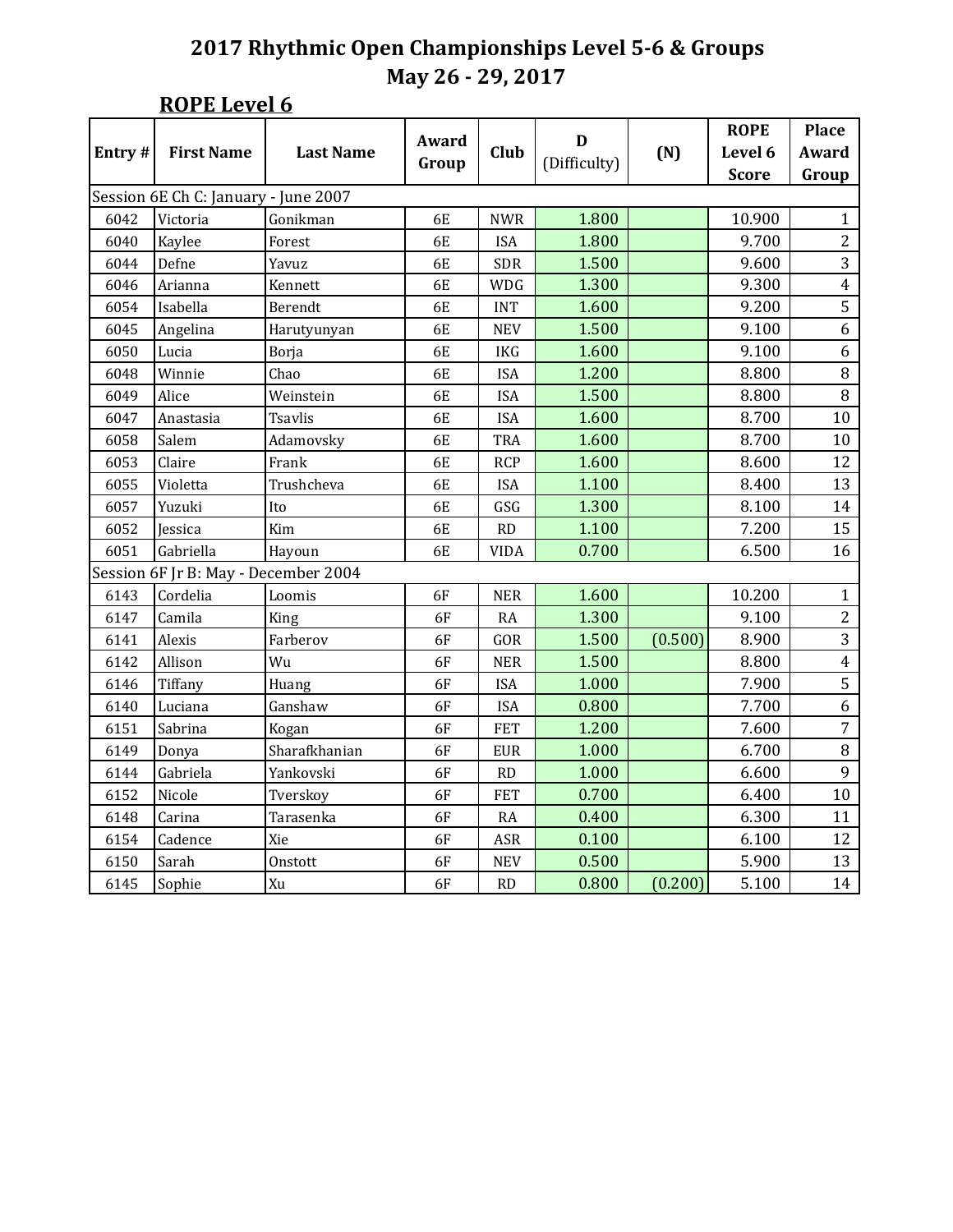# 2017 Rhythmic Open Championships Level 5-6 & Groups
## May 26 - 29, 2017

### ROPE Level 6

| Entry # | First Name | Last Name | Award Group | Club | D (Difficulty) | (N) | ROPE Level 6 Score | Place Award Group |
|---|---|---|---|---|---|---|---|---|
| Session 6E Ch C: January - June 2007 | | | | | | | | |
| 6042 | Victoria | Gonikman | 6E | NWR | 1.800 | | 10.900 | 1 |
| 6040 | Kaylee | Forest | 6E | ISA | 1.800 | | 9.700 | 2 |
| 6044 | Defne | Yavuz | 6E | SDR | 1.500 | | 9.600 | 3 |
| 6046 | Arianna | Kennett | 6E | WDG | 1.300 | | 9.300 | 4 |
| 6054 | Isabella | Berendt | 6E | INT | 1.600 | | 9.200 | 5 |
| 6045 | Angelina | Harutyunyan | 6E | NEV | 1.500 | | 9.100 | 6 |
| 6050 | Lucia | Borja | 6E | IKG | 1.600 | | 9.100 | 6 |
| 6048 | Winnie | Chao | 6E | ISA | 1.200 | | 8.800 | 8 |
| 6049 | Alice | Weinstein | 6E | ISA | 1.500 | | 8.800 | 8 |
| 6047 | Anastasia | Tsavlis | 6E | ISA | 1.600 | | 8.700 | 10 |
| 6058 | Salem | Adamovsky | 6E | TRA | 1.600 | | 8.700 | 10 |
| 6053 | Claire | Frank | 6E | RCP | 1.600 | | 8.600 | 12 |
| 6055 | Violetta | Trushcheva | 6E | ISA | 1.100 | | 8.400 | 13 |
| 6057 | Yuzuki | Ito | 6E | GSG | 1.300 | | 8.100 | 14 |
| 6052 | Jessica | Kim | 6E | RD | 1.100 | | 7.200 | 15 |
| 6051 | Gabriella | Hayoun | 6E | VIDA | 0.700 | | 6.500 | 16 |
| Session 6F Jr B: May - December 2004 | | | | | | | | |
| 6143 | Cordelia | Loomis | 6F | NER | 1.600 | | 10.200 | 1 |
| 6147 | Camila | King | 6F | RA | 1.300 | | 9.100 | 2 |
| 6141 | Alexis | Farberov | 6F | GOR | 1.500 | (0.500) | 8.900 | 3 |
| 6142 | Allison | Wu | 6F | NER | 1.500 | | 8.800 | 4 |
| 6146 | Tiffany | Huang | 6F | ISA | 1.000 | | 7.900 | 5 |
| 6140 | Luciana | Ganshaw | 6F | ISA | 0.800 | | 7.700 | 6 |
| 6151 | Sabrina | Kogan | 6F | FET | 1.200 | | 7.600 | 7 |
| 6149 | Donya | Sharafkhanian | 6F | EUR | 1.000 | | 6.700 | 8 |
| 6144 | Gabriela | Yankovski | 6F | RD | 1.000 | | 6.600 | 9 |
| 6152 | Nicole | Tverskoy | 6F | FET | 0.700 | | 6.400 | 10 |
| 6148 | Carina | Tarasenka | 6F | RA | 0.400 | | 6.300 | 11 |
| 6154 | Cadence | Xie | 6F | ASR | 0.100 | | 6.100 | 12 |
| 6150 | Sarah | Onstott | 6F | NEV | 0.500 | | 5.900 | 13 |
| 6145 | Sophie | Xu | 6F | RD | 0.800 | (0.200) | 5.100 | 14 |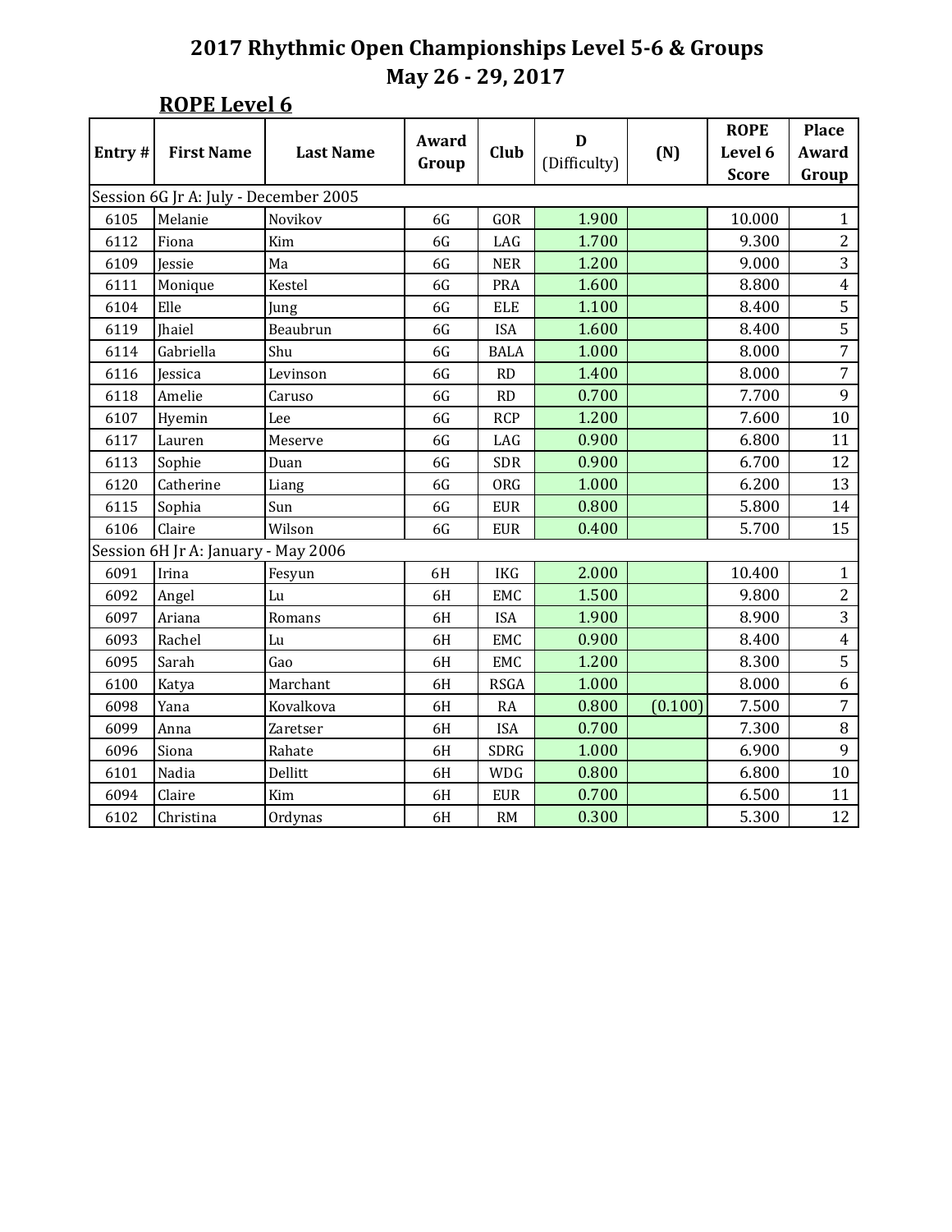# 2017 Rhythmic Open Championships Level 5-6 & Groups
## May 26 - 29, 2017

### ROPE Level 6

| Entry # | First Name | Last Name | Award Group | Club | D (Difficulty) | (N) | ROPE Level 6 Score | Place Award Group |
|---|---|---|---|---|---|---|---|---|
| Session 6G Jr A: July - December 2005 | | | | | | | | |
| 6105 | Melanie | Novikov | 6G | GOR | 1.900 | | 10.000 | 1 |
| 6112 | Fiona | Kim | 6G | LAG | 1.700 | | 9.300 | 2 |
| 6109 | Jessie | Ma | 6G | NER | 1.200 | | 9.000 | 3 |
| 6111 | Monique | Kestel | 6G | PRA | 1.600 | | 8.800 | 4 |
| 6104 | Elle | Jung | 6G | ELE | 1.100 | | 8.400 | 5 |
| 6119 | Jhaiel | Beaubrun | 6G | ISA | 1.600 | | 8.400 | 5 |
| 6114 | Gabriella | Shu | 6G | BALA | 1.000 | | 8.000 | 7 |
| 6116 | Jessica | Levinson | 6G | RD | 1.400 | | 8.000 | 7 |
| 6118 | Amelie | Caruso | 6G | RD | 0.700 | | 7.700 | 9 |
| 6107 | Hyemin | Lee | 6G | RCP | 1.200 | | 7.600 | 10 |
| 6117 | Lauren | Meserve | 6G | LAG | 0.900 | | 6.800 | 11 |
| 6113 | Sophie | Duan | 6G | SDR | 0.900 | | 6.700 | 12 |
| 6120 | Catherine | Liang | 6G | ORG | 1.000 | | 6.200 | 13 |
| 6115 | Sophia | Sun | 6G | EUR | 0.800 | | 5.800 | 14 |
| 6106 | Claire | Wilson | 6G | EUR | 0.400 | | 5.700 | 15 |
| Session 6H Jr A: January - May 2006 | | | | | | | | |
| 6091 | Irina | Fesyun | 6H | IKG | 2.000 | | 10.400 | 1 |
| 6092 | Angel | Lu | 6H | EMC | 1.500 | | 9.800 | 2 |
| 6097 | Ariana | Romans | 6H | ISA | 1.900 | | 8.900 | 3 |
| 6093 | Rachel | Lu | 6H | EMC | 0.900 | | 8.400 | 4 |
| 6095 | Sarah | Gao | 6H | EMC | 1.200 | | 8.300 | 5 |
| 6100 | Katya | Marchant | 6H | RSGA | 1.000 | | 8.000 | 6 |
| 6098 | Yana | Kovalkova | 6H | RA | 0.800 | (0.100) | 7.500 | 7 |
| 6099 | Anna | Zaretser | 6H | ISA | 0.700 | | 7.300 | 8 |
| 6096 | Siona | Rahate | 6H | SDRG | 1.000 | | 6.900 | 9 |
| 6101 | Nadia | Dellitt | 6H | WDG | 0.800 | | 6.800 | 10 |
| 6094 | Claire | Kim | 6H | EUR | 0.700 | | 6.500 | 11 |
| 6102 | Christina | Ordynas | 6H | RM | 0.300 | | 5.300 | 12 |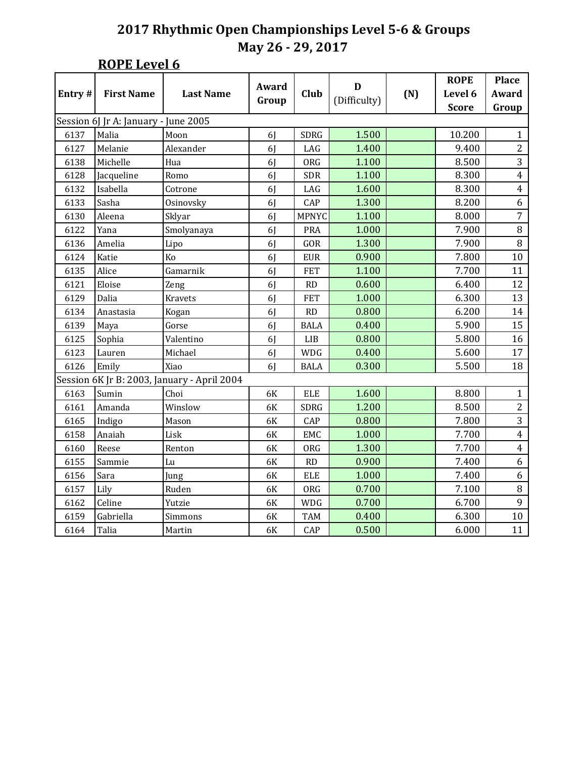# 2017 Rhythmic Open Championships Level 5-6 & Groups
## May 26 - 29, 2017

### ROPE Level 6

| Entry # | First Name | Last Name | Award Group | Club | D (Difficulty) | (N) | ROPE Level 6 Score | Place Award Group |
|---|---|---|---|---|---|---|---|---|
| Session 6J Jr A: January - June 2005 | | | | | | | | |
| 6137 | Malia | Moon | 6J | SDRG | 1.500 | | 10.200 | 1 |
| 6127 | Melanie | Alexander | 6J | LAG | 1.400 | | 9.400 | 2 |
| 6138 | Michelle | Hua | 6J | ORG | 1.100 | | 8.500 | 3 |
| 6128 | Jacqueline | Romo | 6J | SDR | 1.100 | | 8.300 | 4 |
| 6132 | Isabella | Cotrone | 6J | LAG | 1.600 | | 8.300 | 4 |
| 6133 | Sasha | Osinovsky | 6J | CAP | 1.300 | | 8.200 | 6 |
| 6130 | Aleena | Sklyar | 6J | MPNYC | 1.100 | | 8.000 | 7 |
| 6122 | Yana | Smolyanaya | 6J | PRA | 1.000 | | 7.900 | 8 |
| 6136 | Amelia | Lipo | 6J | GOR | 1.300 | | 7.900 | 8 |
| 6124 | Katie | Ko | 6J | EUR | 0.900 | | 7.800 | 10 |
| 6135 | Alice | Gamarnik | 6J | FET | 1.100 | | 7.700 | 11 |
| 6121 | Eloise | Zeng | 6J | RD | 0.600 | | 6.400 | 12 |
| 6129 | Dalia | Kravets | 6J | FET | 1.000 | | 6.300 | 13 |
| 6134 | Anastasia | Kogan | 6J | RD | 0.800 | | 6.200 | 14 |
| 6139 | Maya | Gorse | 6J | BALA | 0.400 | | 5.900 | 15 |
| 6125 | Sophia | Valentino | 6J | LIB | 0.800 | | 5.800 | 16 |
| 6123 | Lauren | Michael | 6J | WDG | 0.400 | | 5.600 | 17 |
| 6126 | Emily | Xiao | 6J | BALA | 0.300 | | 5.500 | 18 |
| Session 6K Jr B: 2003, January - April 2004 | | | | | | | | |
| 6163 | Sumin | Choi | 6K | ELE | 1.600 | | 8.800 | 1 |
| 6161 | Amanda | Winslow | 6K | SDRG | 1.200 | | 8.500 | 2 |
| 6165 | Indigo | Mason | 6K | CAP | 0.800 | | 7.800 | 3 |
| 6158 | Anaiah | Lisk | 6K | EMC | 1.000 | | 7.700 | 4 |
| 6160 | Reese | Renton | 6K | ORG | 1.300 | | 7.700 | 4 |
| 6155 | Sammie | Lu | 6K | RD | 0.900 | | 7.400 | 6 |
| 6156 | Sara | Jung | 6K | ELE | 1.000 | | 7.400 | 6 |
| 6157 | Lily | Ruden | 6K | ORG | 0.700 | | 7.100 | 8 |
| 6162 | Celine | Yutzie | 6K | WDG | 0.700 | | 6.700 | 9 |
| 6159 | Gabriella | Simmons | 6K | TAM | 0.400 | | 6.300 | 10 |
| 6164 | Talia | Martin | 6K | CAP | 0.500 | | 6.000 | 11 |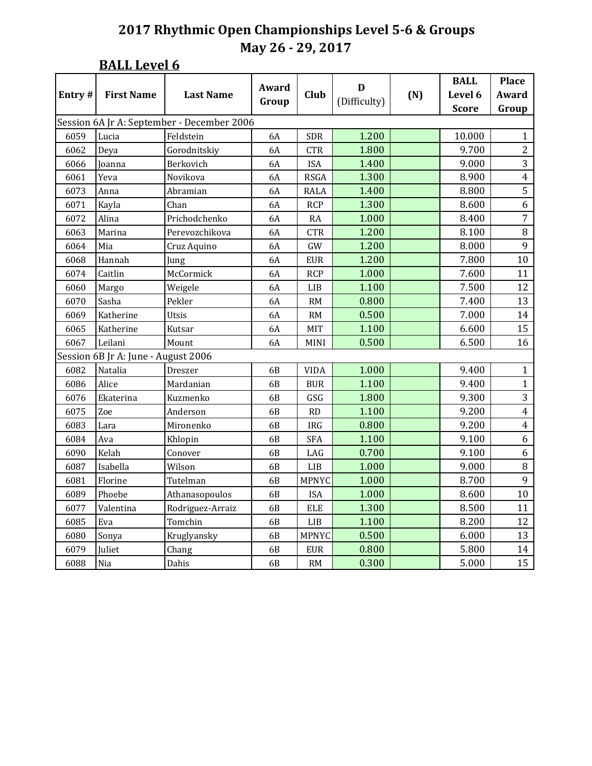# 2017 Rhythmic Open Championships Level 5-6 & Groups
## May 26 - 29, 2017

### BALL Level 6

| Entry # | First Name | Last Name | Award Group | Club | D (Difficulty) | (N) | BALL Level 6 Score | Place Award Group |
|---|---|---|---|---|---|---|---|---|
| Session 6A Jr A: September - December 2006 | | | | | | | | |
| 6059 | Lucia | Feldstein | 6A | SDR | 1.200 | | 10.000 | 1 |
| 6062 | Deya | Gorodnitskiy | 6A | CTR | 1.800 | | 9.700 | 2 |
| 6066 | Joanna | Berkovich | 6A | ISA | 1.400 | | 9.000 | 3 |
| 6061 | Yeva | Novikova | 6A | RSGA | 1.300 | | 8.900 | 4 |
| 6073 | Anna | Abramian | 6A | RALA | 1.400 | | 8.800 | 5 |
| 6071 | Kayla | Chan | 6A | RCP | 1.300 | | 8.600 | 6 |
| 6072 | Alina | Prichodchenko | 6A | RA | 1.000 | | 8.400 | 7 |
| 6063 | Marina | Perevozchikova | 6A | CTR | 1.200 | | 8.100 | 8 |
| 6064 | Mia | Cruz Aquino | 6A | GW | 1.200 | | 8.000 | 9 |
| 6068 | Hannah | Jung | 6A | EUR | 1.200 | | 7.800 | 10 |
| 6074 | Caitlin | McCormick | 6A | RCP | 1.000 | | 7.600 | 11 |
| 6060 | Margo | Weigele | 6A | LIB | 1.100 | | 7.500 | 12 |
| 6070 | Sasha | Pekler | 6A | RM | 0.800 | | 7.400 | 13 |
| 6069 | Katherine | Utsis | 6A | RM | 0.500 | | 7.000 | 14 |
| 6065 | Katherine | Kutsar | 6A | MIT | 1.100 | | 6.600 | 15 |
| 6067 | Leilani | Mount | 6A | MINI | 0.500 | | 6.500 | 16 |
| Session 6B Jr A: June - August 2006 | | | | | | | | |
| 6082 | Natalia | Dreszer | 6B | VIDA | 1.000 | | 9.400 | 1 |
| 6086 | Alice | Mardanian | 6B | BUR | 1.100 | | 9.400 | 1 |
| 6076 | Ekaterina | Kuzmenko | 6B | GSG | 1.800 | | 9.300 | 3 |
| 6075 | Zoe | Anderson | 6B | RD | 1.100 | | 9.200 | 4 |
| 6083 | Lara | Mironenko | 6B | IRG | 0.800 | | 9.200 | 4 |
| 6084 | Ava | Khlopin | 6B | SFA | 1.100 | | 9.100 | 6 |
| 6090 | Kelah | Conover | 6B | LAG | 0.700 | | 9.100 | 6 |
| 6087 | Isabella | Wilson | 6B | LIB | 1.000 | | 9.000 | 8 |
| 6081 | Florine | Tutelman | 6B | MPNYC | 1.000 | | 8.700 | 9 |
| 6089 | Phoebe | Athanasopoulos | 6B | ISA | 1.000 | | 8.600 | 10 |
| 6077 | Valentina | Rodriguez-Arraiz | 6B | ELE | 1.300 | | 8.500 | 11 |
| 6085 | Eva | Tomchin | 6B | LIB | 1.100 | | 8.200 | 12 |
| 6080 | Sonya | Kruglyansky | 6B | MPNYC | 0.500 | | 6.000 | 13 |
| 6079 | Juliet | Chang | 6B | EUR | 0.800 | | 5.800 | 14 |
| 6088 | Nia | Dahis | 6B | RM | 0.300 | | 5.000 | 15 |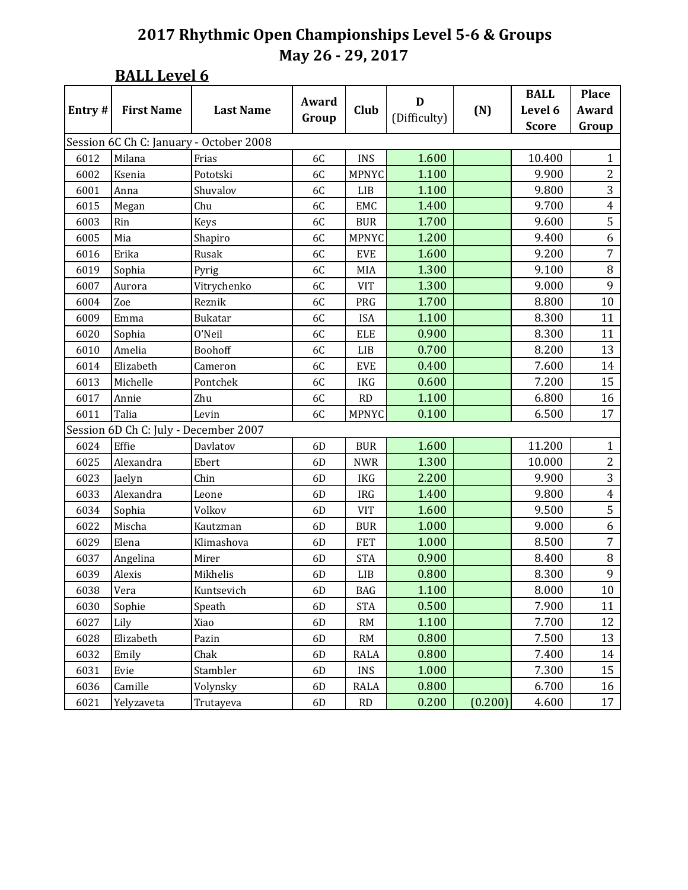# 2017 Rhythmic Open Championships Level 5-6 & Groups
## May 26 - 29, 2017

### BALL Level 6

| Entry # | First Name | Last Name | Award Group | Club | D (Difficulty) | (N) | BALL Level 6 Score | Place Award Group |
|---|---|---|---|---|---|---|---|---|
| Session 6C Ch C: January - October 2008 | | | | | | | | |
| 6012 | Milana | Frias | 6C | INS | 1.600 | | 10.400 | 1 |
| 6002 | Ksenia | Pototski | 6C | MPNYC | 1.100 | | 9.900 | 2 |
| 6001 | Anna | Shuvalov | 6C | LIB | 1.100 | | 9.800 | 3 |
| 6015 | Megan | Chu | 6C | EMC | 1.400 | | 9.700 | 4 |
| 6003 | Rin | Keys | 6C | BUR | 1.700 | | 9.600 | 5 |
| 6005 | Mia | Shapiro | 6C | MPNYC | 1.200 | | 9.400 | 6 |
| 6016 | Erika | Rusak | 6C | EVE | 1.600 | | 9.200 | 7 |
| 6019 | Sophia | Pyrig | 6C | MIA | 1.300 | | 9.100 | 8 |
| 6007 | Aurora | Vitrychenko | 6C | VIT | 1.300 | | 9.000 | 9 |
| 6004 | Zoe | Reznik | 6C | PRG | 1.700 | | 8.800 | 10 |
| 6009 | Emma | Bukatar | 6C | ISA | 1.100 | | 8.300 | 11 |
| 6020 | Sophia | O'Neil | 6C | ELE | 0.900 | | 8.300 | 11 |
| 6010 | Amelia | Boohoff | 6C | LIB | 0.700 | | 8.200 | 13 |
| 6014 | Elizabeth | Cameron | 6C | EVE | 0.400 | | 7.600 | 14 |
| 6013 | Michelle | Pontchek | 6C | IKG | 0.600 | | 7.200 | 15 |
| 6017 | Annie | Zhu | 6C | RD | 1.100 | | 6.800 | 16 |
| 6011 | Talia | Levin | 6C | MPNYC | 0.100 | | 6.500 | 17 |
| Session 6D Ch C: July - December 2007 | | | | | | | | |
| 6024 | Effie | Davlatov | 6D | BUR | 1.600 | | 11.200 | 1 |
| 6025 | Alexandra | Ebert | 6D | NWR | 1.300 | | 10.000 | 2 |
| 6023 | Jaelyn | Chin | 6D | IKG | 2.200 | | 9.900 | 3 |
| 6033 | Alexandra | Leone | 6D | IRG | 1.400 | | 9.800 | 4 |
| 6034 | Sophia | Volkov | 6D | VIT | 1.600 | | 9.500 | 5 |
| 6022 | Mischa | Kautzman | 6D | BUR | 1.000 | | 9.000 | 6 |
| 6029 | Elena | Klimashova | 6D | FET | 1.000 | | 8.500 | 7 |
| 6037 | Angelina | Mirer | 6D | STA | 0.900 | | 8.400 | 8 |
| 6039 | Alexis | Mikhelis | 6D | LIB | 0.800 | | 8.300 | 9 |
| 6038 | Vera | Kuntsevich | 6D | BAG | 1.100 | | 8.000 | 10 |
| 6030 | Sophie | Speath | 6D | STA | 0.500 | | 7.900 | 11 |
| 6027 | Lily | Xiao | 6D | RM | 1.100 | | 7.700 | 12 |
| 6028 | Elizabeth | Pazin | 6D | RM | 0.800 | | 7.500 | 13 |
| 6032 | Emily | Chak | 6D | RALA | 0.800 | | 7.400 | 14 |
| 6031 | Evie | Stambler | 6D | INS | 1.000 | | 7.300 | 15 |
| 6036 | Camille | Volynsky | 6D | RALA | 0.800 | | 6.700 | 16 |
| 6021 | Yelyzaveta | Trutayeva | 6D | RD | 0.200 | (0.200) | 4.600 | 17 |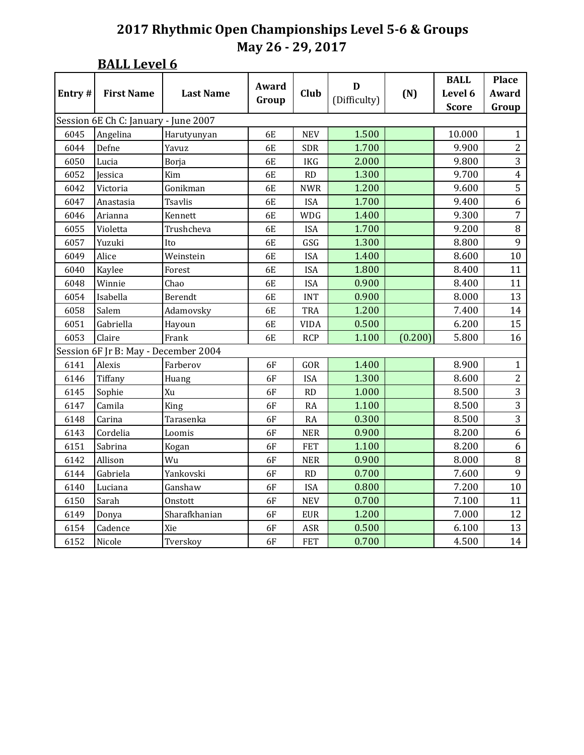# 2017 Rhythmic Open Championships Level 5-6 & Groups

## May 26 - 29, 2017

### BALL Level 6

| Entry # | First Name | Last Name | Award Group | Club | D (Difficulty) | (N) | BALL Level 6 Score | Place Award Group |
|---|---|---|---|---|---|---|---|---|
| Session 6E Ch C: January - June 2007 | | | | | | | | |
| 6045 | Angelina | Harutyunyan | 6E | NEV | 1.500 | | 10.000 | 1 |
| 6044 | Defne | Yavuz | 6E | SDR | 1.700 | | 9.900 | 2 |
| 6050 | Lucia | Borja | 6E | IKG | 2.000 | | 9.800 | 3 |
| 6052 | Jessica | Kim | 6E | RD | 1.300 | | 9.700 | 4 |
| 6042 | Victoria | Gonikman | 6E | NWR | 1.200 | | 9.600 | 5 |
| 6047 | Anastasia | Tsavlis | 6E | ISA | 1.700 | | 9.400 | 6 |
| 6046 | Arianna | Kennett | 6E | WDG | 1.400 | | 9.300 | 7 |
| 6055 | Violetta | Trushcheva | 6E | ISA | 1.700 | | 9.200 | 8 |
| 6057 | Yuzuki | Ito | 6E | GSG | 1.300 | | 8.800 | 9 |
| 6049 | Alice | Weinstein | 6E | ISA | 1.400 | | 8.600 | 10 |
| 6040 | Kaylee | Forest | 6E | ISA | 1.800 | | 8.400 | 11 |
| 6048 | Winnie | Chao | 6E | ISA | 0.900 | | 8.400 | 11 |
| 6054 | Isabella | Berendt | 6E | INT | 0.900 | | 8.000 | 13 |
| 6058 | Salem | Adamovsky | 6E | TRA | 1.200 | | 7.400 | 14 |
| 6051 | Gabriella | Hayoun | 6E | VIDA | 0.500 | | 6.200 | 15 |
| 6053 | Claire | Frank | 6E | RCP | 1.100 | (0.200) | 5.800 | 16 |
| Session 6F Jr B: May - December 2004 | | | | | | | | |
| 6141 | Alexis | Farberov | 6F | GOR | 1.400 | | 8.900 | 1 |
| 6146 | Tiffany | Huang | 6F | ISA | 1.300 | | 8.600 | 2 |
| 6145 | Sophie | Xu | 6F | RD | 1.000 | | 8.500 | 3 |
| 6147 | Camila | King | 6F | RA | 1.100 | | 8.500 | 3 |
| 6148 | Carina | Tarasenka | 6F | RA | 0.300 | | 8.500 | 3 |
| 6143 | Cordelia | Loomis | 6F | NER | 0.900 | | 8.200 | 6 |
| 6151 | Sabrina | Kogan | 6F | FET | 1.100 | | 8.200 | 6 |
| 6142 | Allison | Wu | 6F | NER | 0.900 | | 8.000 | 8 |
| 6144 | Gabriela | Yankovski | 6F | RD | 0.700 | | 7.600 | 9 |
| 6140 | Luciana | Ganshaw | 6F | ISA | 0.800 | | 7.200 | 10 |
| 6150 | Sarah | Onstott | 6F | NEV | 0.700 | | 7.100 | 11 |
| 6149 | Donya | Sharafkhanian | 6F | EUR | 1.200 | | 7.000 | 12 |
| 6154 | Cadence | Xie | 6F | ASR | 0.500 | | 6.100 | 13 |
| 6152 | Nicole | Tverskoy | 6F | FET | 0.700 | | 4.500 | 14 |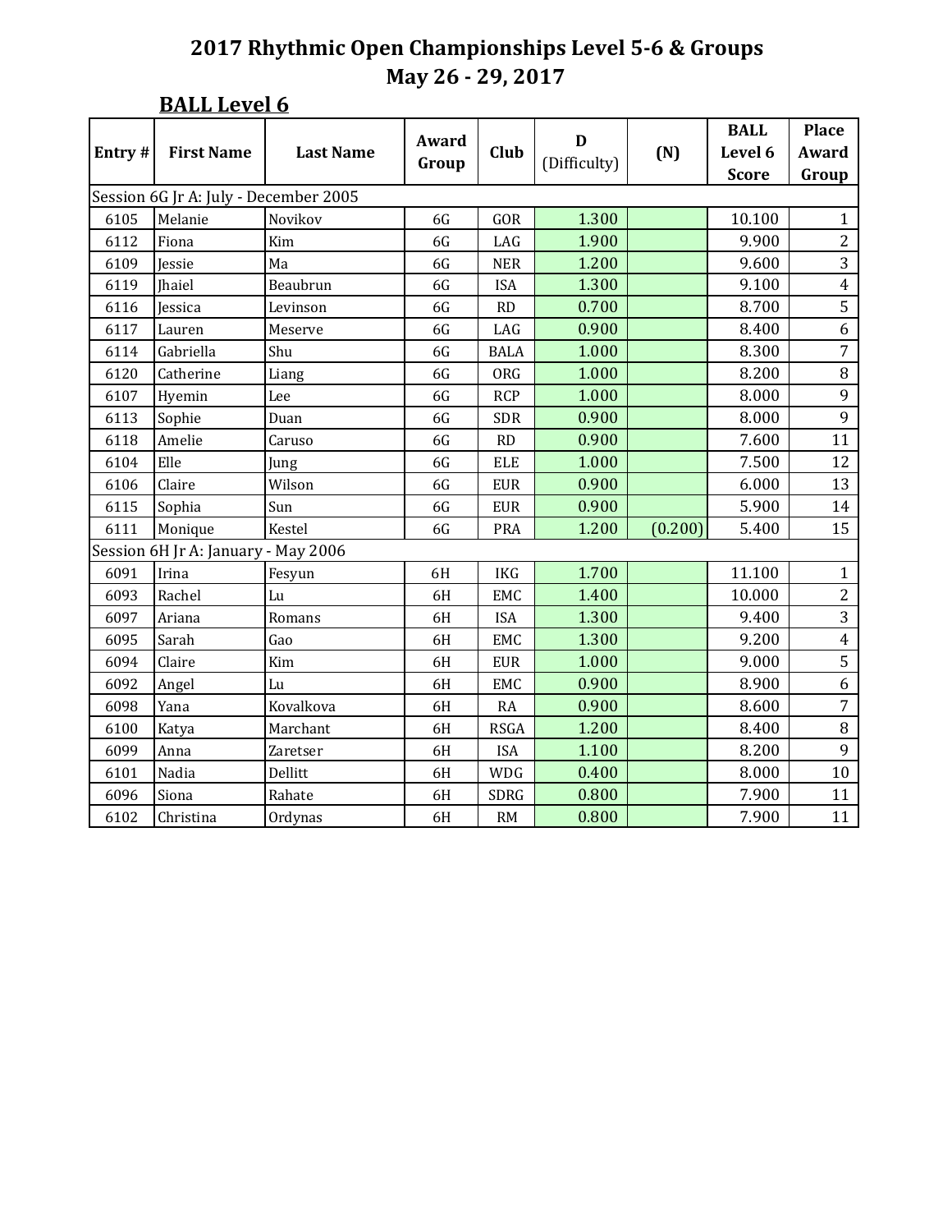# 2017 Rhythmic Open Championships Level 5-6 & Groups
## May 26 - 29, 2017

### BALL Level 6

| Entry # | First Name | Last Name | Award Group | Club | D (Difficulty) | (N) | BALL Level 6 Score | Place Award Group |
|---|---|---|---|---|---|---|---|---|
| Session 6G Jr A: July - December 2005 | | | | | | | | |
| 6105 | Melanie | Novikov | 6G | GOR | 1.300 | | 10.100 | 1 |
| 6112 | Fiona | Kim | 6G | LAG | 1.900 | | 9.900 | 2 |
| 6109 | Jessie | Ma | 6G | NER | 1.200 | | 9.600 | 3 |
| 6119 | Jhaiel | Beaubrun | 6G | ISA | 1.300 | | 9.100 | 4 |
| 6116 | Jessica | Levinson | 6G | RD | 0.700 | | 8.700 | 5 |
| 6117 | Lauren | Meserve | 6G | LAG | 0.900 | | 8.400 | 6 |
| 6114 | Gabriella | Shu | 6G | BALA | 1.000 | | 8.300 | 7 |
| 6120 | Catherine | Liang | 6G | ORG | 1.000 | | 8.200 | 8 |
| 6107 | Hyemin | Lee | 6G | RCP | 1.000 | | 8.000 | 9 |
| 6113 | Sophie | Duan | 6G | SDR | 0.900 | | 8.000 | 9 |
| 6118 | Amelie | Caruso | 6G | RD | 0.900 | | 7.600 | 11 |
| 6104 | Elle | Jung | 6G | ELE | 1.000 | | 7.500 | 12 |
| 6106 | Claire | Wilson | 6G | EUR | 0.900 | | 6.000 | 13 |
| 6115 | Sophia | Sun | 6G | EUR | 0.900 | | 5.900 | 14 |
| 6111 | Monique | Kestel | 6G | PRA | 1.200 | (0.200) | 5.400 | 15 |
| Session 6H Jr A: January - May 2006 | | | | | | | | |
| 6091 | Irina | Fesyun | 6H | IKG | 1.700 | | 11.100 | 1 |
| 6093 | Rachel | Lu | 6H | EMC | 1.400 | | 10.000 | 2 |
| 6097 | Ariana | Romans | 6H | ISA | 1.300 | | 9.400 | 3 |
| 6095 | Sarah | Gao | 6H | EMC | 1.300 | | 9.200 | 4 |
| 6094 | Claire | Kim | 6H | EUR | 1.000 | | 9.000 | 5 |
| 6092 | Angel | Lu | 6H | EMC | 0.900 | | 8.900 | 6 |
| 6098 | Yana | Kovalkova | 6H | RA | 0.900 | | 8.600 | 7 |
| 6100 | Katya | Marchant | 6H | RSGA | 1.200 | | 8.400 | 8 |
| 6099 | Anna | Zaretser | 6H | ISA | 1.100 | | 8.200 | 9 |
| 6101 | Nadia | Dellitt | 6H | WDG | 0.400 | | 8.000 | 10 |
| 6096 | Siona | Rahate | 6H | SDRG | 0.800 | | 7.900 | 11 |
| 6102 | Christina | Ordynas | 6H | RM | 0.800 | | 7.900 | 11 |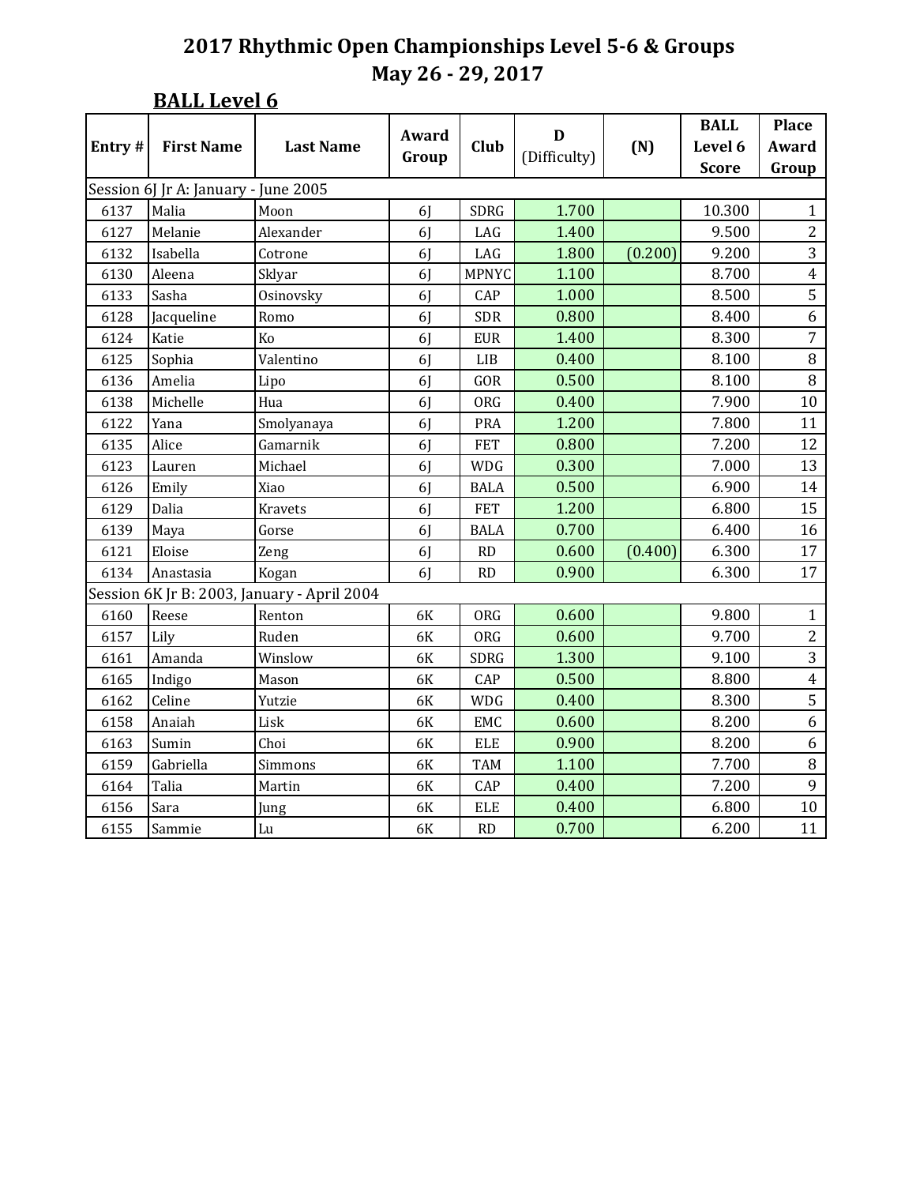# 2017 Rhythmic Open Championships Level 5-6 & Groups

## May 26 - 29, 2017

### BALL Level 6

| Entry # | First Name | Last Name | Award Group | Club | D (Difficulty) | (N) | BALL Level 6 Score | Place Award Group |
|---|---|---|---|---|---|---|---|---|
| Session 6J Jr A: January - June 2005 | | | | | | | | |
| 6137 | Malia | Moon | 6J | SDRG | 1.700 | | 10.300 | 1 |
| 6127 | Melanie | Alexander | 6J | LAG | 1.400 | | 9.500 | 2 |
| 6132 | Isabella | Cotrone | 6J | LAG | 1.800 | (0.200) | 9.200 | 3 |
| 6130 | Aleena | Sklyar | 6J | MPNYC | 1.100 | | 8.700 | 4 |
| 6133 | Sasha | Osinovsky | 6J | CAP | 1.000 | | 8.500 | 5 |
| 6128 | Jacqueline | Romo | 6J | SDR | 0.800 | | 8.400 | 6 |
| 6124 | Katie | Ko | 6J | EUR | 1.400 | | 8.300 | 7 |
| 6125 | Sophia | Valentino | 6J | LIB | 0.400 | | 8.100 | 8 |
| 6136 | Amelia | Lipo | 6J | GOR | 0.500 | | 8.100 | 8 |
| 6138 | Michelle | Hua | 6J | ORG | 0.400 | | 7.900 | 10 |
| 6122 | Yana | Smolyanaya | 6J | PRA | 1.200 | | 7.800 | 11 |
| 6135 | Alice | Gamarnik | 6J | FET | 0.800 | | 7.200 | 12 |
| 6123 | Lauren | Michael | 6J | WDG | 0.300 | | 7.000 | 13 |
| 6126 | Emily | Xiao | 6J | BALA | 0.500 | | 6.900 | 14 |
| 6129 | Dalia | Kravets | 6J | FET | 1.200 | | 6.800 | 15 |
| 6139 | Maya | Gorse | 6J | BALA | 0.700 | | 6.400 | 16 |
| 6121 | Eloise | Zeng | 6J | RD | 0.600 | (0.400) | 6.300 | 17 |
| 6134 | Anastasia | Kogan | 6J | RD | 0.900 | | 6.300 | 17 |
| Session 6K Jr B: 2003, January - April 2004 | | | | | | | | |
| 6160 | Reese | Renton | 6K | ORG | 0.600 | | 9.800 | 1 |
| 6157 | Lily | Ruden | 6K | ORG | 0.600 | | 9.700 | 2 |
| 6161 | Amanda | Winslow | 6K | SDRG | 1.300 | | 9.100 | 3 |
| 6165 | Indigo | Mason | 6K | CAP | 0.500 | | 8.800 | 4 |
| 6162 | Celine | Yutzie | 6K | WDG | 0.400 | | 8.300 | 5 |
| 6158 | Anaiah | Lisk | 6K | EMC | 0.600 | | 8.200 | 6 |
| 6163 | Sumin | Choi | 6K | ELE | 0.900 | | 8.200 | 6 |
| 6159 | Gabriella | Simmons | 6K | TAM | 1.100 | | 7.700 | 8 |
| 6164 | Talia | Martin | 6K | CAP | 0.400 | | 7.200 | 9 |
| 6156 | Sara | Jung | 6K | ELE | 0.400 | | 6.800 | 10 |
| 6155 | Sammie | Lu | 6K | RD | 0.700 | | 6.200 | 11 |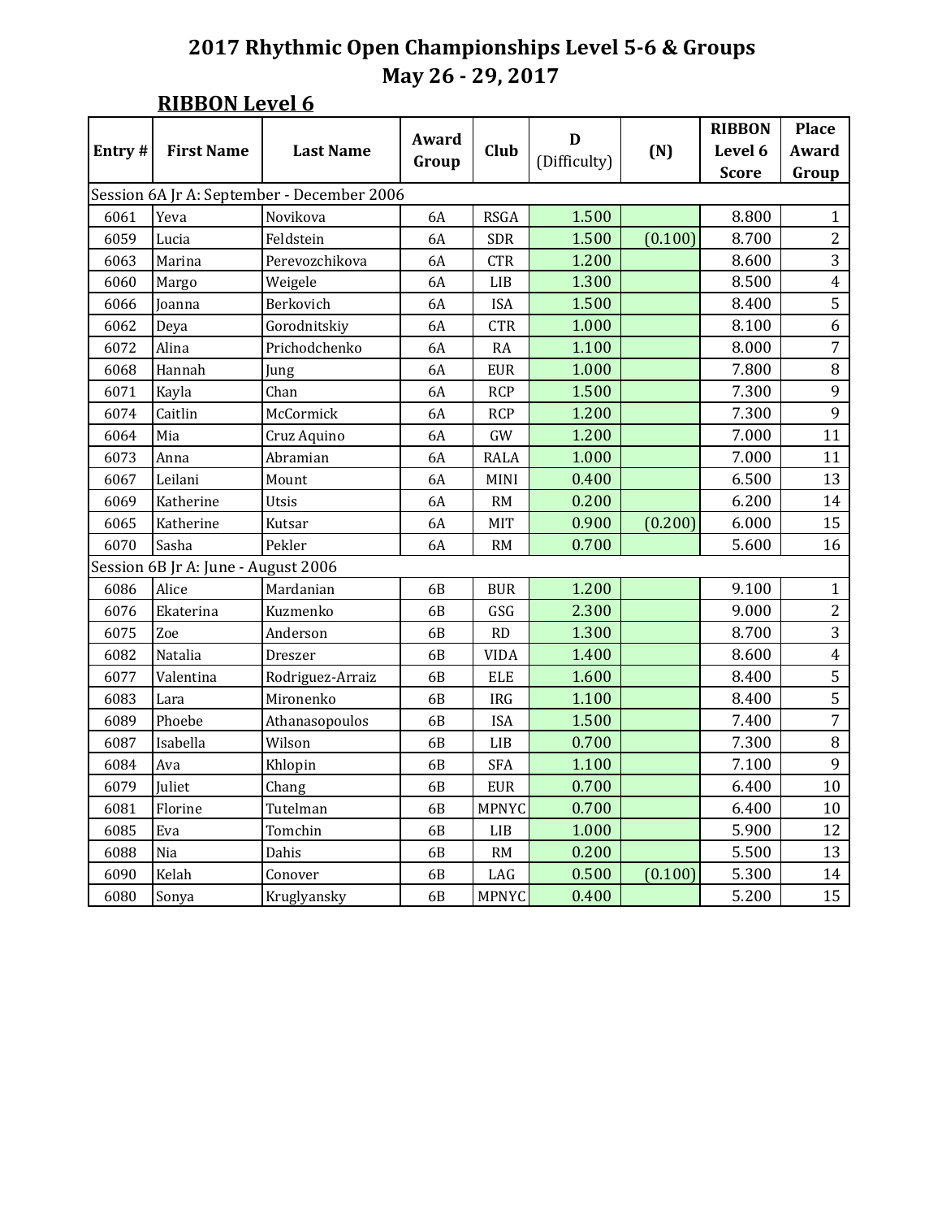# 2017 Rhythmic Open Championships Level 5-6 & Groups

## May 26 - 29, 2017

### RIBBON Level 6

| Entry # | First Name | Last Name | Award Group | Club | D (Difficulty) | (N) | RIBBON Level 6 Score | Place Award Group |
|---|---|---|---|---|---|---|---|---|
| Session 6A Jr A: September - December 2006 | | | | | | | | |
| 6061 | Yeva | Novikova | 6A | RSGA | 1.500 | | 8.800 | 1 |
| 6059 | Lucia | Feldstein | 6A | SDR | 1.500 | (0.100) | 8.700 | 2 |
| 6063 | Marina | Perevozchikova | 6A | CTR | 1.200 | | 8.600 | 3 |
| 6060 | Margo | Weigele | 6A | LIB | 1.300 | | 8.500 | 4 |
| 6066 | Joanna | Berkovich | 6A | ISA | 1.500 | | 8.400 | 5 |
| 6062 | Deya | Gorodnitskiy | 6A | CTR | 1.000 | | 8.100 | 6 |
| 6072 | Alina | Prichodchenko | 6A | RA | 1.100 | | 8.000 | 7 |
| 6068 | Hannah | Jung | 6A | EUR | 1.000 | | 7.800 | 8 |
| 6071 | Kayla | Chan | 6A | RCP | 1.500 | | 7.300 | 9 |
| 6074 | Caitlin | McCormick | 6A | RCP | 1.200 | | 7.300 | 9 |
| 6064 | Mia | Cruz Aquino | 6A | GW | 1.200 | | 7.000 | 11 |
| 6073 | Anna | Abramian | 6A | RALA | 1.000 | | 7.000 | 11 |
| 6067 | Leilani | Mount | 6A | MINI | 0.400 | | 6.500 | 13 |
| 6069 | Katherine | Utsis | 6A | RM | 0.200 | | 6.200 | 14 |
| 6065 | Katherine | Kutsar | 6A | MIT | 0.900 | (0.200) | 6.000 | 15 |
| 6070 | Sasha | Pekler | 6A | RM | 0.700 | | 5.600 | 16 |
| Session 6B Jr A: June - August 2006 | | | | | | | | |
| 6086 | Alice | Mardanian | 6B | BUR | 1.200 | | 9.100 | 1 |
| 6076 | Ekaterina | Kuzmenko | 6B | GSG | 2.300 | | 9.000 | 2 |
| 6075 | Zoe | Anderson | 6B | RD | 1.300 | | 8.700 | 3 |
| 6082 | Natalia | Dreszer | 6B | VIDA | 1.400 | | 8.600 | 4 |
| 6077 | Valentina | Rodriguez-Arraiz | 6B | ELE | 1.600 | | 8.400 | 5 |
| 6083 | Lara | Mironenko | 6B | IRG | 1.100 | | 8.400 | 5 |
| 6089 | Phoebe | Athanasopoulos | 6B | ISA | 1.500 | | 7.400 | 7 |
| 6087 | Isabella | Wilson | 6B | LIB | 0.700 | | 7.300 | 8 |
| 6084 | Ava | Khlopin | 6B | SFA | 1.100 | | 7.100 | 9 |
| 6079 | Juliet | Chang | 6B | EUR | 0.700 | | 6.400 | 10 |
| 6081 | Florine | Tutelman | 6B | MPNYC | 0.700 | | 6.400 | 10 |
| 6085 | Eva | Tomchin | 6B | LIB | 1.000 | | 5.900 | 12 |
| 6088 | Nia | Dahis | 6B | RM | 0.200 | | 5.500 | 13 |
| 6090 | Kelah | Conover | 6B | LAG | 0.500 | (0.100) | 5.300 | 14 |
| 6080 | Sonya | Kruglyansky | 6B | MPNYC | 0.400 | | 5.200 | 15 |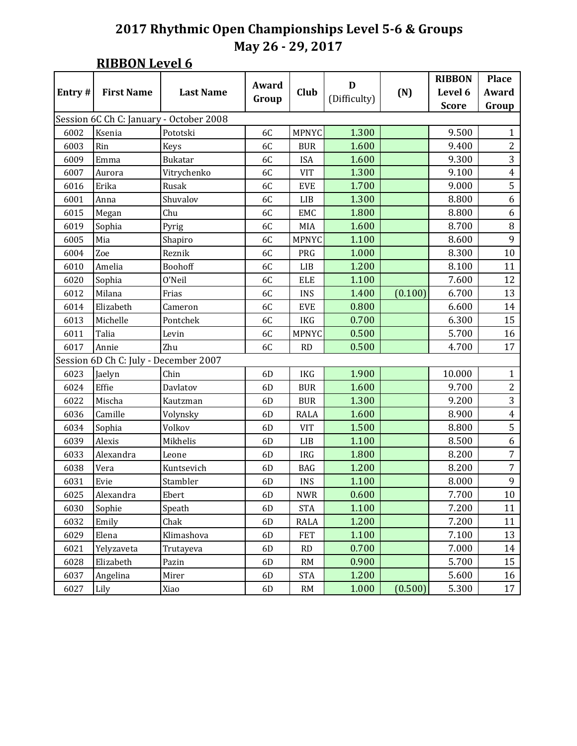# 2017 Rhythmic Open Championships Level 5-6 & Groups
## May 26 - 29, 2017

### RIBBON Level 6

| Entry # | First Name | Last Name | Award Group | Club | D (Difficulty) | (N) | RIBBON Level 6 Score | Place Award Group |
|---|---|---|---|---|---|---|---|---|
| Session 6C Ch C: January - October 2008 | | | | | | | | |
| 6002 | Ksenia | Pototski | 6C | MPNYC | 1.300 | | 9.500 | 1 |
| 6003 | Rin | Keys | 6C | BUR | 1.600 | | 9.400 | 2 |
| 6009 | Emma | Bukatar | 6C | ISA | 1.600 | | 9.300 | 3 |
| 6007 | Aurora | Vitrychenko | 6C | VIT | 1.300 | | 9.100 | 4 |
| 6016 | Erika | Rusak | 6C | EVE | 1.700 | | 9.000 | 5 |
| 6001 | Anna | Shuvalov | 6C | LIB | 1.300 | | 8.800 | 6 |
| 6015 | Megan | Chu | 6C | EMC | 1.800 | | 8.800 | 6 |
| 6019 | Sophia | Pyrig | 6C | MIA | 1.600 | | 8.700 | 8 |
| 6005 | Mia | Shapiro | 6C | MPNYC | 1.100 | | 8.600 | 9 |
| 6004 | Zoe | Reznik | 6C | PRG | 1.000 | | 8.300 | 10 |
| 6010 | Amelia | Boohoff | 6C | LIB | 1.200 | | 8.100 | 11 |
| 6020 | Sophia | O'Neil | 6C | ELE | 1.100 | | 7.600 | 12 |
| 6012 | Milana | Frias | 6C | INS | 1.400 | (0.100) | 6.700 | 13 |
| 6014 | Elizabeth | Cameron | 6C | EVE | 0.800 | | 6.600 | 14 |
| 6013 | Michelle | Pontchek | 6C | IKG | 0.700 | | 6.300 | 15 |
| 6011 | Talia | Levin | 6C | MPNYC | 0.500 | | 5.700 | 16 |
| 6017 | Annie | Zhu | 6C | RD | 0.500 | | 4.700 | 17 |
| Session 6D Ch C: July - December 2007 | | | | | | | | |
| 6023 | Jaelyn | Chin | 6D | IKG | 1.900 | | 10.000 | 1 |
| 6024 | Effie | Davlatov | 6D | BUR | 1.600 | | 9.700 | 2 |
| 6022 | Mischa | Kautzman | 6D | BUR | 1.300 | | 9.200 | 3 |
| 6036 | Camille | Volynsky | 6D | RALA | 1.600 | | 8.900 | 4 |
| 6034 | Sophia | Volkov | 6D | VIT | 1.500 | | 8.800 | 5 |
| 6039 | Alexis | Mikhelis | 6D | LIB | 1.100 | | 8.500 | 6 |
| 6033 | Alexandra | Leone | 6D | IRG | 1.800 | | 8.200 | 7 |
| 6038 | Vera | Kuntsevich | 6D | BAG | 1.200 | | 8.200 | 7 |
| 6031 | Evie | Stambler | 6D | INS | 1.100 | | 8.000 | 9 |
| 6025 | Alexandra | Ebert | 6D | NWR | 0.600 | | 7.700 | 10 |
| 6030 | Sophie | Speath | 6D | STA | 1.100 | | 7.200 | 11 |
| 6032 | Emily | Chak | 6D | RALA | 1.200 | | 7.200 | 11 |
| 6029 | Elena | Klimashova | 6D | FET | 1.100 | | 7.100 | 13 |
| 6021 | Yelyzaveta | Trutayeva | 6D | RD | 0.700 | | 7.000 | 14 |
| 6028 | Elizabeth | Pazin | 6D | RM | 0.900 | | 5.700 | 15 |
| 6037 | Angelina | Mirer | 6D | STA | 1.200 | | 5.600 | 16 |
| 6027 | Lily | Xiao | 6D | RM | 1.000 | (0.500) | 5.300 | 17 |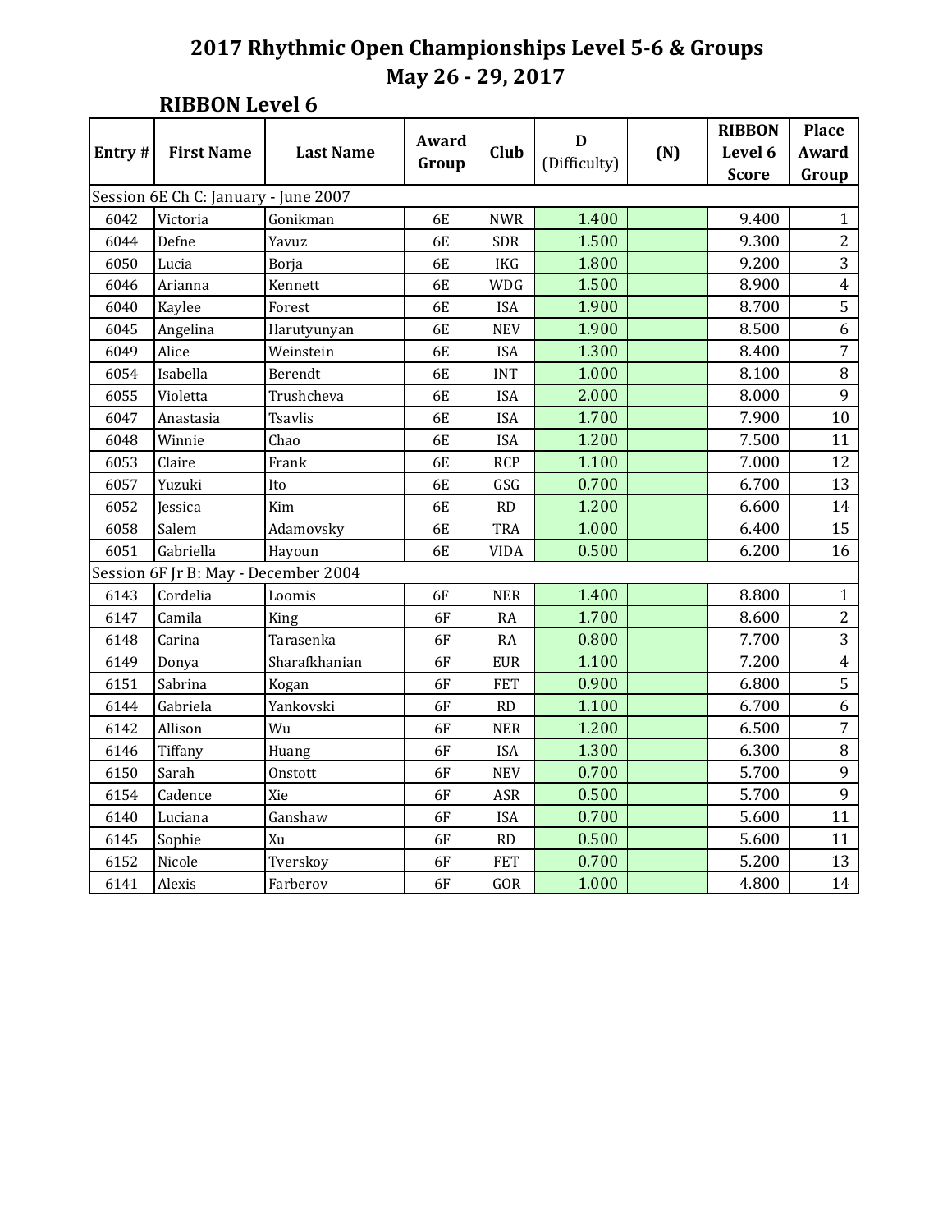# 2017 Rhythmic Open Championships Level 5-6 & Groups

## May 26 - 29, 2017

### RIBBON Level 6

| Entry # | First Name | Last Name | Award Group | Club | D (Difficulty) | (N) | RIBBON Level 6 Score | Place Award Group |
|---|---|---|---|---|---|---|---|---|
| Session 6E Ch C: January - June 2007 | | | | | | | | |
| 6042 | Victoria | Gonikman | 6E | NWR | 1.400 | | 9.400 | 1 |
| 6044 | Defne | Yavuz | 6E | SDR | 1.500 | | 9.300 | 2 |
| 6050 | Lucia | Borja | 6E | IKG | 1.800 | | 9.200 | 3 |
| 6046 | Arianna | Kennett | 6E | WDG | 1.500 | | 8.900 | 4 |
| 6040 | Kaylee | Forest | 6E | ISA | 1.900 | | 8.700 | 5 |
| 6045 | Angelina | Harutyunyan | 6E | NEV | 1.900 | | 8.500 | 6 |
| 6049 | Alice | Weinstein | 6E | ISA | 1.300 | | 8.400 | 7 |
| 6054 | Isabella | Berendt | 6E | INT | 1.000 | | 8.100 | 8 |
| 6055 | Violetta | Trushcheva | 6E | ISA | 2.000 | | 8.000 | 9 |
| 6047 | Anastasia | Tsavlis | 6E | ISA | 1.700 | | 7.900 | 10 |
| 6048 | Winnie | Chao | 6E | ISA | 1.200 | | 7.500 | 11 |
| 6053 | Claire | Frank | 6E | RCP | 1.100 | | 7.000 | 12 |
| 6057 | Yuzuki | Ito | 6E | GSG | 0.700 | | 6.700 | 13 |
| 6052 | Jessica | Kim | 6E | RD | 1.200 | | 6.600 | 14 |
| 6058 | Salem | Adamovsky | 6E | TRA | 1.000 | | 6.400 | 15 |
| 6051 | Gabriella | Hayoun | 6E | VIDA | 0.500 | | 6.200 | 16 |
| Session 6F Jr B: May - December 2004 | | | | | | | | |
| 6143 | Cordelia | Loomis | 6F | NER | 1.400 | | 8.800 | 1 |
| 6147 | Camila | King | 6F | RA | 1.700 | | 8.600 | 2 |
| 6148 | Carina | Tarasenka | 6F | RA | 0.800 | | 7.700 | 3 |
| 6149 | Donya | Sharafkhanian | 6F | EUR | 1.100 | | 7.200 | 4 |
| 6151 | Sabrina | Kogan | 6F | FET | 0.900 | | 6.800 | 5 |
| 6144 | Gabriela | Yankovski | 6F | RD | 1.100 | | 6.700 | 6 |
| 6142 | Allison | Wu | 6F | NER | 1.200 | | 6.500 | 7 |
| 6146 | Tiffany | Huang | 6F | ISA | 1.300 | | 6.300 | 8 |
| 6150 | Sarah | Onstott | 6F | NEV | 0.700 | | 5.700 | 9 |
| 6154 | Cadence | Xie | 6F | ASR | 0.500 | | 5.700 | 9 |
| 6140 | Luciana | Ganshaw | 6F | ISA | 0.700 | | 5.600 | 11 |
| 6145 | Sophie | Xu | 6F | RD | 0.500 | | 5.600 | 11 |
| 6152 | Nicole | Tverskoy | 6F | FET | 0.700 | | 5.200 | 13 |
| 6141 | Alexis | Farberov | 6F | GOR | 1.000 | | 4.800 | 14 |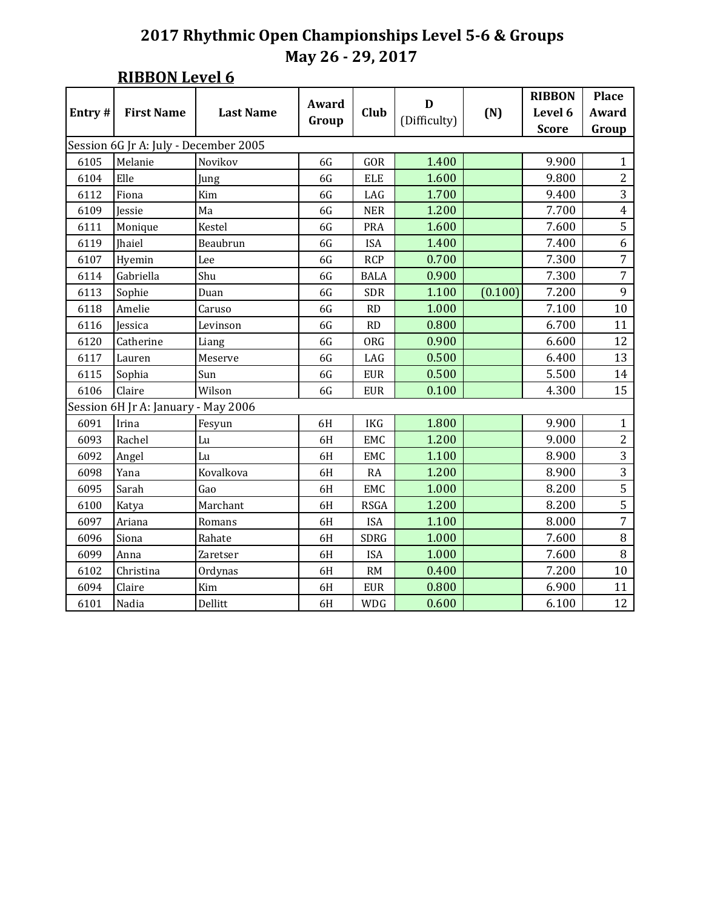# 2017 Rhythmic Open Championships Level 5-6 & Groups
## May 26 - 29, 2017

### RIBBON Level 6

| Entry # | First Name | Last Name | Award Group | Club | D (Difficulty) | (N) | RIBBON Level 6 Score | Place Award Group |
|---|---|---|---|---|---|---|---|---|
| Session 6G Jr A: July - December 2005 | | | | | | | | |
| 6105 | Melanie | Novikov | 6G | GOR | 1.400 | | 9.900 | 1 |
| 6104 | Elle | Jung | 6G | ELE | 1.600 | | 9.800 | 2 |
| 6112 | Fiona | Kim | 6G | LAG | 1.700 | | 9.400 | 3 |
| 6109 | Jessie | Ma | 6G | NER | 1.200 | | 7.700 | 4 |
| 6111 | Monique | Kestel | 6G | PRA | 1.600 | | 7.600 | 5 |
| 6119 | Jhaiel | Beaubrun | 6G | ISA | 1.400 | | 7.400 | 6 |
| 6107 | Hyemin | Lee | 6G | RCP | 0.700 | | 7.300 | 7 |
| 6114 | Gabriella | Shu | 6G | BALA | 0.900 | | 7.300 | 7 |
| 6113 | Sophie | Duan | 6G | SDR | 1.100 | (0.100) | 7.200 | 9 |
| 6118 | Amelie | Caruso | 6G | RD | 1.000 | | 7.100 | 10 |
| 6116 | Jessica | Levinson | 6G | RD | 0.800 | | 6.700 | 11 |
| 6120 | Catherine | Liang | 6G | ORG | 0.900 | | 6.600 | 12 |
| 6117 | Lauren | Meserve | 6G | LAG | 0.500 | | 6.400 | 13 |
| 6115 | Sophia | Sun | 6G | EUR | 0.500 | | 5.500 | 14 |
| 6106 | Claire | Wilson | 6G | EUR | 0.100 | | 4.300 | 15 |
| Session 6H Jr A: January - May 2006 | | | | | | | | |
| 6091 | Irina | Fesyun | 6H | IKG | 1.800 | | 9.900 | 1 |
| 6093 | Rachel | Lu | 6H | EMC | 1.200 | | 9.000 | 2 |
| 6092 | Angel | Lu | 6H | EMC | 1.100 | | 8.900 | 3 |
| 6098 | Yana | Kovalkova | 6H | RA | 1.200 | | 8.900 | 3 |
| 6095 | Sarah | Gao | 6H | EMC | 1.000 | | 8.200 | 5 |
| 6100 | Katya | Marchant | 6H | RSGA | 1.200 | | 8.200 | 5 |
| 6097 | Ariana | Romans | 6H | ISA | 1.100 | | 8.000 | 7 |
| 6096 | Siona | Rahate | 6H | SDRG | 1.000 | | 7.600 | 8 |
| 6099 | Anna | Zaretser | 6H | ISA | 1.000 | | 7.600 | 8 |
| 6102 | Christina | Ordynas | 6H | RM | 0.400 | | 7.200 | 10 |
| 6094 | Claire | Kim | 6H | EUR | 0.800 | | 6.900 | 11 |
| 6101 | Nadia | Dellitt | 6H | WDG | 0.600 | | 6.100 | 12 |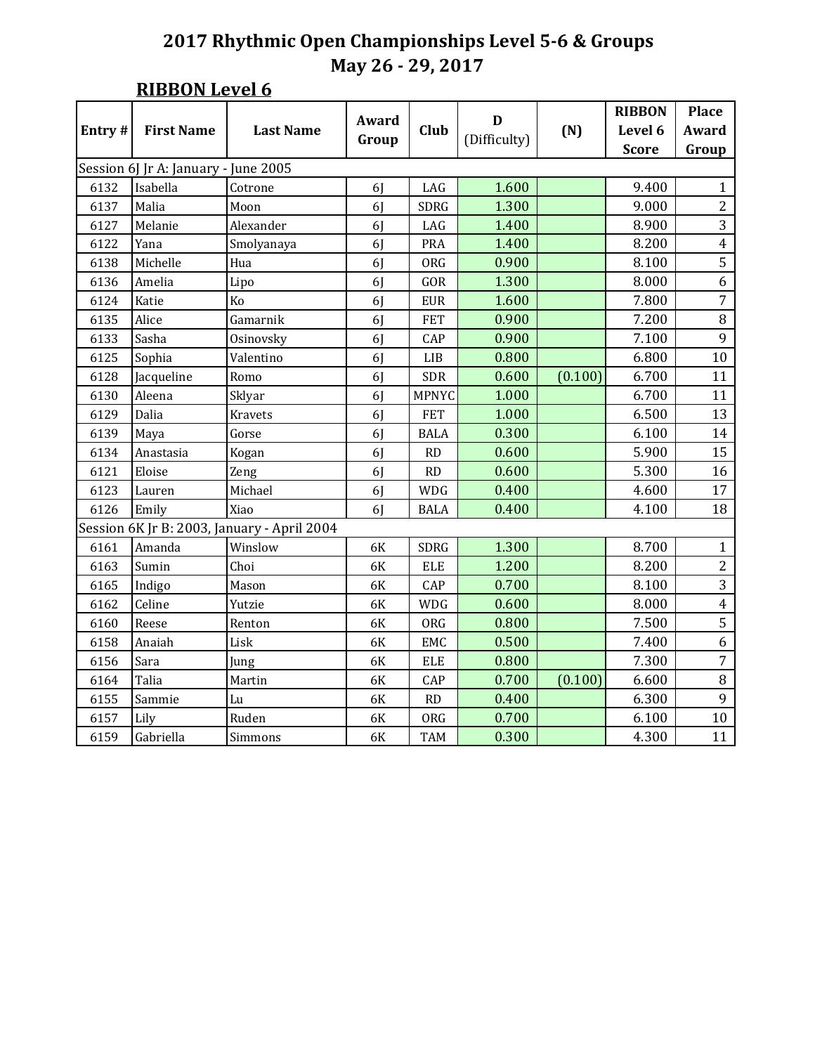# 2017 Rhythmic Open Championships Level 5-6 & Groups
## May 26 - 29, 2017

### RIBBON Level 6

| Entry # | First Name | Last Name | Award Group | Club | D (Difficulty) | (N) | RIBBON Level 6 Score | Place Award Group |
|---|---|---|---|---|---|---|---|---|
| Session 6J Jr A: January - June 2005 | | | | | | | | |
| 6132 | Isabella | Cotrone | 6J | LAG | 1.600 | | 9.400 | 1 |
| 6137 | Malia | Moon | 6J | SDRG | 1.300 | | 9.000 | 2 |
| 6127 | Melanie | Alexander | 6J | LAG | 1.400 | | 8.900 | 3 |
| 6122 | Yana | Smolyanaya | 6J | PRA | 1.400 | | 8.200 | 4 |
| 6138 | Michelle | Hua | 6J | ORG | 0.900 | | 8.100 | 5 |
| 6136 | Amelia | Lipo | 6J | GOR | 1.300 | | 8.000 | 6 |
| 6124 | Katie | Ko | 6J | EUR | 1.600 | | 7.800 | 7 |
| 6135 | Alice | Gamarnik | 6J | FET | 0.900 | | 7.200 | 8 |
| 6133 | Sasha | Osinovsky | 6J | CAP | 0.900 | | 7.100 | 9 |
| 6125 | Sophia | Valentino | 6J | LIB | 0.800 | | 6.800 | 10 |
| 6128 | Jacqueline | Romo | 6J | SDR | 0.600 | (0.100) | 6.700 | 11 |
| 6130 | Aleena | Sklyar | 6J | MPNYC | 1.000 | | 6.700 | 11 |
| 6129 | Dalia | Kravets | 6J | FET | 1.000 | | 6.500 | 13 |
| 6139 | Maya | Gorse | 6J | BALA | 0.300 | | 6.100 | 14 |
| 6134 | Anastasia | Kogan | 6J | RD | 0.600 | | 5.900 | 15 |
| 6121 | Eloise | Zeng | 6J | RD | 0.600 | | 5.300 | 16 |
| 6123 | Lauren | Michael | 6J | WDG | 0.400 | | 4.600 | 17 |
| 6126 | Emily | Xiao | 6J | BALA | 0.400 | | 4.100 | 18 |
| Session 6K Jr B: 2003, January - April 2004 | | | | | | | | |
| 6161 | Amanda | Winslow | 6K | SDRG | 1.300 | | 8.700 | 1 |
| 6163 | Sumin | Choi | 6K | ELE | 1.200 | | 8.200 | 2 |
| 6165 | Indigo | Mason | 6K | CAP | 0.700 | | 8.100 | 3 |
| 6162 | Celine | Yutzie | 6K | WDG | 0.600 | | 8.000 | 4 |
| 6160 | Reese | Renton | 6K | ORG | 0.800 | | 7.500 | 5 |
| 6158 | Anaiah | Lisk | 6K | EMC | 0.500 | | 7.400 | 6 |
| 6156 | Sara | Jung | 6K | ELE | 0.800 | | 7.300 | 7 |
| 6164 | Talia | Martin | 6K | CAP | 0.700 | (0.100) | 6.600 | 8 |
| 6155 | Sammie | Lu | 6K | RD | 0.400 | | 6.300 | 9 |
| 6157 | Lily | Ruden | 6K | ORG | 0.700 | | 6.100 | 10 |
| 6159 | Gabriella | Simmons | 6K | TAM | 0.300 | | 4.300 | 11 |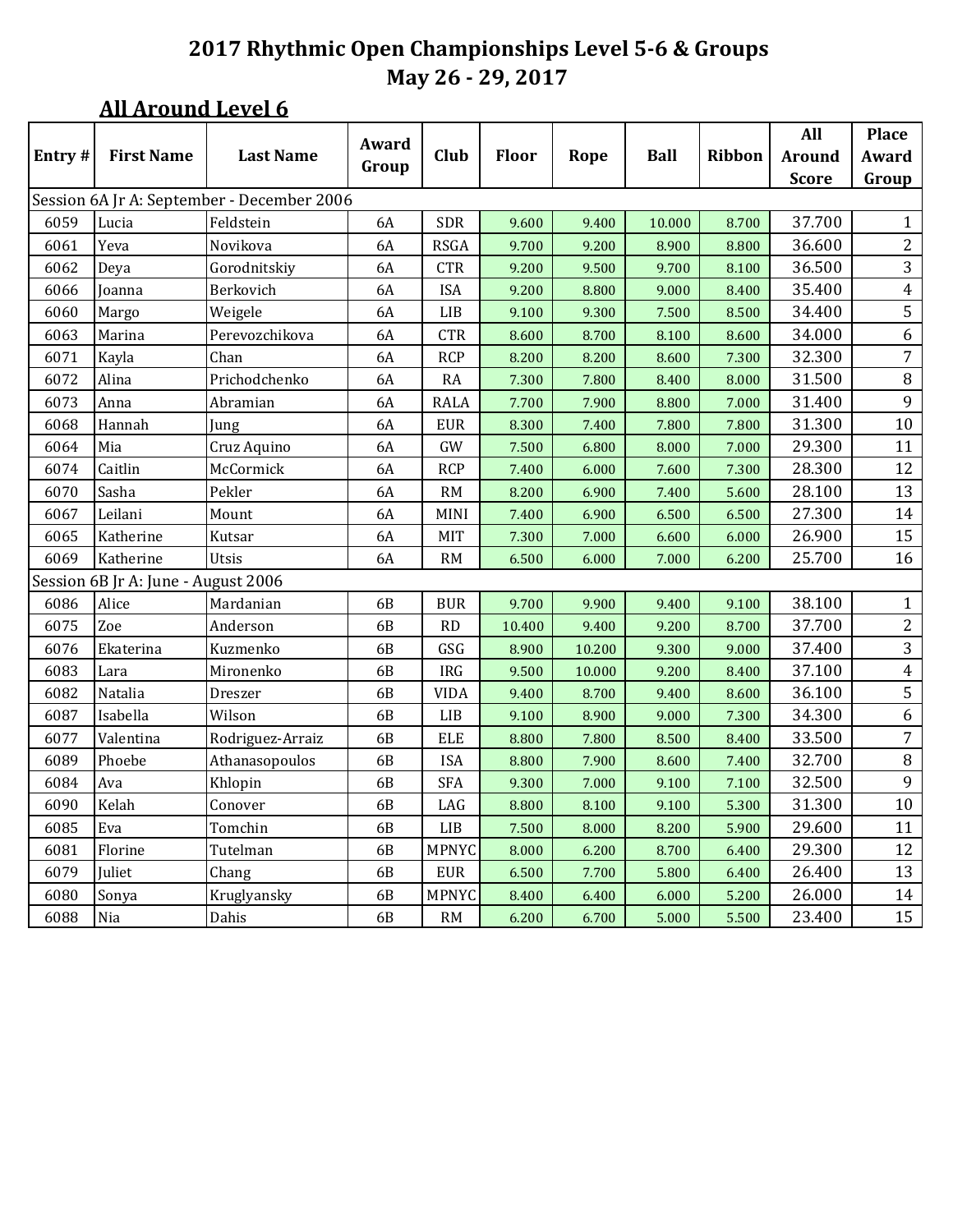# 2017 Rhythmic Open Championships Level 5-6 & Groups
# May 26 - 29, 2017

## All Around Level 6

| Entry # | First Name | Last Name | Award Group | Club | Floor | Rope | Ball | Ribbon | All Around Score | Place Award Group |
|---|---|---|---|---|---|---|---|---|---|---|
| Session 6A Jr A: September - December 2006 | | | | | | | | | | |
| 6059 | Lucia | Feldstein | 6A | SDR | 9.600 | 9.400 | 10.000 | 8.700 | 37.700 | 1 |
| 6061 | Yeva | Novikova | 6A | RSGA | 9.700 | 9.200 | 8.900 | 8.800 | 36.600 | 2 |
| 6062 | Deya | Gorodnitskiy | 6A | CTR | 9.200 | 9.500 | 9.700 | 8.100 | 36.500 | 3 |
| 6066 | Joanna | Berkovich | 6A | ISA | 9.200 | 8.800 | 9.000 | 8.400 | 35.400 | 4 |
| 6060 | Margo | Weigele | 6A | LIB | 9.100 | 9.300 | 7.500 | 8.500 | 34.400 | 5 |
| 6063 | Marina | Perevozchikova | 6A | CTR | 8.600 | 8.700 | 8.100 | 8.600 | 34.000 | 6 |
| 6071 | Kayla | Chan | 6A | RCP | 8.200 | 8.200 | 8.600 | 7.300 | 32.300 | 7 |
| 6072 | Alina | Prichodchenko | 6A | RA | 7.300 | 7.800 | 8.400 | 8.000 | 31.500 | 8 |
| 6073 | Anna | Abramian | 6A | RALA | 7.700 | 7.900 | 8.800 | 7.000 | 31.400 | 9 |
| 6068 | Hannah | Jung | 6A | EUR | 8.300 | 7.400 | 7.800 | 7.800 | 31.300 | 10 |
| 6064 | Mia | Cruz Aquino | 6A | GW | 7.500 | 6.800 | 8.000 | 7.000 | 29.300 | 11 |
| 6074 | Caitlin | McCormick | 6A | RCP | 7.400 | 6.000 | 7.600 | 7.300 | 28.300 | 12 |
| 6070 | Sasha | Pekler | 6A | RM | 8.200 | 6.900 | 7.400 | 5.600 | 28.100 | 13 |
| 6067 | Leilani | Mount | 6A | MINI | 7.400 | 6.900 | 6.500 | 6.500 | 27.300 | 14 |
| 6065 | Katherine | Kutsar | 6A | MIT | 7.300 | 7.000 | 6.600 | 6.000 | 26.900 | 15 |
| 6069 | Katherine | Utsis | 6A | RM | 6.500 | 6.000 | 7.000 | 6.200 | 25.700 | 16 |
| Session 6B Jr A: June - August 2006 | | | | | | | | | | |
| 6086 | Alice | Mardanian | 6B | BUR | 9.700 | 9.900 | 9.400 | 9.100 | 38.100 | 1 |
| 6075 | Zoe | Anderson | 6B | RD | 10.400 | 9.400 | 9.200 | 8.700 | 37.700 | 2 |
| 6076 | Ekaterina | Kuzmenko | 6B | GSG | 8.900 | 10.200 | 9.300 | 9.000 | 37.400 | 3 |
| 6083 | Lara | Mironenko | 6B | IRG | 9.500 | 10.000 | 9.200 | 8.400 | 37.100 | 4 |
| 6082 | Natalia | Dreszer | 6B | VIDA | 9.400 | 8.700 | 9.400 | 8.600 | 36.100 | 5 |
| 6087 | Isabella | Wilson | 6B | LIB | 9.100 | 8.900 | 9.000 | 7.300 | 34.300 | 6 |
| 6077 | Valentina | Rodriguez-Arraiz | 6B | ELE | 8.800 | 7.800 | 8.500 | 8.400 | 33.500 | 7 |
| 6089 | Phoebe | Athanasopoulos | 6B | ISA | 8.800 | 7.900 | 8.600 | 7.400 | 32.700 | 8 |
| 6084 | Ava | Khlopin | 6B | SFA | 9.300 | 7.000 | 9.100 | 7.100 | 32.500 | 9 |
| 6090 | Kelah | Conover | 6B | LAG | 8.800 | 8.100 | 9.100 | 5.300 | 31.300 | 10 |
| 6085 | Eva | Tomchin | 6B | LIB | 7.500 | 8.000 | 8.200 | 5.900 | 29.600 | 11 |
| 6081 | Florine | Tutelman | 6B | MPNYC | 8.000 | 6.200 | 8.700 | 6.400 | 29.300 | 12 |
| 6079 | Juliet | Chang | 6B | EUR | 6.500 | 7.700 | 5.800 | 6.400 | 26.400 | 13 |
| 6080 | Sonya | Kruglyansky | 6B | MPNYC | 8.400 | 6.400 | 6.000 | 5.200 | 26.000 | 14 |
| 6088 | Nia | Dahis | 6B | RM | 6.200 | 6.700 | 5.000 | 5.500 | 23.400 | 15 |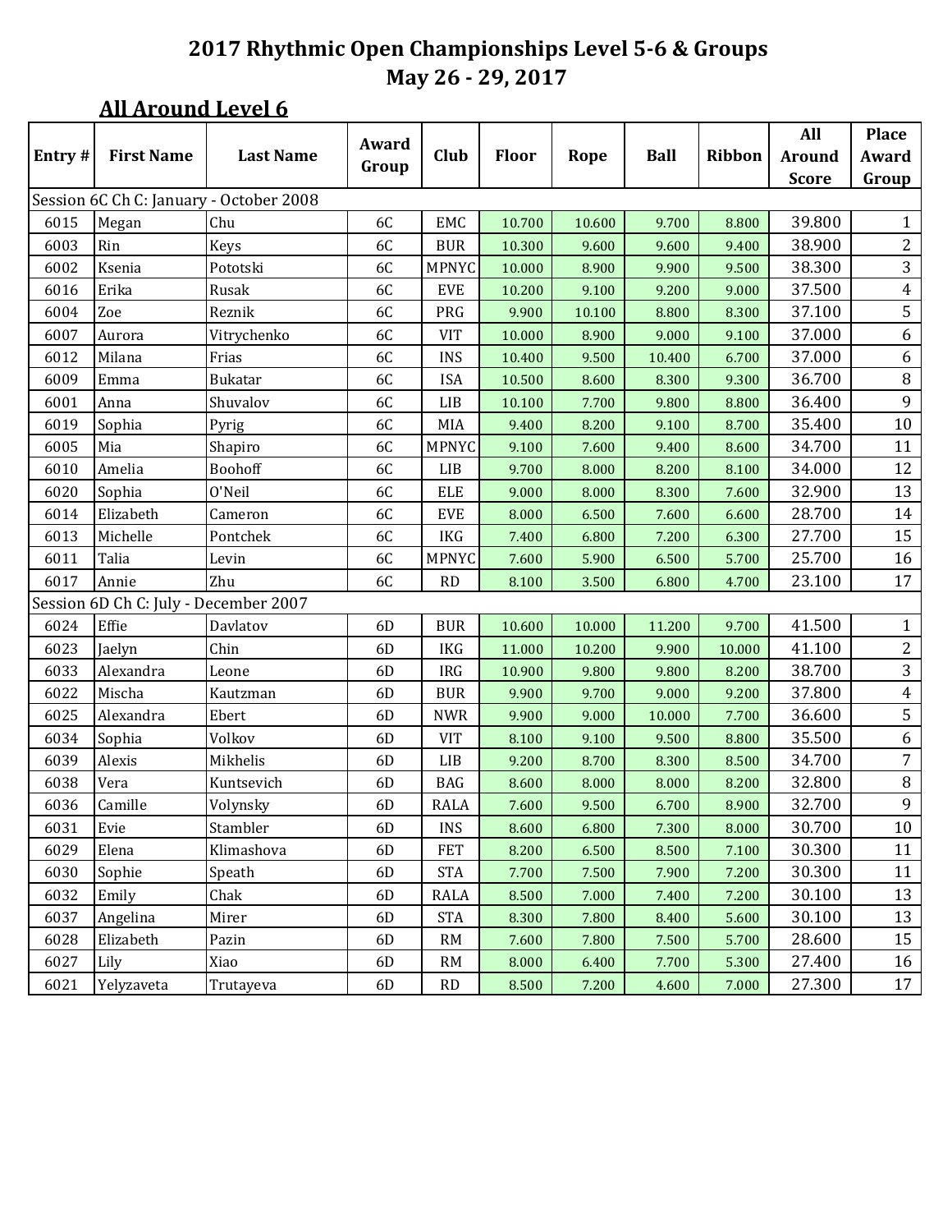# 2017 Rhythmic Open Championships Level 5-6 & Groups
## May 26 - 29, 2017

### All Around Level 6

| Entry # | First Name | Last Name | Award Group | Club | Floor | Rope | Ball | Ribbon | All Around Score | Place Award Group |
|---|---|---|---|---|---|---|---|---|---|---|
| Session 6C Ch C: January - October 2008 | | | | | | | | | | |
| 6015 | Megan | Chu | 6C | EMC | 10.700 | 10.600 | 9.700 | 8.800 | 39.800 | 1 |
| 6003 | Rin | Keys | 6C | BUR | 10.300 | 9.600 | 9.600 | 9.400 | 38.900 | 2 |
| 6002 | Ksenia | Pototski | 6C | MPNYC | 10.000 | 8.900 | 9.900 | 9.500 | 38.300 | 3 |
| 6016 | Erika | Rusak | 6C | EVE | 10.200 | 9.100 | 9.200 | 9.000 | 37.500 | 4 |
| 6004 | Zoe | Reznik | 6C | PRG | 9.900 | 10.100 | 8.800 | 8.300 | 37.100 | 5 |
| 6007 | Aurora | Vitrychenko | 6C | VIT | 10.000 | 8.900 | 9.000 | 9.100 | 37.000 | 6 |
| 6012 | Milana | Frias | 6C | INS | 10.400 | 9.500 | 10.400 | 6.700 | 37.000 | 6 |
| 6009 | Emma | Bukatar | 6C | ISA | 10.500 | 8.600 | 8.300 | 9.300 | 36.700 | 8 |
| 6001 | Anna | Shuvalov | 6C | LIB | 10.100 | 7.700 | 9.800 | 8.800 | 36.400 | 9 |
| 6019 | Sophia | Pyrig | 6C | MIA | 9.400 | 8.200 | 9.100 | 8.700 | 35.400 | 10 |
| 6005 | Mia | Shapiro | 6C | MPNYC | 9.100 | 7.600 | 9.400 | 8.600 | 34.700 | 11 |
| 6010 | Amelia | Boohoff | 6C | LIB | 9.700 | 8.000 | 8.200 | 8.100 | 34.000 | 12 |
| 6020 | Sophia | O'Neil | 6C | ELE | 9.000 | 8.000 | 8.300 | 7.600 | 32.900 | 13 |
| 6014 | Elizabeth | Cameron | 6C | EVE | 8.000 | 6.500 | 7.600 | 6.600 | 28.700 | 14 |
| 6013 | Michelle | Pontchek | 6C | IKG | 7.400 | 6.800 | 7.200 | 6.300 | 27.700 | 15 |
| 6011 | Talia | Levin | 6C | MPNYC | 7.600 | 5.900 | 6.500 | 5.700 | 25.700 | 16 |
| 6017 | Annie | Zhu | 6C | RD | 8.100 | 3.500 | 6.800 | 4.700 | 23.100 | 17 |
| Session 6D Ch C: July - December 2007 | | | | | | | | | | |
| 6024 | Effie | Davlatov | 6D | BUR | 10.600 | 10.000 | 11.200 | 9.700 | 41.500 | 1 |
| 6023 | Jaelyn | Chin | 6D | IKG | 11.000 | 10.200 | 9.900 | 10.000 | 41.100 | 2 |
| 6033 | Alexandra | Leone | 6D | IRG | 10.900 | 9.800 | 9.800 | 8.200 | 38.700 | 3 |
| 6022 | Mischa | Kautzman | 6D | BUR | 9.900 | 9.700 | 9.000 | 9.200 | 37.800 | 4 |
| 6025 | Alexandra | Ebert | 6D | NWR | 9.900 | 9.000 | 10.000 | 7.700 | 36.600 | 5 |
| 6034 | Sophia | Volkov | 6D | VIT | 8.100 | 9.100 | 9.500 | 8.800 | 35.500 | 6 |
| 6039 | Alexis | Mikhelis | 6D | LIB | 9.200 | 8.700 | 8.300 | 8.500 | 34.700 | 7 |
| 6038 | Vera | Kuntsevich | 6D | BAG | 8.600 | 8.000 | 8.000 | 8.200 | 32.800 | 8 |
| 6036 | Camille | Volynsky | 6D | RALA | 7.600 | 9.500 | 6.700 | 8.900 | 32.700 | 9 |
| 6031 | Evie | Stambler | 6D | INS | 8.600 | 6.800 | 7.300 | 8.000 | 30.700 | 10 |
| 6029 | Elena | Klimashova | 6D | FET | 8.200 | 6.500 | 8.500 | 7.100 | 30.300 | 11 |
| 6030 | Sophie | Speath | 6D | STA | 7.700 | 7.500 | 7.900 | 7.200 | 30.300 | 11 |
| 6032 | Emily | Chak | 6D | RALA | 8.500 | 7.000 | 7.400 | 7.200 | 30.100 | 13 |
| 6037 | Angelina | Mirer | 6D | STA | 8.300 | 7.800 | 8.400 | 5.600 | 30.100 | 13 |
| 6028 | Elizabeth | Pazin | 6D | RM | 7.600 | 7.800 | 7.500 | 5.700 | 28.600 | 15 |
| 6027 | Lily | Xiao | 6D | RM | 8.000 | 6.400 | 7.700 | 5.300 | 27.400 | 16 |
| 6021 | Yelyzaveta | Trutayeva | 6D | RD | 8.500 | 7.200 | 4.600 | 7.000 | 27.300 | 17 |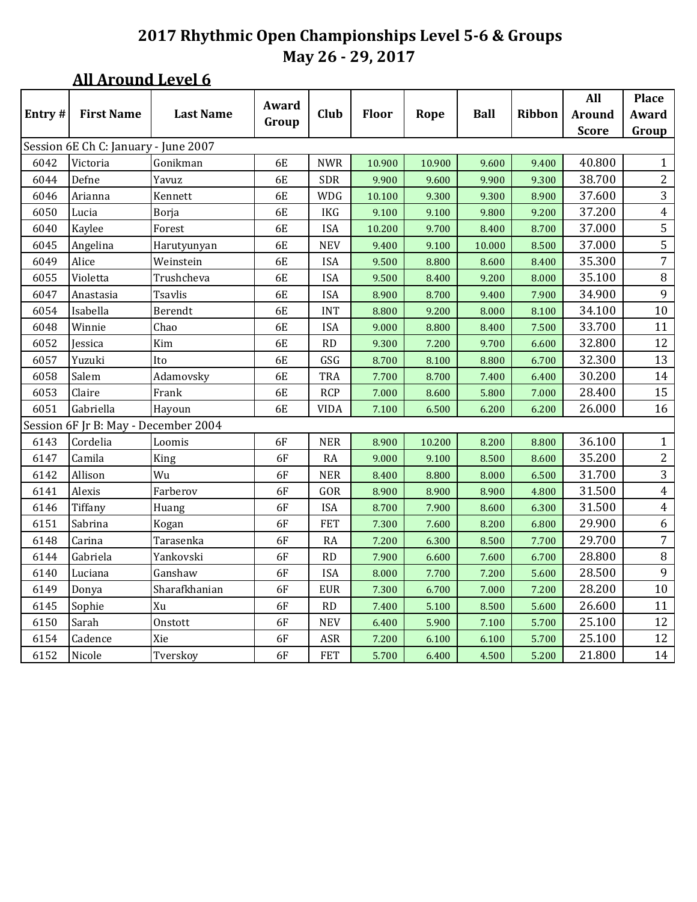# 2017 Rhythmic Open Championships Level 5-6 & Groups

## May 26 - 29, 2017

### All Around Level 6

| Entry # | First Name | Last Name | Award Group | Club | Floor | Rope | Ball | Ribbon | All Around Score | Place Award Group |
|---|---|---|---|---|---|---|---|---|---|---|
| Session 6E Ch C: January - June 2007 | | | | | | | | | | |
| 6042 | Victoria | Gonikman | 6E | NWR | 10.900 | 10.900 | 9.600 | 9.400 | 40.800 | 1 |
| 6044 | Defne | Yavuz | 6E | SDR | 9.900 | 9.600 | 9.900 | 9.300 | 38.700 | 2 |
| 6046 | Arianna | Kennett | 6E | WDG | 10.100 | 9.300 | 9.300 | 8.900 | 37.600 | 3 |
| 6050 | Lucia | Borja | 6E | IKG | 9.100 | 9.100 | 9.800 | 9.200 | 37.200 | 4 |
| 6040 | Kaylee | Forest | 6E | ISA | 10.200 | 9.700 | 8.400 | 8.700 | 37.000 | 5 |
| 6045 | Angelina | Harutyunyan | 6E | NEV | 9.400 | 9.100 | 10.000 | 8.500 | 37.000 | 5 |
| 6049 | Alice | Weinstein | 6E | ISA | 9.500 | 8.800 | 8.600 | 8.400 | 35.300 | 7 |
| 6055 | Violetta | Trushcheva | 6E | ISA | 9.500 | 8.400 | 9.200 | 8.000 | 35.100 | 8 |
| 6047 | Anastasia | Tsavlis | 6E | ISA | 8.900 | 8.700 | 9.400 | 7.900 | 34.900 | 9 |
| 6054 | Isabella | Berendt | 6E | INT | 8.800 | 9.200 | 8.000 | 8.100 | 34.100 | 10 |
| 6048 | Winnie | Chao | 6E | ISA | 9.000 | 8.800 | 8.400 | 7.500 | 33.700 | 11 |
| 6052 | Jessica | Kim | 6E | RD | 9.300 | 7.200 | 9.700 | 6.600 | 32.800 | 12 |
| 6057 | Yuzuki | Ito | 6E | GSG | 8.700 | 8.100 | 8.800 | 6.700 | 32.300 | 13 |
| 6058 | Salem | Adamovsky | 6E | TRA | 7.700 | 8.700 | 7.400 | 6.400 | 30.200 | 14 |
| 6053 | Claire | Frank | 6E | RCP | 7.000 | 8.600 | 5.800 | 7.000 | 28.400 | 15 |
| 6051 | Gabriella | Hayoun | 6E | VIDA | 7.100 | 6.500 | 6.200 | 6.200 | 26.000 | 16 |
| Session 6F Jr B: May - December 2004 | | | | | | | | | | |
| 6143 | Cordelia | Loomis | 6F | NER | 8.900 | 10.200 | 8.200 | 8.800 | 36.100 | 1 |
| 6147 | Camila | King | 6F | RA | 9.000 | 9.100 | 8.500 | 8.600 | 35.200 | 2 |
| 6142 | Allison | Wu | 6F | NER | 8.400 | 8.800 | 8.000 | 6.500 | 31.700 | 3 |
| 6141 | Alexis | Farberov | 6F | GOR | 8.900 | 8.900 | 8.900 | 4.800 | 31.500 | 4 |
| 6146 | Tiffany | Huang | 6F | ISA | 8.700 | 7.900 | 8.600 | 6.300 | 31.500 | 4 |
| 6151 | Sabrina | Kogan | 6F | FET | 7.300 | 7.600 | 8.200 | 6.800 | 29.900 | 6 |
| 6148 | Carina | Tarasenka | 6F | RA | 7.200 | 6.300 | 8.500 | 7.700 | 29.700 | 7 |
| 6144 | Gabriela | Yankovski | 6F | RD | 7.900 | 6.600 | 7.600 | 6.700 | 28.800 | 8 |
| 6140 | Luciana | Ganshaw | 6F | ISA | 8.000 | 7.700 | 7.200 | 5.600 | 28.500 | 9 |
| 6149 | Donya | Sharafkhanian | 6F | EUR | 7.300 | 6.700 | 7.000 | 7.200 | 28.200 | 10 |
| 6145 | Sophie | Xu | 6F | RD | 7.400 | 5.100 | 8.500 | 5.600 | 26.600 | 11 |
| 6150 | Sarah | Onstott | 6F | NEV | 6.400 | 5.900 | 7.100 | 5.700 | 25.100 | 12 |
| 6154 | Cadence | Xie | 6F | ASR | 7.200 | 6.100 | 6.100 | 5.700 | 25.100 | 12 |
| 6152 | Nicole | Tverskoy | 6F | FET | 5.700 | 6.400 | 4.500 | 5.200 | 21.800 | 14 |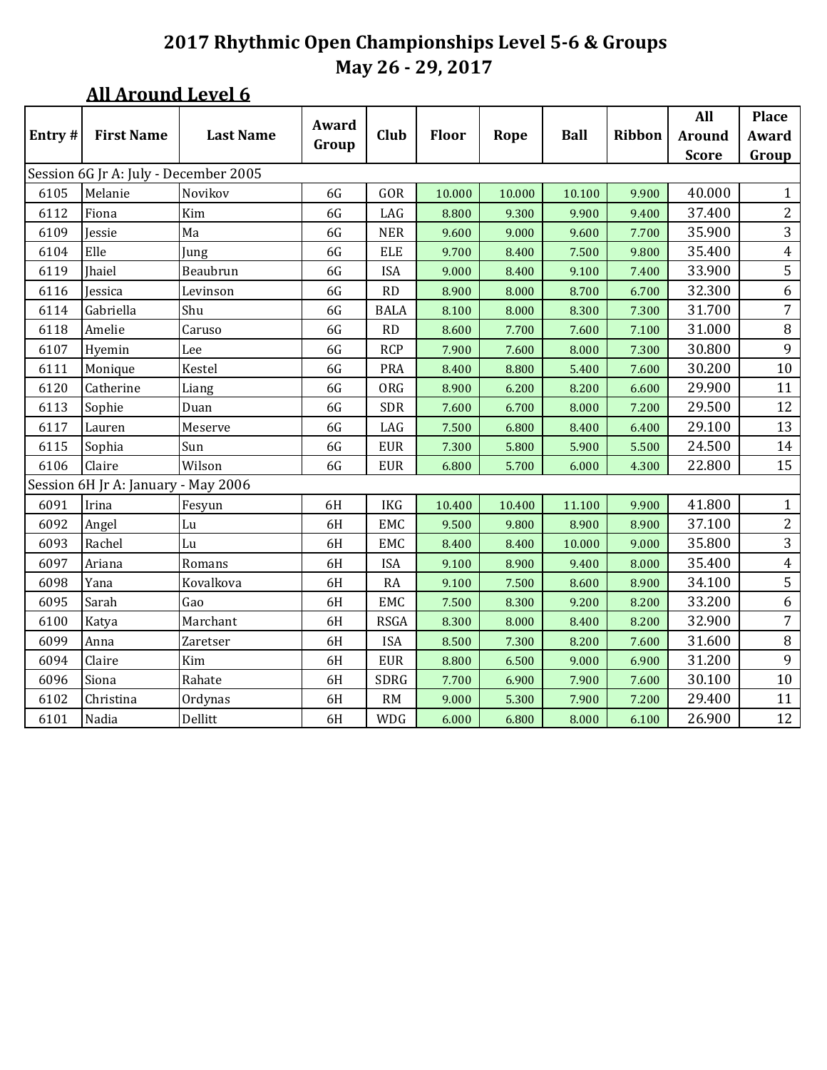# 2017 Rhythmic Open Championships Level 5-6 & Groups
# May 26 - 29, 2017

## All Around Level 6

| Entry # | First Name | Last Name | Award Group | Club | Floor | Rope | Ball | Ribbon | All Around Score | Place Award Group |
|---|---|---|---|---|---|---|---|---|---|---|
| Session 6G Jr A: July - December 2005 | | | | | | | | | | |
| 6105 | Melanie | Novikov | 6G | GOR | 10.000 | 10.000 | 10.100 | 9.900 | 40.000 | 1 |
| 6112 | Fiona | Kim | 6G | LAG | 8.800 | 9.300 | 9.900 | 9.400 | 37.400 | 2 |
| 6109 | Jessie | Ma | 6G | NER | 9.600 | 9.000 | 9.600 | 7.700 | 35.900 | 3 |
| 6104 | Elle | Jung | 6G | ELE | 9.700 | 8.400 | 7.500 | 9.800 | 35.400 | 4 |
| 6119 | Jhaiel | Beaubrun | 6G | ISA | 9.000 | 8.400 | 9.100 | 7.400 | 33.900 | 5 |
| 6116 | Jessica | Levinson | 6G | RD | 8.900 | 8.000 | 8.700 | 6.700 | 32.300 | 6 |
| 6114 | Gabriella | Shu | 6G | BALA | 8.100 | 8.000 | 8.300 | 7.300 | 31.700 | 7 |
| 6118 | Amelie | Caruso | 6G | RD | 8.600 | 7.700 | 7.600 | 7.100 | 31.000 | 8 |
| 6107 | Hyemin | Lee | 6G | RCP | 7.900 | 7.600 | 8.000 | 7.300 | 30.800 | 9 |
| 6111 | Monique | Kestel | 6G | PRA | 8.400 | 8.800 | 5.400 | 7.600 | 30.200 | 10 |
| 6120 | Catherine | Liang | 6G | ORG | 8.900 | 6.200 | 8.200 | 6.600 | 29.900 | 11 |
| 6113 | Sophie | Duan | 6G | SDR | 7.600 | 6.700 | 8.000 | 7.200 | 29.500 | 12 |
| 6117 | Lauren | Meserve | 6G | LAG | 7.500 | 6.800 | 8.400 | 6.400 | 29.100 | 13 |
| 6115 | Sophia | Sun | 6G | EUR | 7.300 | 5.800 | 5.900 | 5.500 | 24.500 | 14 |
| 6106 | Claire | Wilson | 6G | EUR | 6.800 | 5.700 | 6.000 | 4.300 | 22.800 | 15 |
| Session 6H Jr A: January - May 2006 | | | | | | | | | | |
| 6091 | Irina | Fesyun | 6H | IKG | 10.400 | 10.400 | 11.100 | 9.900 | 41.800 | 1 |
| 6092 | Angel | Lu | 6H | EMC | 9.500 | 9.800 | 8.900 | 8.900 | 37.100 | 2 |
| 6093 | Rachel | Lu | 6H | EMC | 8.400 | 8.400 | 10.000 | 9.000 | 35.800 | 3 |
| 6097 | Ariana | Romans | 6H | ISA | 9.100 | 8.900 | 9.400 | 8.000 | 35.400 | 4 |
| 6098 | Yana | Kovalkova | 6H | RA | 9.100 | 7.500 | 8.600 | 8.900 | 34.100 | 5 |
| 6095 | Sarah | Gao | 6H | EMC | 7.500 | 8.300 | 9.200 | 8.200 | 33.200 | 6 |
| 6100 | Katya | Marchant | 6H | RSGA | 8.300 | 8.000 | 8.400 | 8.200 | 32.900 | 7 |
| 6099 | Anna | Zaretser | 6H | ISA | 8.500 | 7.300 | 8.200 | 7.600 | 31.600 | 8 |
| 6094 | Claire | Kim | 6H | EUR | 8.800 | 6.500 | 9.000 | 6.900 | 31.200 | 9 |
| 6096 | Siona | Rahate | 6H | SDRG | 7.700 | 6.900 | 7.900 | 7.600 | 30.100 | 10 |
| 6102 | Christina | Ordynas | 6H | RM | 9.000 | 5.300 | 7.900 | 7.200 | 29.400 | 11 |
| 6101 | Nadia | Dellitt | 6H | WDG | 6.000 | 6.800 | 8.000 | 6.100 | 26.900 | 12 |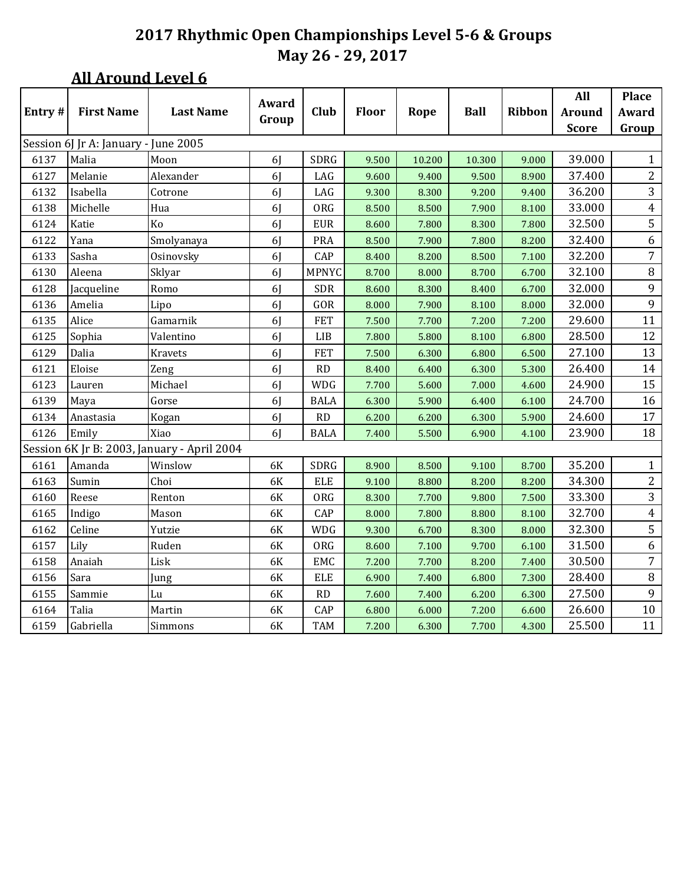# 2017 Rhythmic Open Championships Level 5-6 & Groups

## May 26 - 29, 2017

### All Around Level 6

| Entry # | First Name | Last Name | Award Group | Club | Floor | Rope | Ball | Ribbon | All Around Score | Place Award Group |
|---|---|---|---|---|---|---|---|---|---|---|
| Session 6J Jr A: January - June 2005 | | | | | | | | | | |
| 6137 | Malia | Moon | 6J | SDRG | 9.500 | 10.200 | 10.300 | 9.000 | 39.000 | 1 |
| 6127 | Melanie | Alexander | 6J | LAG | 9.600 | 9.400 | 9.500 | 8.900 | 37.400 | 2 |
| 6132 | Isabella | Cotrone | 6J | LAG | 9.300 | 8.300 | 9.200 | 9.400 | 36.200 | 3 |
| 6138 | Michelle | Hua | 6J | ORG | 8.500 | 8.500 | 7.900 | 8.100 | 33.000 | 4 |
| 6124 | Katie | Ko | 6J | EUR | 8.600 | 7.800 | 8.300 | 7.800 | 32.500 | 5 |
| 6122 | Yana | Smolyanaya | 6J | PRA | 8.500 | 7.900 | 7.800 | 8.200 | 32.400 | 6 |
| 6133 | Sasha | Osinovsky | 6J | CAP | 8.400 | 8.200 | 8.500 | 7.100 | 32.200 | 7 |
| 6130 | Aleena | Sklyar | 6J | MPNYC | 8.700 | 8.000 | 8.700 | 6.700 | 32.100 | 8 |
| 6128 | Jacqueline | Romo | 6J | SDR | 8.600 | 8.300 | 8.400 | 6.700 | 32.000 | 9 |
| 6136 | Amelia | Lipo | 6J | GOR | 8.000 | 7.900 | 8.100 | 8.000 | 32.000 | 9 |
| 6135 | Alice | Gamarnik | 6J | FET | 7.500 | 7.700 | 7.200 | 7.200 | 29.600 | 11 |
| 6125 | Sophia | Valentino | 6J | LIB | 7.800 | 5.800 | 8.100 | 6.800 | 28.500 | 12 |
| 6129 | Dalia | Kravets | 6J | FET | 7.500 | 6.300 | 6.800 | 6.500 | 27.100 | 13 |
| 6121 | Eloise | Zeng | 6J | RD | 8.400 | 6.400 | 6.300 | 5.300 | 26.400 | 14 |
| 6123 | Lauren | Michael | 6J | WDG | 7.700 | 5.600 | 7.000 | 4.600 | 24.900 | 15 |
| 6139 | Maya | Gorse | 6J | BALA | 6.300 | 5.900 | 6.400 | 6.100 | 24.700 | 16 |
| 6134 | Anastasia | Kogan | 6J | RD | 6.200 | 6.200 | 6.300 | 5.900 | 24.600 | 17 |
| 6126 | Emily | Xiao | 6J | BALA | 7.400 | 5.500 | 6.900 | 4.100 | 23.900 | 18 |
| Session 6K Jr B: 2003, January - April 2004 | | | | | | | | | | |
| 6161 | Amanda | Winslow | 6K | SDRG | 8.900 | 8.500 | 9.100 | 8.700 | 35.200 | 1 |
| 6163 | Sumin | Choi | 6K | ELE | 9.100 | 8.800 | 8.200 | 8.200 | 34.300 | 2 |
| 6160 | Reese | Renton | 6K | ORG | 8.300 | 7.700 | 9.800 | 7.500 | 33.300 | 3 |
| 6165 | Indigo | Mason | 6K | CAP | 8.000 | 7.800 | 8.800 | 8.100 | 32.700 | 4 |
| 6162 | Celine | Yutzie | 6K | WDG | 9.300 | 6.700 | 8.300 | 8.000 | 32.300 | 5 |
| 6157 | Lily | Ruden | 6K | ORG | 8.600 | 7.100 | 9.700 | 6.100 | 31.500 | 6 |
| 6158 | Anaiah | Lisk | 6K | EMC | 7.200 | 7.700 | 8.200 | 7.400 | 30.500 | 7 |
| 6156 | Sara | Jung | 6K | ELE | 6.900 | 7.400 | 6.800 | 7.300 | 28.400 | 8 |
| 6155 | Sammie | Lu | 6K | RD | 7.600 | 7.400 | 6.200 | 6.300 | 27.500 | 9 |
| 6164 | Talia | Martin | 6K | CAP | 6.800 | 6.000 | 7.200 | 6.600 | 26.600 | 10 |
| 6159 | Gabriella | Simmons | 6K | TAM | 7.200 | 6.300 | 7.700 | 4.300 | 25.500 | 11 |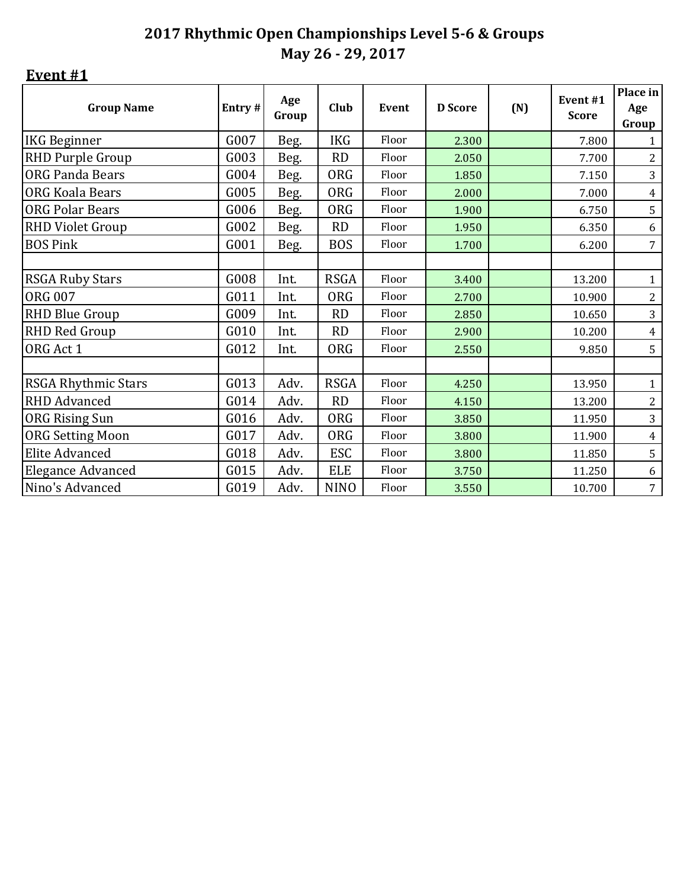# 2017 Rhythmic Open Championships Level 5-6 & Groups

## May 26 - 29, 2017

**Event #1**

| Group Name | Entry # | Age Group | Club | Event | D Score | (N) | Event #1 Score | Place in Age Group |
|---|---|---|---|---|---|---|---|---|
| IKG Beginner | G007 | Beg. | IKG | Floor | 2.300 | | 7.800 | 1 |
| RHD Purple Group | G003 | Beg. | RD | Floor | 2.050 | | 7.700 | 2 |
| ORG Panda Bears | G004 | Beg. | ORG | Floor | 1.850 | | 7.150 | 3 |
| ORG Koala Bears | G005 | Beg. | ORG | Floor | 2.000 | | 7.000 | 4 |
| ORG Polar Bears | G006 | Beg. | ORG | Floor | 1.900 | | 6.750 | 5 |
| RHD Violet Group | G002 | Beg. | RD | Floor | 1.950 | | 6.350 | 6 |
| BOS Pink | G001 | Beg. | BOS | Floor | 1.700 | | 6.200 | 7 |
| | | | | | | | | |
| RSGA Ruby Stars | G008 | Int. | RSGA | Floor | 3.400 | | 13.200 | 1 |
| ORG 007 | G011 | Int. | ORG | Floor | 2.700 | | 10.900 | 2 |
| RHD Blue Group | G009 | Int. | RD | Floor | 2.850 | | 10.650 | 3 |
| RHD Red Group | G010 | Int. | RD | Floor | 2.900 | | 10.200 | 4 |
| ORG Act 1 | G012 | Int. | ORG | Floor | 2.550 | | 9.850 | 5 |
| | | | | | | | | |
| RSGA Rhythmic Stars | G013 | Adv. | RSGA | Floor | 4.250 | | 13.950 | 1 |
| RHD Advanced | G014 | Adv. | RD | Floor | 4.150 | | 13.200 | 2 |
| ORG Rising Sun | G016 | Adv. | ORG | Floor | 3.850 | | 11.950 | 3 |
| ORG Setting Moon | G017 | Adv. | ORG | Floor | 3.800 | | 11.900 | 4 |
| Elite Advanced | G018 | Adv. | ESC | Floor | 3.800 | | 11.850 | 5 |
| Elegance Advanced | G015 | Adv. | ELE | Floor | 3.750 | | 11.250 | 6 |
| Nino's Advanced | G019 | Adv. | NINO | Floor | 3.550 | | 10.700 | 7 |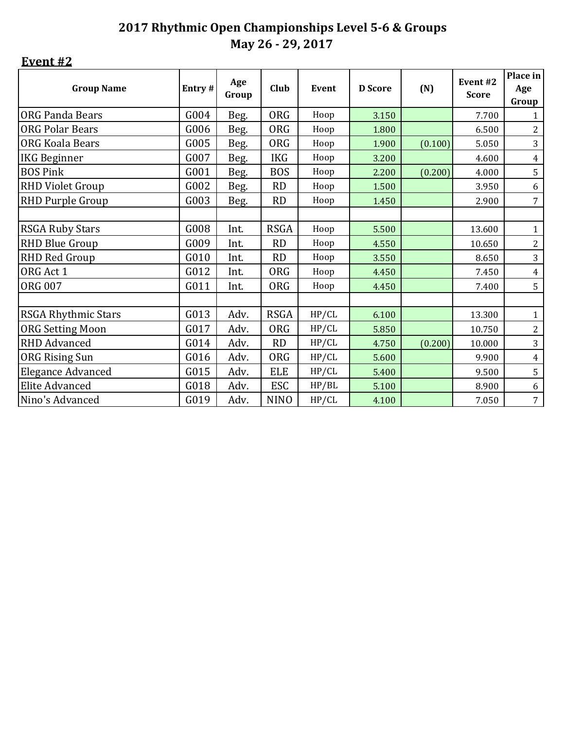# 2017 Rhythmic Open Championships Level 5-6 & Groups
## May 26 - 29, 2017

**Event #2**

| Group Name | Entry # | Age Group | Club | Event | D Score | (N) | Event #2 Score | Place in Age Group |
|---|---|---|---|---|---|---|---|---|
| ORG Panda Bears | G004 | Beg. | ORG | Hoop | 3.150 | | 7.700 | 1 |
| ORG Polar Bears | G006 | Beg. | ORG | Hoop | 1.800 | | 6.500 | 2 |
| ORG Koala Bears | G005 | Beg. | ORG | Hoop | 1.900 | (0.100) | 5.050 | 3 |
| IKG Beginner | G007 | Beg. | IKG | Hoop | 3.200 | | 4.600 | 4 |
| BOS Pink | G001 | Beg. | BOS | Hoop | 2.200 | (0.200) | 4.000 | 5 |
| RHD Violet Group | G002 | Beg. | RD | Hoop | 1.500 | | 3.950 | 6 |
| RHD Purple Group | G003 | Beg. | RD | Hoop | 1.450 | | 2.900 | 7 |
| | | | | | | | | |
| RSGA Ruby Stars | G008 | Int. | RSGA | Hoop | 5.500 | | 13.600 | 1 |
| RHD Blue Group | G009 | Int. | RD | Hoop | 4.550 | | 10.650 | 2 |
| RHD Red Group | G010 | Int. | RD | Hoop | 3.550 | | 8.650 | 3 |
| ORG Act 1 | G012 | Int. | ORG | Hoop | 4.450 | | 7.450 | 4 |
| ORG 007 | G011 | Int. | ORG | Hoop | 4.450 | | 7.400 | 5 |
| | | | | | | | | |
| RSGA Rhythmic Stars | G013 | Adv. | RSGA | HP/CL | 6.100 | | 13.300 | 1 |
| ORG Setting Moon | G017 | Adv. | ORG | HP/CL | 5.850 | | 10.750 | 2 |
| RHD Advanced | G014 | Adv. | RD | HP/CL | 4.750 | (0.200) | 10.000 | 3 |
| ORG Rising Sun | G016 | Adv. | ORG | HP/CL | 5.600 | | 9.900 | 4 |
| Elegance Advanced | G015 | Adv. | ELE | HP/CL | 5.400 | | 9.500 | 5 |
| Elite Advanced | G018 | Adv. | ESC | HP/BL | 5.100 | | 8.900 | 6 |
| Nino's Advanced | G019 | Adv. | NINO | HP/CL | 4.100 | | 7.050 | 7 |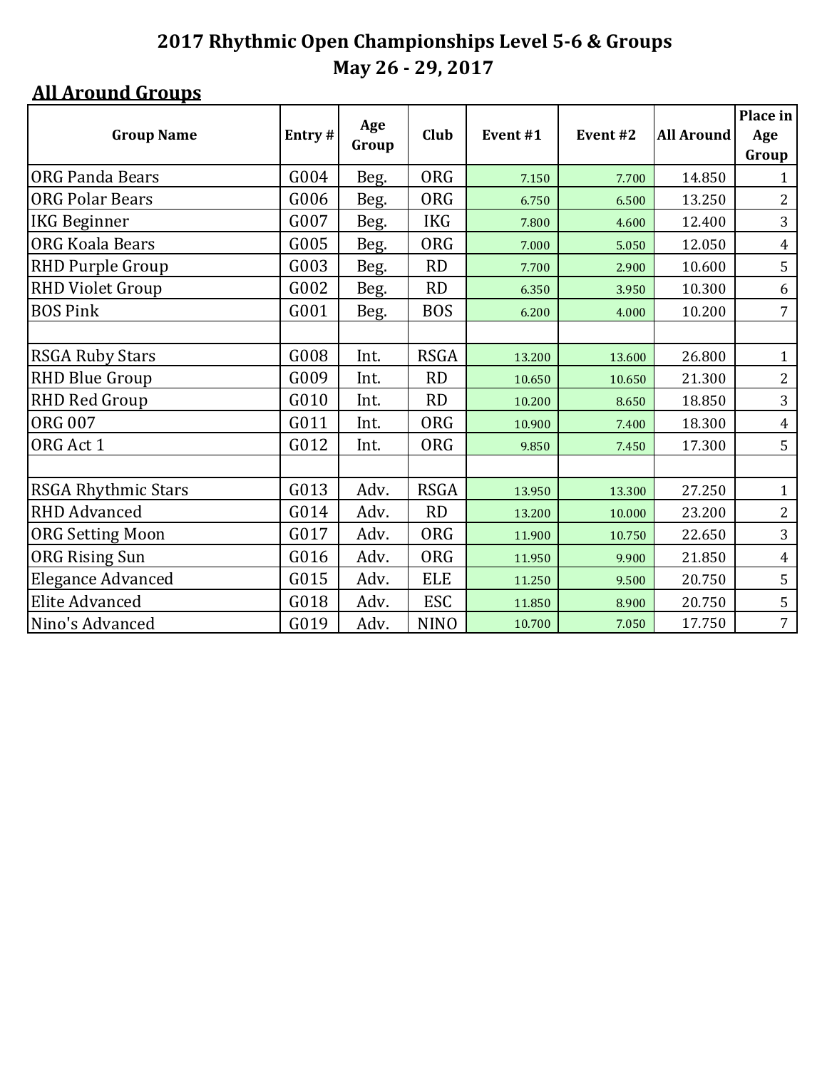# 2017 Rhythmic Open Championships Level 5-6 & Groups

## May 26 - 29, 2017

## All Around Groups

| Group Name | Entry # | Age Group | Club | Event #1 | Event #2 | All Around | Place in Age Group |
|---|---|---|---|---|---|---|---|
| ORG Panda Bears | G004 | Beg. | ORG | 7.150 | 7.700 | 14.850 | 1 |
| ORG Polar Bears | G006 | Beg. | ORG | 6.750 | 6.500 | 13.250 | 2 |
| IKG Beginner | G007 | Beg. | IKG | 7.800 | 4.600 | 12.400 | 3 |
| ORG Koala Bears | G005 | Beg. | ORG | 7.000 | 5.050 | 12.050 | 4 |
| RHD Purple Group | G003 | Beg. | RD | 7.700 | 2.900 | 10.600 | 5 |
| RHD Violet Group | G002 | Beg. | RD | 6.350 | 3.950 | 10.300 | 6 |
| BOS Pink | G001 | Beg. | BOS | 6.200 | 4.000 | 10.200 | 7 |
| | | | | | | | |
| RSGA Ruby Stars | G008 | Int. | RSGA | 13.200 | 13.600 | 26.800 | 1 |
| RHD Blue Group | G009 | Int. | RD | 10.650 | 10.650 | 21.300 | 2 |
| RHD Red Group | G010 | Int. | RD | 10.200 | 8.650 | 18.850 | 3 |
| ORG 007 | G011 | Int. | ORG | 10.900 | 7.400 | 18.300 | 4 |
| ORG Act 1 | G012 | Int. | ORG | 9.850 | 7.450 | 17.300 | 5 |
| | | | | | | | |
| RSGA Rhythmic Stars | G013 | Adv. | RSGA | 13.950 | 13.300 | 27.250 | 1 |
| RHD Advanced | G014 | Adv. | RD | 13.200 | 10.000 | 23.200 | 2 |
| ORG Setting Moon | G017 | Adv. | ORG | 11.900 | 10.750 | 22.650 | 3 |
| ORG Rising Sun | G016 | Adv. | ORG | 11.950 | 9.900 | 21.850 | 4 |
| Elegance Advanced | G015 | Adv. | ELE | 11.250 | 9.500 | 20.750 | 5 |
| Elite Advanced | G018 | Adv. | ESC | 11.850 | 8.900 | 20.750 | 5 |
| Nino's Advanced | G019 | Adv. | NINO | 10.700 | 7.050 | 17.750 | 7 |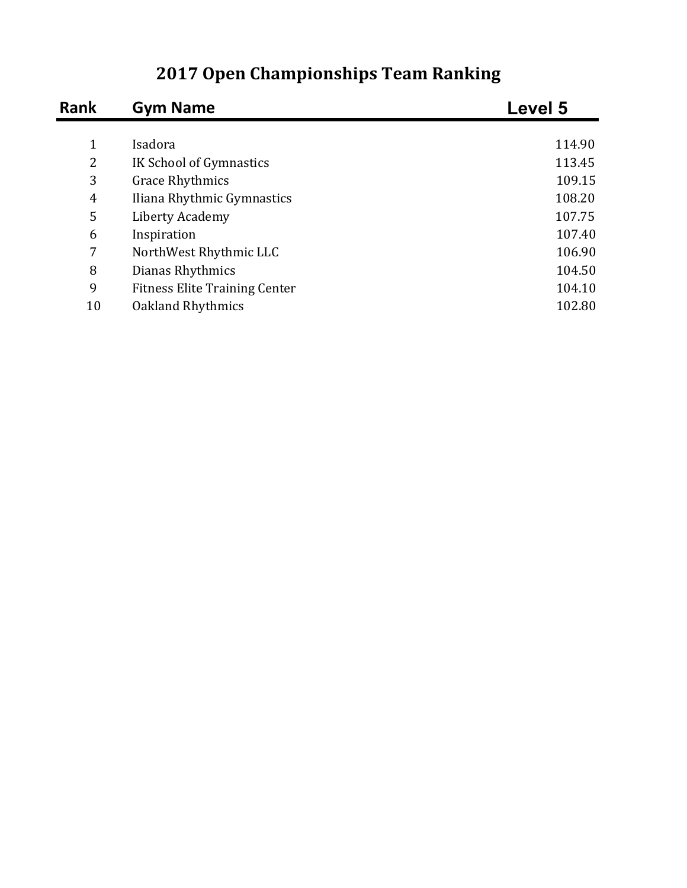# 2017 Open Championships Team Ranking

| Rank | Gym Name | Level 5 |
|---|---|---|
| 1 | Isadora | 114.90 |
| 2 | IK School of Gymnastics | 113.45 |
| 3 | Grace Rhythmics | 109.15 |
| 4 | Iliana Rhythmic Gymnastics | 108.20 |
| 5 | Liberty Academy | 107.75 |
| 6 | Inspiration | 107.40 |
| 7 | NorthWest Rhythmic LLC | 106.90 |
| 8 | Dianas Rhythmics | 104.50 |
| 9 | Fitness Elite Training Center | 104.10 |
| 10 | Oakland Rhythmics | 102.80 |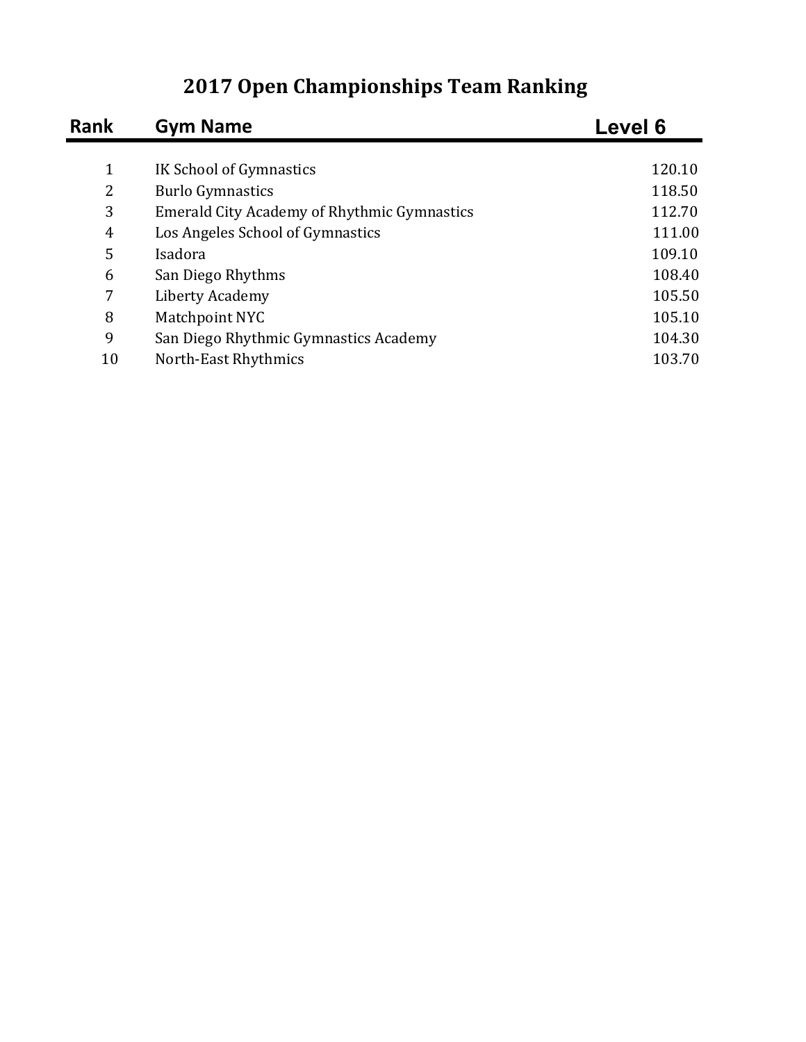# 2017 Open Championships Team Ranking

| Rank | Gym Name | Level 6 |
|---|---|---|
| 1 | IK School of Gymnastics | 120.10 |
| 2 | Burlo Gymnastics | 118.50 |
| 3 | Emerald City Academy of Rhythmic Gymnastics | 112.70 |
| 4 | Los Angeles School of Gymnastics | 111.00 |
| 5 | Isadora | 109.10 |
| 6 | San Diego Rhythms | 108.40 |
| 7 | Liberty Academy | 105.50 |
| 8 | Matchpoint NYC | 105.10 |
| 9 | San Diego Rhythmic Gymnastics Academy | 104.30 |
| 10 | North-East Rhythmics | 103.70 |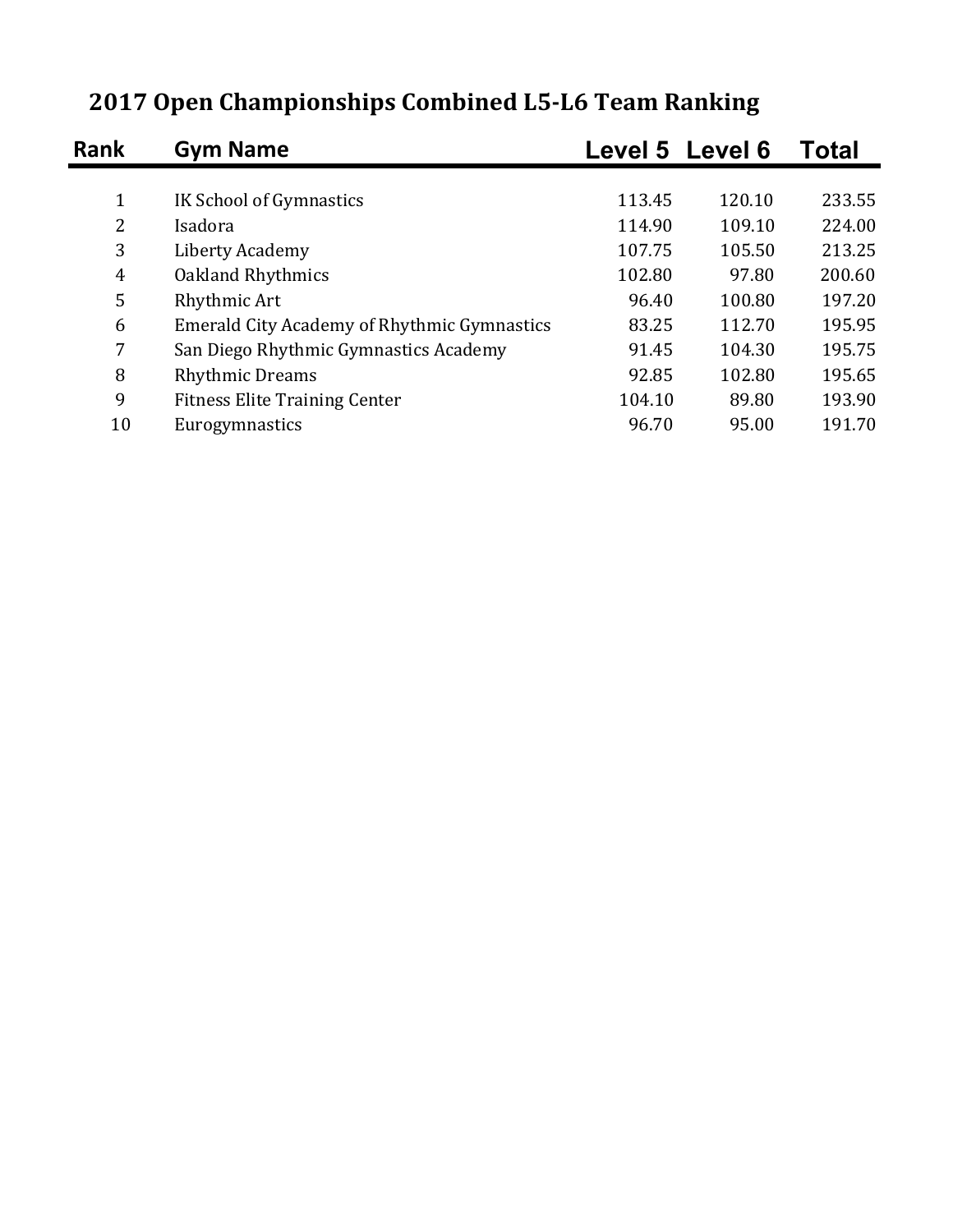# 2017 Open Championships Combined L5-L6 Team Ranking

| Rank | Gym Name | Level 5 | Level 6 | Total |
|---|---|---|---|---|
| 1 | IK School of Gymnastics | 113.45 | 120.10 | 233.55 |
| 2 | Isadora | 114.90 | 109.10 | 224.00 |
| 3 | Liberty Academy | 107.75 | 105.50 | 213.25 |
| 4 | Oakland Rhythmics | 102.80 | 97.80 | 200.60 |
| 5 | Rhythmic Art | 96.40 | 100.80 | 197.20 |
| 6 | Emerald City Academy of Rhythmic Gymnastics | 83.25 | 112.70 | 195.95 |
| 7 | San Diego Rhythmic Gymnastics Academy | 91.45 | 104.30 | 195.75 |
| 8 | Rhythmic Dreams | 92.85 | 102.80 | 195.65 |
| 9 | Fitness Elite Training Center | 104.10 | 89.80 | 193.90 |
| 10 | Eurogymnastics | 96.70 | 95.00 | 191.70 |